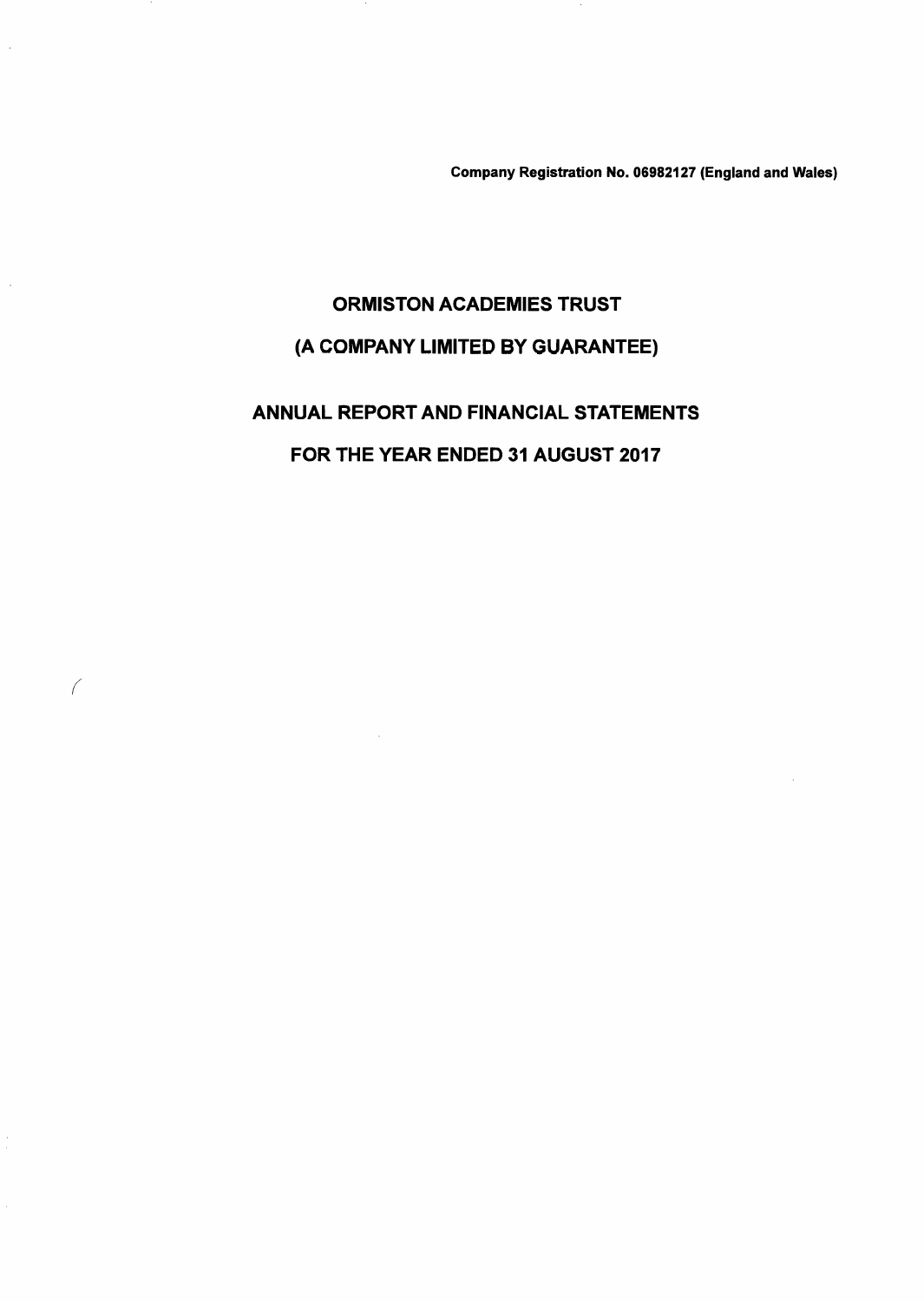**Company Registration No. 06982127 (England and Wales)**

# ORMISTON ACADEMIES TRUST

## (A COMPANY LIMITED BY GUARANTEE)

## ANNUAL REPORT AND FINANCIAL STATEMENTS

## FOR THE YEAR ENDED 31 AUGUST 2017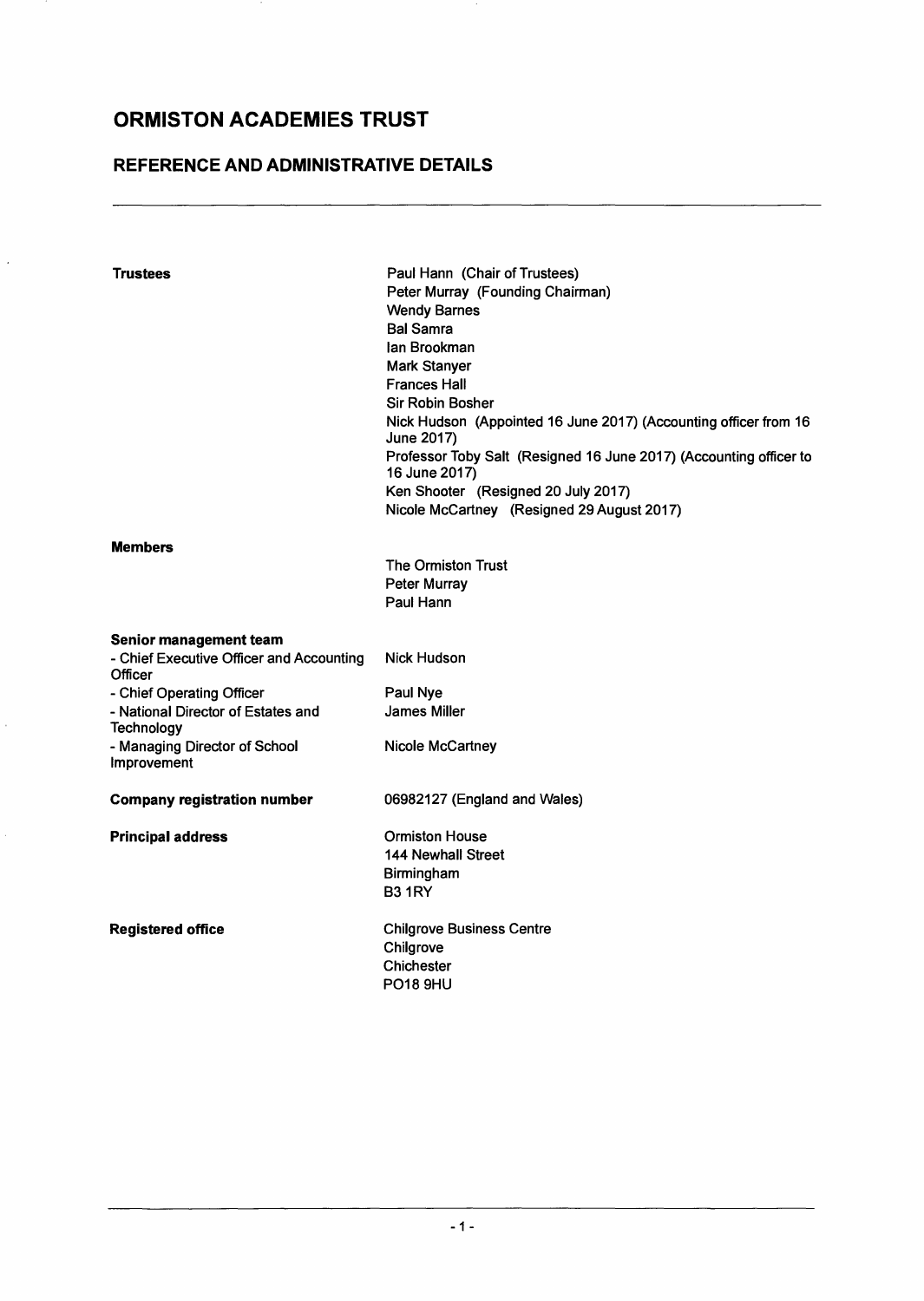# ORMISTON ACADEMIES TRUST

## REFERENCE AND ADMINISTRATIVE DETAILS

| | |
|---|---|
| **Trustees** | Paul Hann (Chair of Trustees)<br>Peter Murray (Founding Chairman)<br>Wendy Barnes<br>Bal Samra<br>Ian Brookman<br>Mark Stanyer<br>Frances Hall<br>Sir Robin Bosher<br>Nick Hudson (Appointed 16 June 2017) (Accounting officer from 16 June 2017)<br>Professor Toby Salt (Resigned 16 June 2017) (Accounting officer to 16 June 2017)<br>Ken Shooter (Resigned 20 July 2017)<br>Nicole McCartney (Resigned 29 August 2017) |
| **Members** | The Ormiston Trust<br>Peter Murray<br>Paul Hann |
| **Senior management team** | |
| - Chief Executive Officer and Accounting Officer | Nick Hudson |
| - Chief Operating Officer | Paul Nye |
| - National Director of Estates and Technology | James Miller |
| - Managing Director of School Improvement | Nicole McCartney |
| **Company registration number** | 06982127 (England and Wales) |
| **Principal address** | Ormiston House<br>144 Newhall Street<br>Birmingham<br>B3 1RY |
| **Registered office** | Chilgrove Business Centre<br>Chilgrove<br>Chichester<br>PO18 9HU |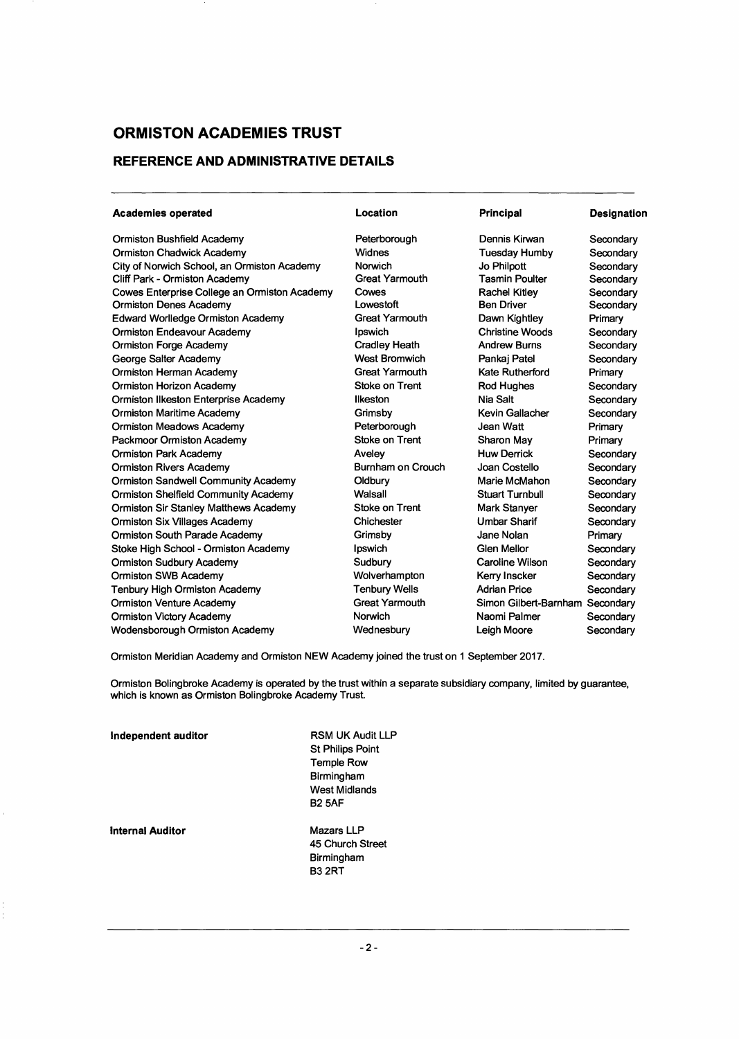# ORMISTON ACADEMIES TRUST

## REFERENCE AND ADMINISTRATIVE DETAILS

| Academies operated | Location | Principal | Designation |
|---|---|---|---|
| Ormiston Bushfield Academy | Peterborough | Dennis Kirwan | Secondary |
| Ormiston Chadwick Academy | Widnes | Tuesday Humby | Secondary |
| City of Norwich School, an Ormiston Academy | Norwich | Jo Philpott | Secondary |
| Cliff Park - Ormiston Academy | Great Yarmouth | Tasmin Poulter | Secondary |
| Cowes Enterprise College an Ormiston Academy | Cowes | Rachel Kitley | Secondary |
| Ormiston Denes Academy | Lowestoft | Ben Driver | Secondary |
| Edward Worlledge Ormiston Academy | Great Yarmouth | Dawn Kightley | Primary |
| Ormiston Endeavour Academy | Ipswich | Christine Woods | Secondary |
| Ormiston Forge Academy | Cradley Heath | Andrew Burns | Secondary |
| George Salter Academy | West Bromwich | Pankaj Patel | Secondary |
| Ormiston Herman Academy | Great Yarmouth | Kate Rutherford | Primary |
| Ormiston Horizon Academy | Stoke on Trent | Rod Hughes | Secondary |
| Ormiston Ilkeston Enterprise Academy | Ilkeston | Nia Salt | Secondary |
| Ormiston Maritime Academy | Grimsby | Kevin Gallacher | Secondary |
| Ormiston Meadows Academy | Peterborough | Jean Watt | Primary |
| Packmoor Ormiston Academy | Stoke on Trent | Sharon May | Primary |
| Ormiston Park Academy | Aveley | Huw Derrick | Secondary |
| Ormiston Rivers Academy | Burnham on Crouch | Joan Costello | Secondary |
| Ormiston Sandwell Community Academy | Oldbury | Marie McMahon | Secondary |
| Ormiston Shelfield Community Academy | Walsall | Stuart Turnbull | Secondary |
| Ormiston Sir Stanley Matthews Academy | Stoke on Trent | Mark Stanyer | Secondary |
| Ormiston Six Villages Academy | Chichester | Umbar Sharif | Secondary |
| Ormiston South Parade Academy | Grimsby | Jane Nolan | Primary |
| Stoke High School - Ormiston Academy | Ipswich | Glen Mellor | Secondary |
| Ormiston Sudbury Academy | Sudbury | Caroline Wilson | Secondary |
| Ormiston SWB Academy | Wolverhampton | Kerry Inscker | Secondary |
| Tenbury High Ormiston Academy | Tenbury Wells | Adrian Price | Secondary |
| Ormiston Venture Academy | Great Yarmouth | Simon Gilbert-Barnham | Secondary |
| Ormiston Victory Academy | Norwich | Naomi Palmer | Secondary |
| Wodensborough Ormiston Academy | Wednesbury | Leigh Moore | Secondary |

Ormiston Meridian Academy and Ormiston NEW Academy joined the trust on 1 September 2017.

Ormiston Bolingbroke Academy is operated by the trust within a separate subsidiary company, limited by guarantee, which is known as Ormiston Bolingbroke Academy Trust.

**Independent auditor**

RSM UK Audit LLP
St Philips Point
Temple Row
Birmingham
West Midlands
B2 5AF

**Internal Auditor**

Mazars LLP
45 Church Street
Birmingham
B3 2RT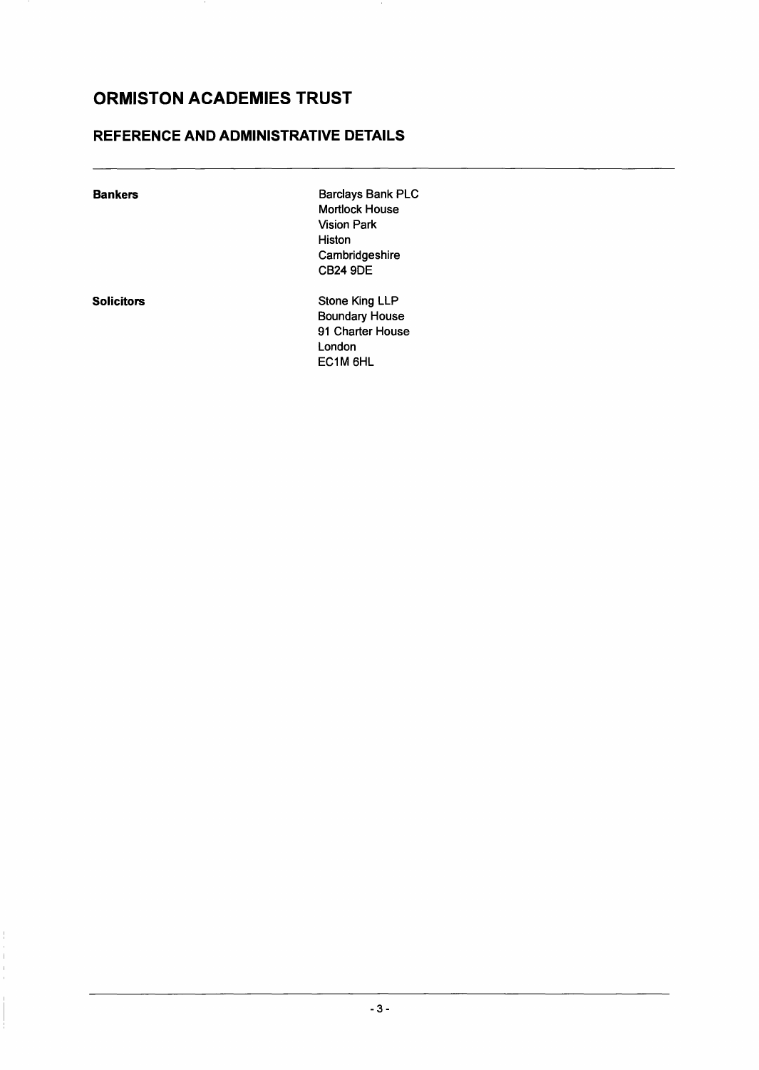# ORMISTON ACADEMIES TRUST

## REFERENCE AND ADMINISTRATIVE DETAILS

---

**Bankers**

Barclays Bank PLC
Mortlock House
Vision Park
Histon
Cambridgeshire
CB24 9DE

**Solicitors**

Stone King LLP
Boundary House
91 Charter House
London
EC1M 6HL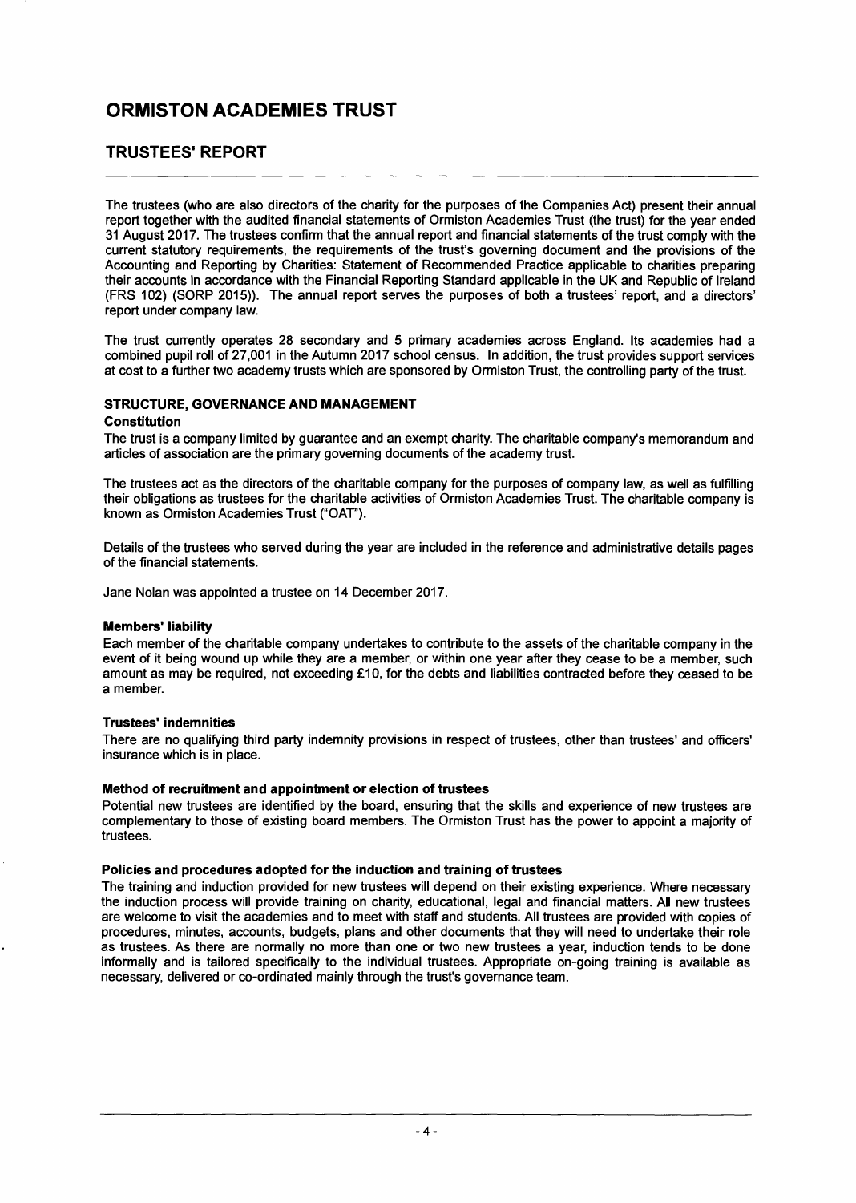# ORMISTON ACADEMIES TRUST

## TRUSTEES' REPORT

The trustees (who are also directors of the charity for the purposes of the Companies Act) present their annual report together with the audited financial statements of Ormiston Academies Trust (the trust) for the year ended 31 August 2017. The trustees confirm that the annual report and financial statements of the trust comply with the current statutory requirements, the requirements of the trust's governing document and the provisions of the Accounting and Reporting by Charities: Statement of Recommended Practice applicable to charities preparing their accounts in accordance with the Financial Reporting Standard applicable in the UK and Republic of Ireland (FRS 102) (SORP 2015)). The annual report serves the purposes of both a trustees' report, and a directors' report under company law.

The trust currently operates 28 secondary and 5 primary academies across England. Its academies had a combined pupil roll of 27,001 in the Autumn 2017 school census. In addition, the trust provides support services at cost to a further two academy trusts which are sponsored by Ormiston Trust, the controlling party of the trust.

### STRUCTURE, GOVERNANCE AND MANAGEMENT

**Constitution**

The trust is a company limited by guarantee and an exempt charity. The charitable company's memorandum and articles of association are the primary governing documents of the academy trust.

The trustees act as the directors of the charitable company for the purposes of company law, as well as fulfilling their obligations as trustees for the charitable activities of Ormiston Academies Trust. The charitable company is known as Ormiston Academies Trust ("OAT").

Details of the trustees who served during the year are included in the reference and administrative details pages of the financial statements.

Jane Nolan was appointed a trustee on 14 December 2017.

**Members' liability**

Each member of the charitable company undertakes to contribute to the assets of the charitable company in the event of it being wound up while they are a member, or within one year after they cease to be a member, such amount as may be required, not exceeding £10, for the debts and liabilities contracted before they ceased to be a member.

**Trustees' indemnities**

There are no qualifying third party indemnity provisions in respect of trustees, other than trustees' and officers' insurance which is in place.

**Method of recruitment and appointment or election of trustees**

Potential new trustees are identified by the board, ensuring that the skills and experience of new trustees are complementary to those of existing board members. The Ormiston Trust has the power to appoint a majority of trustees.

**Policies and procedures adopted for the induction and training of trustees**

The training and induction provided for new trustees will depend on their existing experience. Where necessary the induction process will provide training on charity, educational, legal and financial matters. All new trustees are welcome to visit the academies and to meet with staff and students. All trustees are provided with copies of procedures, minutes, accounts, budgets, plans and other documents that they will need to undertake their role as trustees. As there are normally no more than one or two new trustees a year, induction tends to be done informally and is tailored specifically to the individual trustees. Appropriate on-going training is available as necessary, delivered or co-ordinated mainly through the trust's governance team.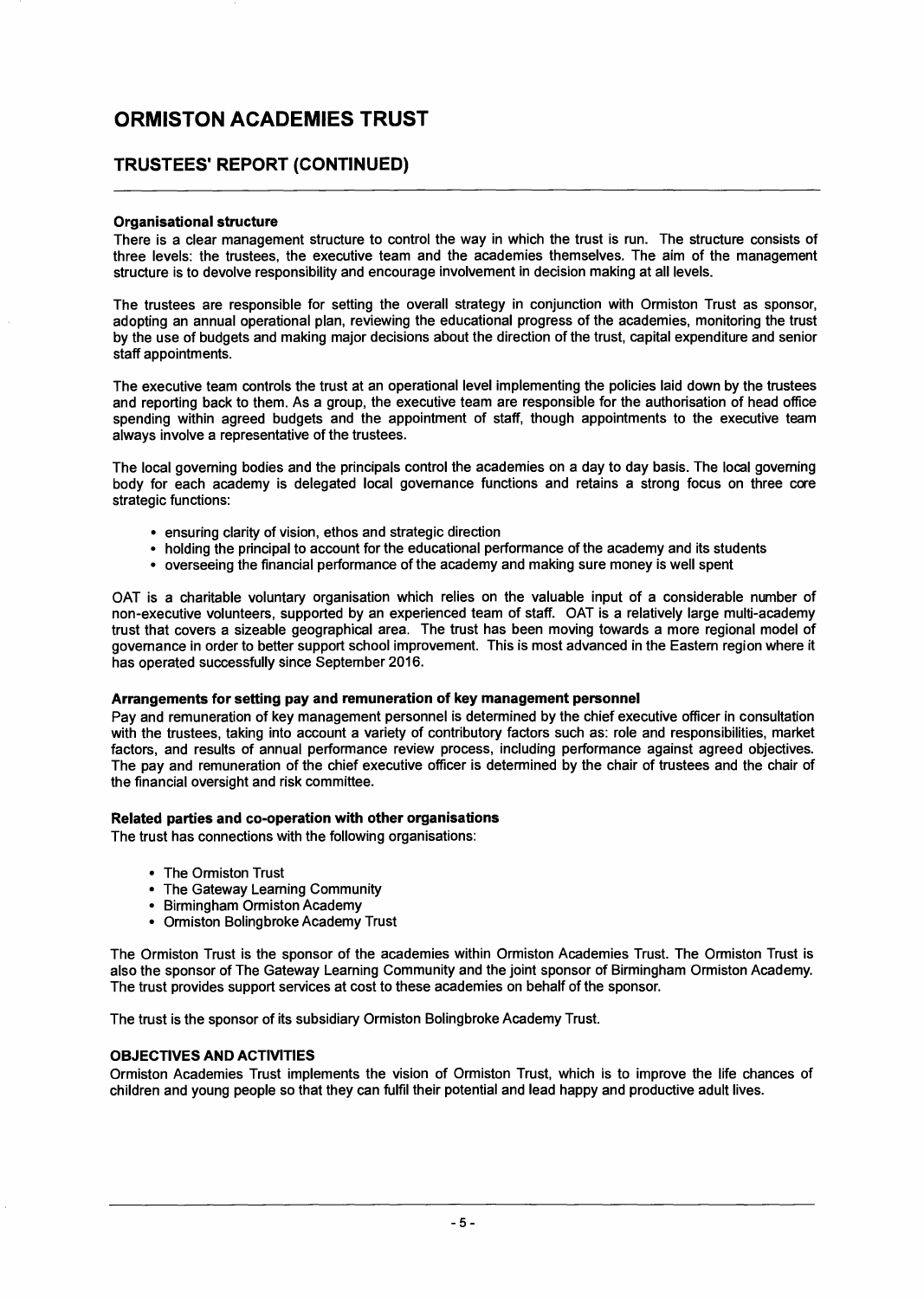# ORMISTON ACADEMIES TRUST

## TRUSTEES' REPORT (CONTINUED)

**Organisational structure**

There is a clear management structure to control the way in which the trust is run. The structure consists of three levels: the trustees, the executive team and the academies themselves. The aim of the management structure is to devolve responsibility and encourage involvement in decision making at all levels.

The trustees are responsible for setting the overall strategy in conjunction with Ormiston Trust as sponsor, adopting an annual operational plan, reviewing the educational progress of the academies, monitoring the trust by the use of budgets and making major decisions about the direction of the trust, capital expenditure and senior staff appointments.

The executive team controls the trust at an operational level implementing the policies laid down by the trustees and reporting back to them. As a group, the executive team are responsible for the authorisation of head office spending within agreed budgets and the appointment of staff, though appointments to the executive team always involve a representative of the trustees.

The local governing bodies and the principals control the academies on a day to day basis. The local governing body for each academy is delegated local governance functions and retains a strong focus on three core strategic functions:

- ensuring clarity of vision, ethos and strategic direction
- holding the principal to account for the educational performance of the academy and its students
- overseeing the financial performance of the academy and making sure money is well spent

OAT is a charitable voluntary organisation which relies on the valuable input of a considerable number of non-executive volunteers, supported by an experienced team of staff. OAT is a relatively large multi-academy trust that covers a sizeable geographical area. The trust has been moving towards a more regional model of governance in order to better support school improvement. This is most advanced in the Eastern region where it has operated successfully since September 2016.

**Arrangements for setting pay and remuneration of key management personnel**

Pay and remuneration of key management personnel is determined by the chief executive officer in consultation with the trustees, taking into account a variety of contributory factors such as: role and responsibilities, market factors, and results of annual performance review process, including performance against agreed objectives. The pay and remuneration of the chief executive officer is determined by the chair of trustees and the chair of the financial oversight and risk committee.

**Related parties and co-operation with other organisations**

The trust has connections with the following organisations:

- The Ormiston Trust
- The Gateway Learning Community
- Birmingham Ormiston Academy
- Ormiston Bolingbroke Academy Trust

The Ormiston Trust is the sponsor of the academies within Ormiston Academies Trust. The Ormiston Trust is also the sponsor of The Gateway Learning Community and the joint sponsor of Birmingham Ormiston Academy. The trust provides support services at cost to these academies on behalf of the sponsor.

The trust is the sponsor of its subsidiary Ormiston Bolingbroke Academy Trust.

**OBJECTIVES AND ACTIVITIES**

Ormiston Academies Trust implements the vision of Ormiston Trust, which is to improve the life chances of children and young people so that they can fulfil their potential and lead happy and productive adult lives.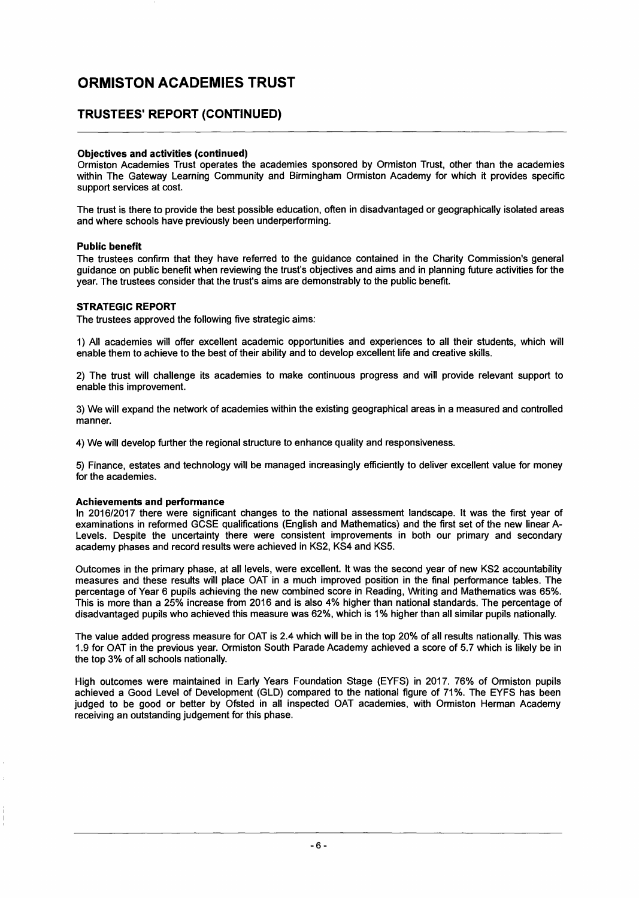# ORMISTON ACADEMIES TRUST

## TRUSTEES' REPORT (CONTINUED)

**Objectives and activities (continued)**

Ormiston Academies Trust operates the academies sponsored by Ormiston Trust, other than the academies within The Gateway Learning Community and Birmingham Ormiston Academy for which it provides specific support services at cost.

The trust is there to provide the best possible education, often in disadvantaged or geographically isolated areas and where schools have previously been underperforming.

**Public benefit**

The trustees confirm that they have referred to the guidance contained in the Charity Commission's general guidance on public benefit when reviewing the trust's objectives and aims and in planning future activities for the year. The trustees consider that the trust's aims are demonstrably to the public benefit.

**STRATEGIC REPORT**

The trustees approved the following five strategic aims:

1) All academies will offer excellent academic opportunities and experiences to all their students, which will enable them to achieve to the best of their ability and to develop excellent life and creative skills.

2) The trust will challenge its academies to make continuous progress and will provide relevant support to enable this improvement.

3) We will expand the network of academies within the existing geographical areas in a measured and controlled manner.

4) We will develop further the regional structure to enhance quality and responsiveness.

5) Finance, estates and technology will be managed increasingly efficiently to deliver excellent value for money for the academies.

**Achievements and performance**

In 2016/2017 there were significant changes to the national assessment landscape. It was the first year of examinations in reformed GCSE qualifications (English and Mathematics) and the first set of the new linear A-Levels. Despite the uncertainty there were consistent improvements in both our primary and secondary academy phases and record results were achieved in KS2, KS4 and KS5.

Outcomes in the primary phase, at all levels, were excellent. It was the second year of new KS2 accountability measures and these results will place OAT in a much improved position in the final performance tables. The percentage of Year 6 pupils achieving the new combined score in Reading, Writing and Mathematics was 65%. This is more than a 25% increase from 2016 and is also 4% higher than national standards. The percentage of disadvantaged pupils who achieved this measure was 62%, which is 1% higher than all similar pupils nationally.

The value added progress measure for OAT is 2.4 which will be in the top 20% of all results nationally. This was 1.9 for OAT in the previous year. Ormiston South Parade Academy achieved a score of 5.7 which is likely be in the top 3% of all schools nationally.

High outcomes were maintained in Early Years Foundation Stage (EYFS) in 2017. 76% of Ormiston pupils achieved a Good Level of Development (GLD) compared to the national figure of 71%. The EYFS has been judged to be good or better by Ofsted in all inspected OAT academies, with Ormiston Herman Academy receiving an outstanding judgement for this phase.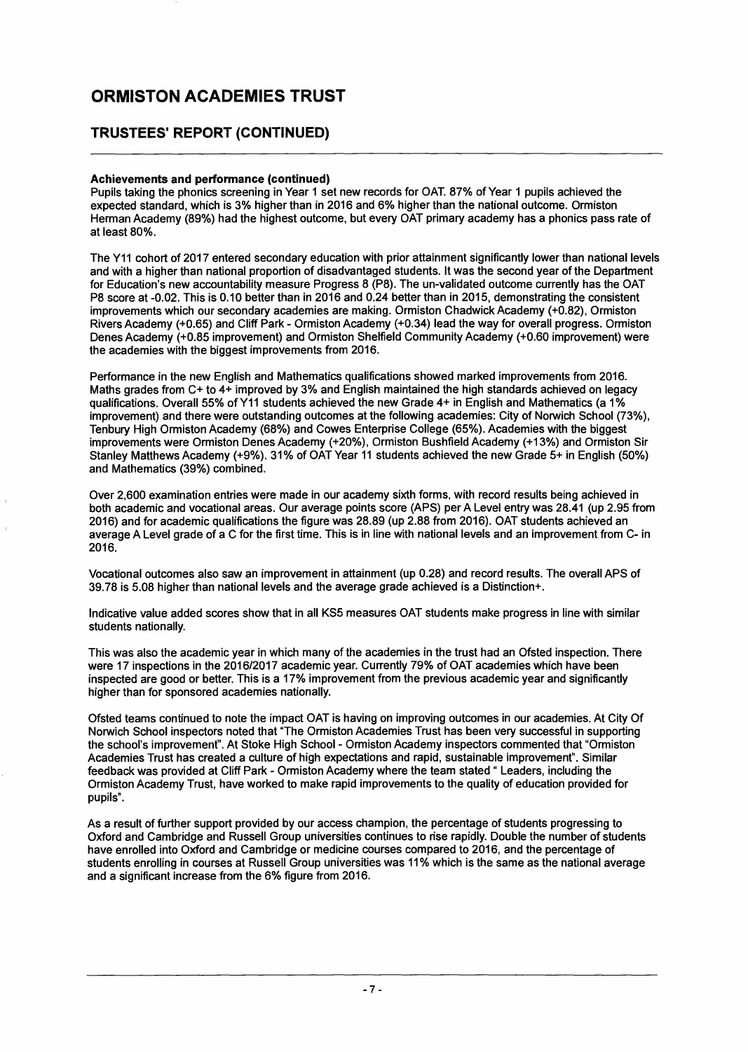# ORMISTON ACADEMIES TRUST

## TRUSTEES' REPORT (CONTINUED)

**Achievements and performance (continued)**

Pupils taking the phonics screening in Year 1 set new records for OAT. 87% of Year 1 pupils achieved the expected standard, which is 3% higher than in 2016 and 6% higher than the national outcome. Ormiston Herman Academy (89%) had the highest outcome, but every OAT primary academy has a phonics pass rate of at least 80%.

The Y11 cohort of 2017 entered secondary education with prior attainment significantly lower than national levels and with a higher than national proportion of disadvantaged students. It was the second year of the Department for Education's new accountability measure Progress 8 (P8). The un-validated outcome currently has the OAT P8 score at -0.02. This is 0.10 better than in 2016 and 0.24 better than in 2015, demonstrating the consistent improvements which our secondary academies are making. Ormiston Chadwick Academy (+0.82), Ormiston Rivers Academy (+0.65) and Cliff Park - Ormiston Academy (+0.34) lead the way for overall progress. Ormiston Denes Academy (+0.85 improvement) and Ormiston Shelfield Community Academy (+0.60 improvement) were the academies with the biggest improvements from 2016.

Performance in the new English and Mathematics qualifications showed marked improvements from 2016. Maths grades from C+ to 4+ improved by 3% and English maintained the high standards achieved on legacy qualifications. Overall 55% of Y11 students achieved the new Grade 4+ in English and Mathematics (a 1% improvement) and there were outstanding outcomes at the following academies: City of Norwich School (73%), Tenbury High Ormiston Academy (68%) and Cowes Enterprise College (65%). Academies with the biggest improvements were Ormiston Denes Academy (+20%), Ormiston Bushfield Academy (+13%) and Ormiston Sir Stanley Matthews Academy (+9%). 31% of OAT Year 11 students achieved the new Grade 5+ in English (50%) and Mathematics (39%) combined.

Over 2,600 examination entries were made in our academy sixth forms, with record results being achieved in both academic and vocational areas. Our average points score (APS) per A Level entry was 28.41 (up 2.95 from 2016) and for academic qualifications the figure was 28.89 (up 2.88 from 2016). OAT students achieved an average A Level grade of a C for the first time. This is in line with national levels and an improvement from C- in 2016.

Vocational outcomes also saw an improvement in attainment (up 0.28) and record results. The overall APS of 39.78 is 5.08 higher than national levels and the average grade achieved is a Distinction+.

Indicative value added scores show that in all KS5 measures OAT students make progress in line with similar students nationally.

This was also the academic year in which many of the academies in the trust had an Ofsted inspection. There were 17 inspections in the 2016/2017 academic year. Currently 79% of OAT academies which have been inspected are good or better. This is a 17% improvement from the previous academic year and significantly higher than for sponsored academies nationally.

Ofsted teams continued to note the impact OAT is having on improving outcomes in our academies. At City Of Norwich School inspectors noted that "The Ormiston Academies Trust has been very successful in supporting the school's improvement". At Stoke High School - Ormiston Academy inspectors commented that "Ormiston Academies Trust has created a culture of high expectations and rapid, sustainable improvement". Similar feedback was provided at Cliff Park - Ormiston Academy where the team stated " Leaders, including the Ormiston Academy Trust, have worked to make rapid improvements to the quality of education provided for pupils".

As a result of further support provided by our access champion, the percentage of students progressing to Oxford and Cambridge and Russell Group universities continues to rise rapidly. Double the number of students have enrolled into Oxford and Cambridge or medicine courses compared to 2016, and the percentage of students enrolling in courses at Russell Group universities was 11% which is the same as the national average and a significant increase from the 6% figure from 2016.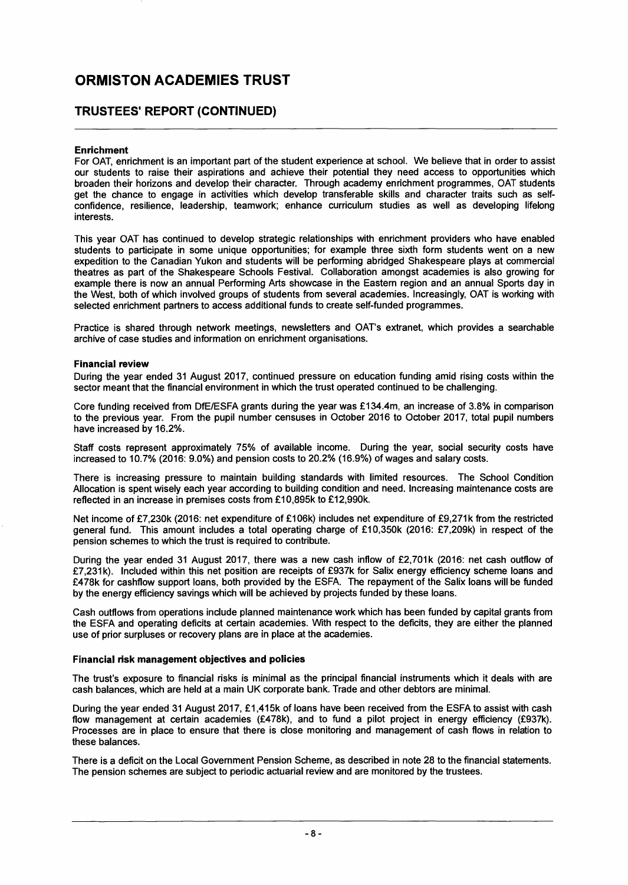# ORMISTON ACADEMIES TRUST

## TRUSTEES' REPORT (CONTINUED)

**Enrichment**

For OAT, enrichment is an important part of the student experience at school. We believe that in order to assist our students to raise their aspirations and achieve their potential they need access to opportunities which broaden their horizons and develop their character. Through academy enrichment programmes, OAT students get the chance to engage in activities which develop transferable skills and character traits such as self-confidence, resilience, leadership, teamwork; enhance curriculum studies as well as developing lifelong interests.

This year OAT has continued to develop strategic relationships with enrichment providers who have enabled students to participate in some unique opportunities; for example three sixth form students went on a new expedition to the Canadian Yukon and students will be performing abridged Shakespeare plays at commercial theatres as part of the Shakespeare Schools Festival. Collaboration amongst academies is also growing for example there is now an annual Performing Arts showcase in the Eastern region and an annual Sports day in the West, both of which involved groups of students from several academies. Increasingly, OAT is working with selected enrichment partners to access additional funds to create self-funded programmes.

Practice is shared through network meetings, newsletters and OAT's extranet, which provides a searchable archive of case studies and information on enrichment organisations.

**Financial review**

During the year ended 31 August 2017, continued pressure on education funding amid rising costs within the sector meant that the financial environment in which the trust operated continued to be challenging.

Core funding received from DfE/ESFA grants during the year was £134.4m, an increase of 3.8% in comparison to the previous year. From the pupil number censuses in October 2016 to October 2017, total pupil numbers have increased by 16.2%.

Staff costs represent approximately 75% of available income. During the year, social security costs have increased to 10.7% (2016: 9.0%) and pension costs to 20.2% (16.9%) of wages and salary costs.

There is increasing pressure to maintain building standards with limited resources. The School Condition Allocation is spent wisely each year according to building condition and need. Increasing maintenance costs are reflected in an increase in premises costs from £10,895k to £12,990k.

Net income of £7,230k (2016: net expenditure of £106k) includes net expenditure of £9,271k from the restricted general fund. This amount includes a total operating charge of £10,350k (2016: £7,209k) in respect of the pension schemes to which the trust is required to contribute.

During the year ended 31 August 2017, there was a new cash inflow of £2,701k (2016: net cash outflow of £7,231k). Included within this net position are receipts of £937k for Salix energy efficiency scheme loans and £478k for cashflow support loans, both provided by the ESFA. The repayment of the Salix loans will be funded by the energy efficiency savings which will be achieved by projects funded by these loans.

Cash outflows from operations include planned maintenance work which has been funded by capital grants from the ESFA and operating deficits at certain academies. With respect to the deficits, they are either the planned use of prior surpluses or recovery plans are in place at the academies.

**Financial risk management objectives and policies**

The trust's exposure to financial risks is minimal as the principal financial instruments which it deals with are cash balances, which are held at a main UK corporate bank. Trade and other debtors are minimal.

During the year ended 31 August 2017, £1,415k of loans have been received from the ESFA to assist with cash flow management at certain academies (£478k), and to fund a pilot project in energy efficiency (£937k). Processes are in place to ensure that there is close monitoring and management of cash flows in relation to these balances.

There is a deficit on the Local Government Pension Scheme, as described in note 28 to the financial statements. The pension schemes are subject to periodic actuarial review and are monitored by the trustees.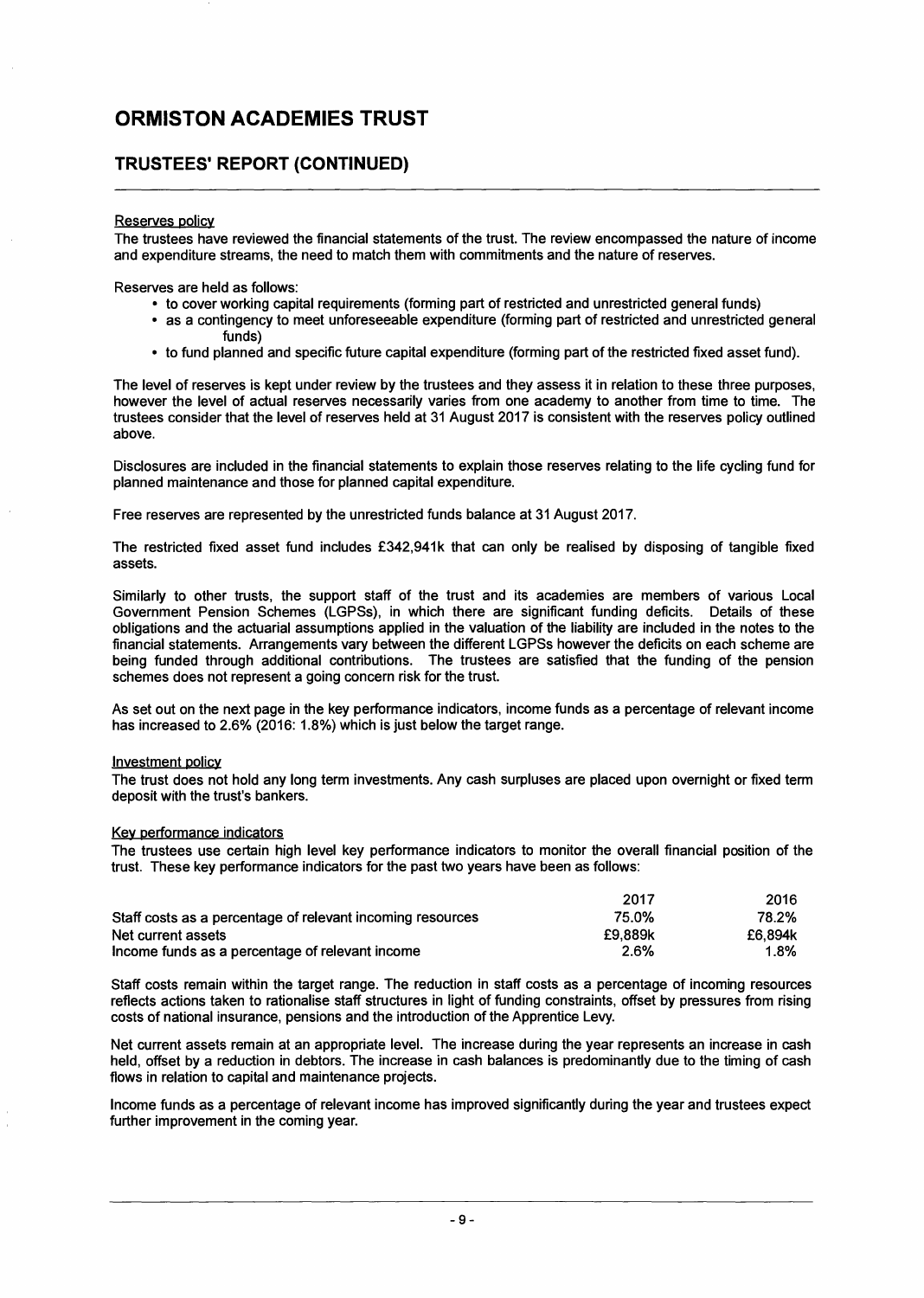# ORMISTON ACADEMIES TRUST

## TRUSTEES' REPORT (CONTINUED)

Reserves policy

The trustees have reviewed the financial statements of the trust. The review encompassed the nature of income and expenditure streams, the need to match them with commitments and the nature of reserves.

Reserves are held as follows:

- to cover working capital requirements (forming part of restricted and unrestricted general funds)
- as a contingency to meet unforeseeable expenditure (forming part of restricted and unrestricted general funds)
- to fund planned and specific future capital expenditure (forming part of the restricted fixed asset fund).

The level of reserves is kept under review by the trustees and they assess it in relation to these three purposes, however the level of actual reserves necessarily varies from one academy to another from time to time. The trustees consider that the level of reserves held at 31 August 2017 is consistent with the reserves policy outlined above.

Disclosures are included in the financial statements to explain those reserves relating to the life cycling fund for planned maintenance and those for planned capital expenditure.

Free reserves are represented by the unrestricted funds balance at 31 August 2017.

The restricted fixed asset fund includes £342,941k that can only be realised by disposing of tangible fixed assets.

Similarly to other trusts, the support staff of the trust and its academies are members of various Local Government Pension Schemes (LGPSs), in which there are significant funding deficits. Details of these obligations and the actuarial assumptions applied in the valuation of the liability are included in the notes to the financial statements. Arrangements vary between the different LGPSs however the deficits on each scheme are being funded through additional contributions. The trustees are satisfied that the funding of the pension schemes does not represent a going concern risk for the trust.

As set out on the next page in the key performance indicators, income funds as a percentage of relevant income has increased to 2.6% (2016: 1.8%) which is just below the target range.

Investment policy

The trust does not hold any long term investments. Any cash surpluses are placed upon overnight or fixed term deposit with the trust's bankers.

Key performance indicators

The trustees use certain high level key performance indicators to monitor the overall financial position of the trust. These key performance indicators for the past two years have been as follows:

| | 2017 | 2016 |
|---|---|---|
| Staff costs as a percentage of relevant incoming resources | 75.0% | 78.2% |
| Net current assets | £9,889k | £6,894k |
| Income funds as a percentage of relevant income | 2.6% | 1.8% |

Staff costs remain within the target range. The reduction in staff costs as a percentage of incoming resources reflects actions taken to rationalise staff structures in light of funding constraints, offset by pressures from rising costs of national insurance, pensions and the introduction of the Apprentice Levy.

Net current assets remain at an appropriate level. The increase during the year represents an increase in cash held, offset by a reduction in debtors. The increase in cash balances is predominantly due to the timing of cash flows in relation to capital and maintenance projects.

Income funds as a percentage of relevant income has improved significantly during the year and trustees expect further improvement in the coming year.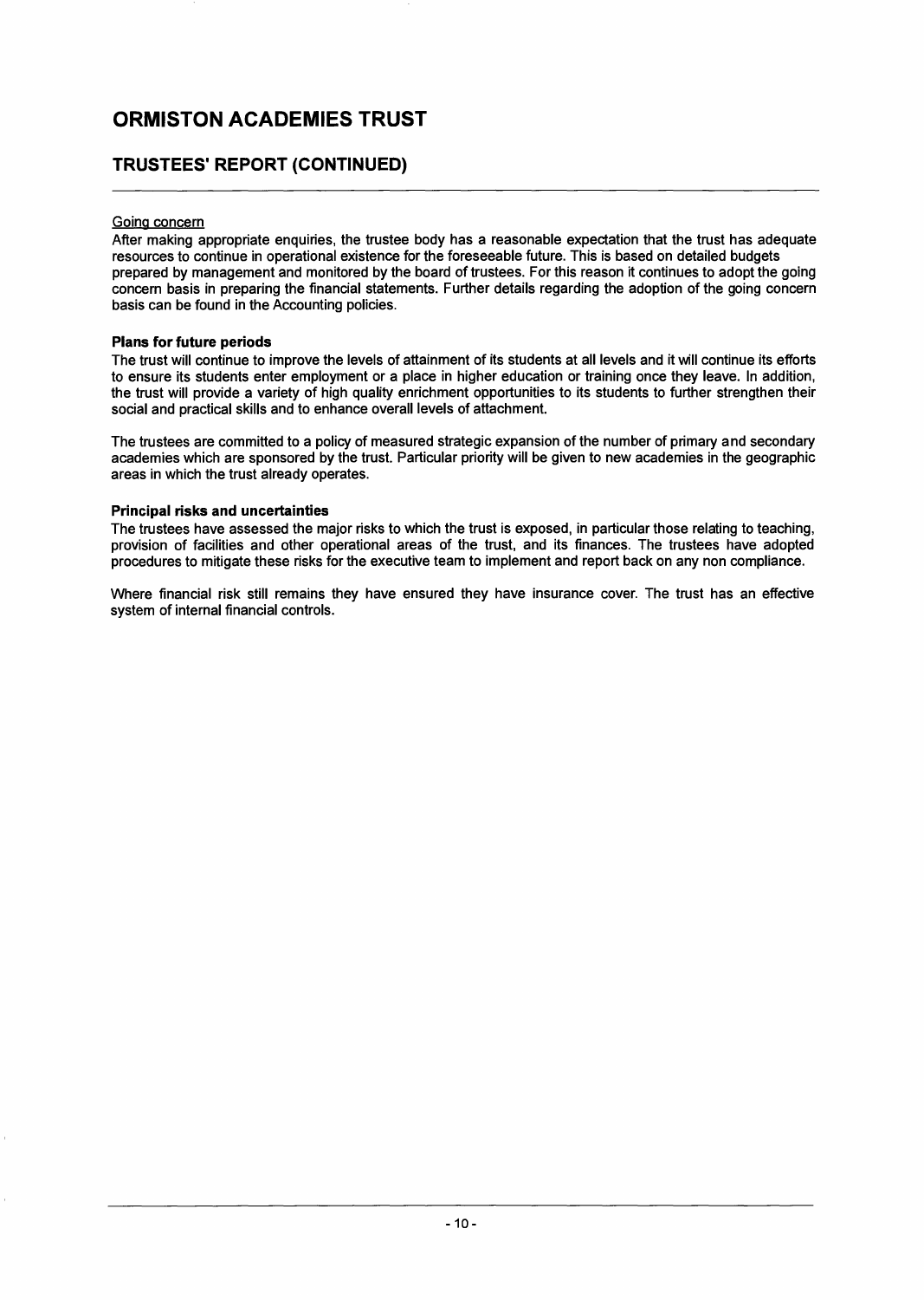# ORMISTON ACADEMIES TRUST

## TRUSTEES' REPORT (CONTINUED)

Going concern

After making appropriate enquiries, the trustee body has a reasonable expectation that the trust has adequate resources to continue in operational existence for the foreseeable future. This is based on detailed budgets prepared by management and monitored by the board of trustees. For this reason it continues to adopt the going concern basis in preparing the financial statements. Further details regarding the adoption of the going concern basis can be found in the Accounting policies.

**Plans for future periods**

The trust will continue to improve the levels of attainment of its students at all levels and it will continue its efforts to ensure its students enter employment or a place in higher education or training once they leave. In addition, the trust will provide a variety of high quality enrichment opportunities to its students to further strengthen their social and practical skills and to enhance overall levels of attachment.

The trustees are committed to a policy of measured strategic expansion of the number of primary and secondary academies which are sponsored by the trust. Particular priority will be given to new academies in the geographic areas in which the trust already operates.

**Principal risks and uncertainties**

The trustees have assessed the major risks to which the trust is exposed, in particular those relating to teaching, provision of facilities and other operational areas of the trust, and its finances. The trustees have adopted procedures to mitigate these risks for the executive team to implement and report back on any non compliance.

Where financial risk still remains they have ensured they have insurance cover. The trust has an effective system of internal financial controls.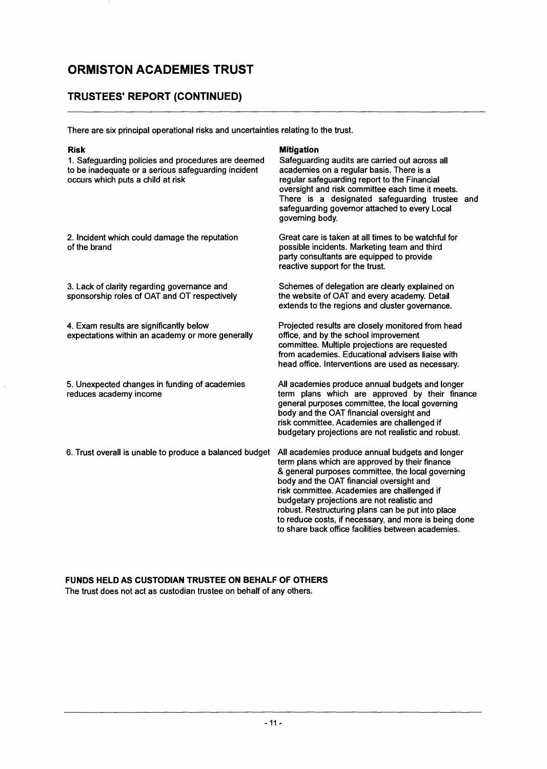# ORMISTON ACADEMIES TRUST

## TRUSTEES' REPORT (CONTINUED)

There are six principal operational risks and uncertainties relating to the trust.

| Risk | Mitigation |
|---|---|
| 1. Safeguarding policies and procedures are deemed to be inadequate or a serious safeguarding incident occurs which puts a child at risk | Safeguarding audits are carried out across all academies on a regular basis. There is a regular safeguarding report to the Financial oversight and risk committee each time it meets. There is a designated safeguarding trustee and safeguarding governor attached to every Local governing body. |
| 2. Incident which could damage the reputation of the brand | Great care is taken at all times to be watchful for possible incidents. Marketing team and third party consultants are equipped to provide reactive support for the trust. |
| 3. Lack of clarity regarding governance and sponsorship roles of OAT and OT respectively | Schemes of delegation are clearly explained on the website of OAT and every academy. Detail extends to the regions and cluster governance. |
| 4. Exam results are significantly below expectations within an academy or more generally | Projected results are closely monitored from head office, and by the school improvement committee. Multiple projections are requested from academies. Educational advisers liaise with head office. Interventions are used as necessary. |
| 5. Unexpected changes in funding of academies reduces academy income | All academies produce annual budgets and longer term plans which are approved by their finance general purposes committee, the local governing body and the OAT financial oversight and risk committee. Academies are challenged if budgetary projections are not realistic and robust. |
| 6. Trust overall is unable to produce a balanced budget | All academies produce annual budgets and longer term plans which are approved by their finance & general purposes committee, the local governing body and the OAT financial oversight and risk committee. Academies are challenged if budgetary projections are not realistic and robust. Restructuring plans can be put into place to reduce costs, if necessary, and more is being done to share back office facilities between academies. |

**FUNDS HELD AS CUSTODIAN TRUSTEE ON BEHALF OF OTHERS**

The trust does not act as custodian trustee on behalf of any others.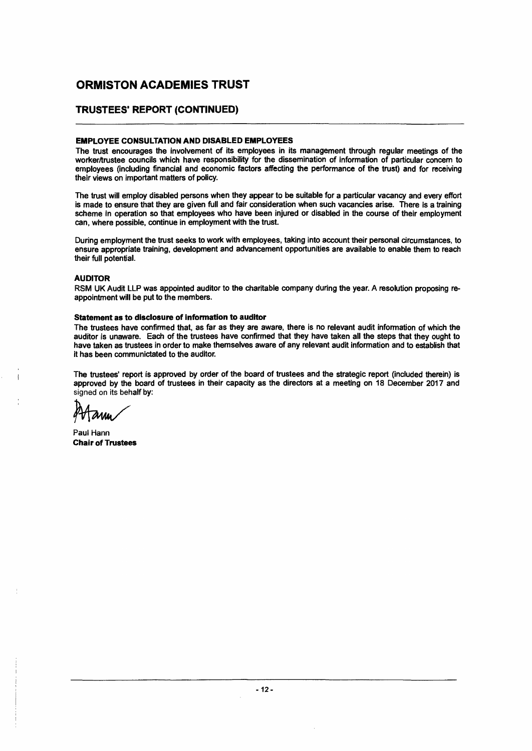# ORMISTON ACADEMIES TRUST

## TRUSTEES' REPORT (CONTINUED)

### EMPLOYEE CONSULTATION AND DISABLED EMPLOYEES

The trust encourages the involvement of its employees in its management through regular meetings of the worker/trustee councils which have responsibility for the dissemination of information of particular concern to employees (including financial and economic factors affecting the performance of the trust) and for receiving their views on important matters of policy.

The trust will employ disabled persons when they appear to be suitable for a particular vacancy and every effort is made to ensure that they are given full and fair consideration when such vacancies arise. There is a training scheme in operation so that employees who have been injured or disabled in the course of their employment can, where possible, continue in employment with the trust.

During employment the trust seeks to work with employees, taking into account their personal circumstances, to ensure appropriate training, development and advancement opportunities are available to enable them to reach their full potential.

### AUDITOR

RSM UK Audit LLP was appointed auditor to the charitable company during the year. A resolution proposing re-appointment will be put to the members.

#### Statement as to disclosure of information to auditor

The trustees have confirmed that, as far as they are aware, there is no relevant audit information of which the auditor is unaware. Each of the trustees have confirmed that they have taken all the steps that they ought to have taken as trustees in order to make themselves aware of any relevant audit information and to establish that it has been communictated to the auditor.

The trustees' report is approved by order of the board of trustees and the strategic report (included therein) is approved by the board of trustees in their capacity as the directors at a meeting on 18 December 2017 and signed on its behalf by:

Paul Hann
**Chair of Trustees**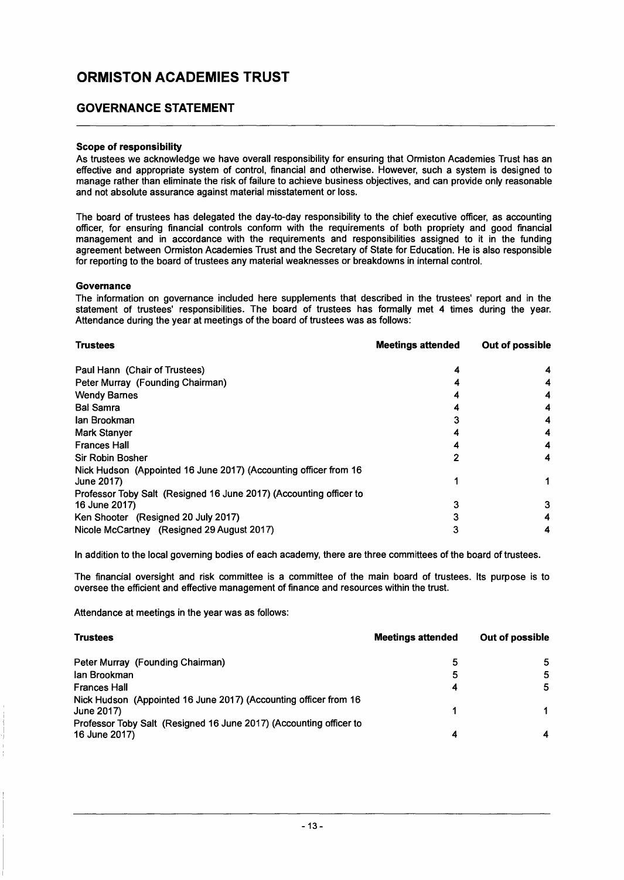# ORMISTON ACADEMIES TRUST

## GOVERNANCE STATEMENT

**Scope of responsibility**

As trustees we acknowledge we have overall responsibility for ensuring that Ormiston Academies Trust has an effective and appropriate system of control, financial and otherwise. However, such a system is designed to manage rather than eliminate the risk of failure to achieve business objectives, and can provide only reasonable and not absolute assurance against material misstatement or loss.

The board of trustees has delegated the day-to-day responsibility to the chief executive officer, as accounting officer, for ensuring financial controls conform with the requirements of both propriety and good financial management and in accordance with the requirements and responsibilities assigned to it in the funding agreement between Ormiston Academies Trust and the Secretary of State for Education. He is also responsible for reporting to the board of trustees any material weaknesses or breakdowns in internal control.

**Governance**

The information on governance included here supplements that described in the trustees' report and in the statement of trustees' responsibilities. The board of trustees has formally met 4 times during the year. Attendance during the year at meetings of the board of trustees was as follows:

| Trustees | Meetings attended | Out of possible |
|---|---|---|
| Paul Hann (Chair of Trustees) | 4 | 4 |
| Peter Murray (Founding Chairman) | 4 | 4 |
| Wendy Barnes | 4 | 4 |
| Bal Samra | 4 | 4 |
| Ian Brookman | 3 | 4 |
| Mark Stanyer | 4 | 4 |
| Frances Hall | 4 | 4 |
| Sir Robin Bosher | 2 | 4 |
| Nick Hudson (Appointed 16 June 2017) (Accounting officer from 16 June 2017) | 1 | 1 |
| Professor Toby Salt (Resigned 16 June 2017) (Accounting officer to 16 June 2017) | 3 | 3 |
| Ken Shooter (Resigned 20 July 2017) | 3 | 4 |
| Nicole McCartney (Resigned 29 August 2017) | 3 | 4 |

In addition to the local governing bodies of each academy, there are three committees of the board of trustees.

The financial oversight and risk committee is a committee of the main board of trustees. Its purpose is to oversee the efficient and effective management of finance and resources within the trust.

Attendance at meetings in the year was as follows:

| Trustees | Meetings attended | Out of possible |
|---|---|---|
| Peter Murray (Founding Chairman) | 5 | 5 |
| Ian Brookman | 5 | 5 |
| Frances Hall | 4 | 5 |
| Nick Hudson (Appointed 16 June 2017) (Accounting officer from 16 June 2017) | 1 | 1 |
| Professor Toby Salt (Resigned 16 June 2017) (Accounting officer to 16 June 2017) | 4 | 4 |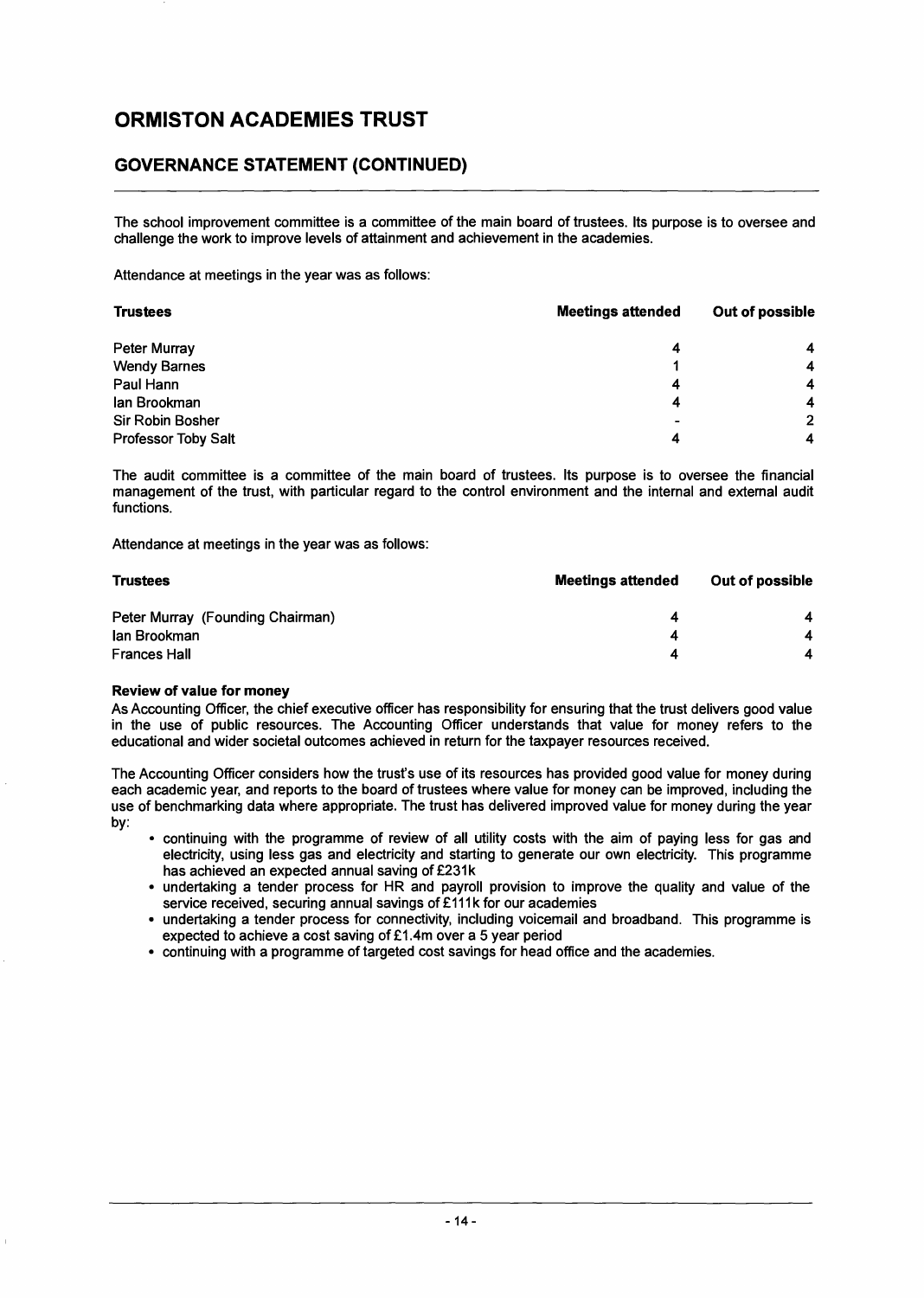# ORMISTON ACADEMIES TRUST

## GOVERNANCE STATEMENT (CONTINUED)

The school improvement committee is a committee of the main board of trustees. Its purpose is to oversee and challenge the work to improve levels of attainment and achievement in the academies.

Attendance at meetings in the year was as follows:

| Trustees | Meetings attended | Out of possible |
|---|---|---|
| Peter Murray | 4 | 4 |
| Wendy Barnes | 1 | 4 |
| Paul Hann | 4 | 4 |
| Ian Brookman | 4 | 4 |
| Sir Robin Bosher | - | 2 |
| Professor Toby Salt | 4 | 4 |

The audit committee is a committee of the main board of trustees. Its purpose is to oversee the financial management of the trust, with particular regard to the control environment and the internal and external audit functions.

Attendance at meetings in the year was as follows:

| Trustees | Meetings attended | Out of possible |
|---|---|---|
| Peter Murray (Founding Chairman) | 4 | 4 |
| Ian Brookman | 4 | 4 |
| Frances Hall | 4 | 4 |

**Review of value for money**

As Accounting Officer, the chief executive officer has responsibility for ensuring that the trust delivers good value in the use of public resources. The Accounting Officer understands that value for money refers to the educational and wider societal outcomes achieved in return for the taxpayer resources received.

The Accounting Officer considers how the trust's use of its resources has provided good value for money during each academic year, and reports to the board of trustees where value for money can be improved, including the use of benchmarking data where appropriate. The trust has delivered improved value for money during the year by:

- continuing with the programme of review of all utility costs with the aim of paying less for gas and electricity, using less gas and electricity and starting to generate our own electricity. This programme has achieved an expected annual saving of £231k
- undertaking a tender process for HR and payroll provision to improve the quality and value of the service received, securing annual savings of £111k for our academies
- undertaking a tender process for connectivity, including voicemail and broadband. This programme is expected to achieve a cost saving of £1.4m over a 5 year period
- continuing with a programme of targeted cost savings for head office and the academies.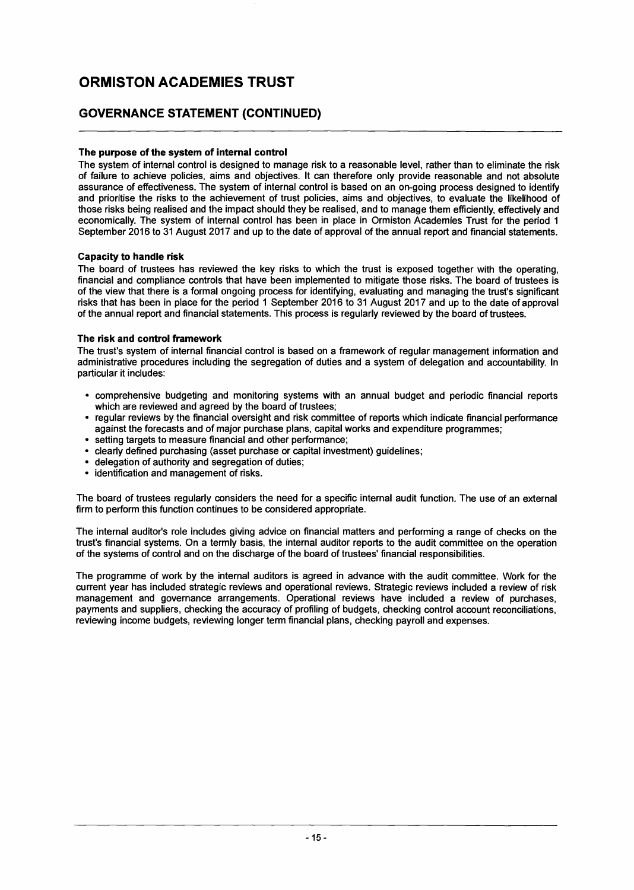# ORMISTON ACADEMIES TRUST

## GOVERNANCE STATEMENT (CONTINUED)

### The purpose of the system of internal control

The system of internal control is designed to manage risk to a reasonable level, rather than to eliminate the risk of failure to achieve policies, aims and objectives. It can therefore only provide reasonable and not absolute assurance of effectiveness. The system of internal control is based on an on-going process designed to identify and prioritise the risks to the achievement of trust policies, aims and objectives, to evaluate the likelihood of those risks being realised and the impact should they be realised, and to manage them efficiently, effectively and economically. The system of internal control has been in place in Ormiston Academies Trust for the period 1 September 2016 to 31 August 2017 and up to the date of approval of the annual report and financial statements.

### Capacity to handle risk

The board of trustees has reviewed the key risks to which the trust is exposed together with the operating, financial and compliance controls that have been implemented to mitigate those risks. The board of trustees is of the view that there is a formal ongoing process for identifying, evaluating and managing the trust's significant risks that has been in place for the period 1 September 2016 to 31 August 2017 and up to the date of approval of the annual report and financial statements. This process is regularly reviewed by the board of trustees.

### The risk and control framework

The trust's system of internal financial control is based on a framework of regular management information and administrative procedures including the segregation of duties and a system of delegation and accountability. In particular it includes:

- comprehensive budgeting and monitoring systems with an annual budget and periodic financial reports which are reviewed and agreed by the board of trustees;
- regular reviews by the financial oversight and risk committee of reports which indicate financial performance against the forecasts and of major purchase plans, capital works and expenditure programmes;
- setting targets to measure financial and other performance;
- clearly defined purchasing (asset purchase or capital investment) guidelines;
- delegation of authority and segregation of duties;
- identification and management of risks.

The board of trustees regularly considers the need for a specific internal audit function. The use of an external firm to perform this function continues to be considered appropriate.

The internal auditor's role includes giving advice on financial matters and performing a range of checks on the trust's financial systems. On a termly basis, the internal auditor reports to the audit committee on the operation of the systems of control and on the discharge of the board of trustees' financial responsibilities.

The programme of work by the internal auditors is agreed in advance with the audit committee. Work for the current year has included strategic reviews and operational reviews. Strategic reviews included a review of risk management and governance arrangements. Operational reviews have included a review of purchases, payments and suppliers, checking the accuracy of profiling of budgets, checking control account reconciliations, reviewing income budgets, reviewing longer term financial plans, checking payroll and expenses.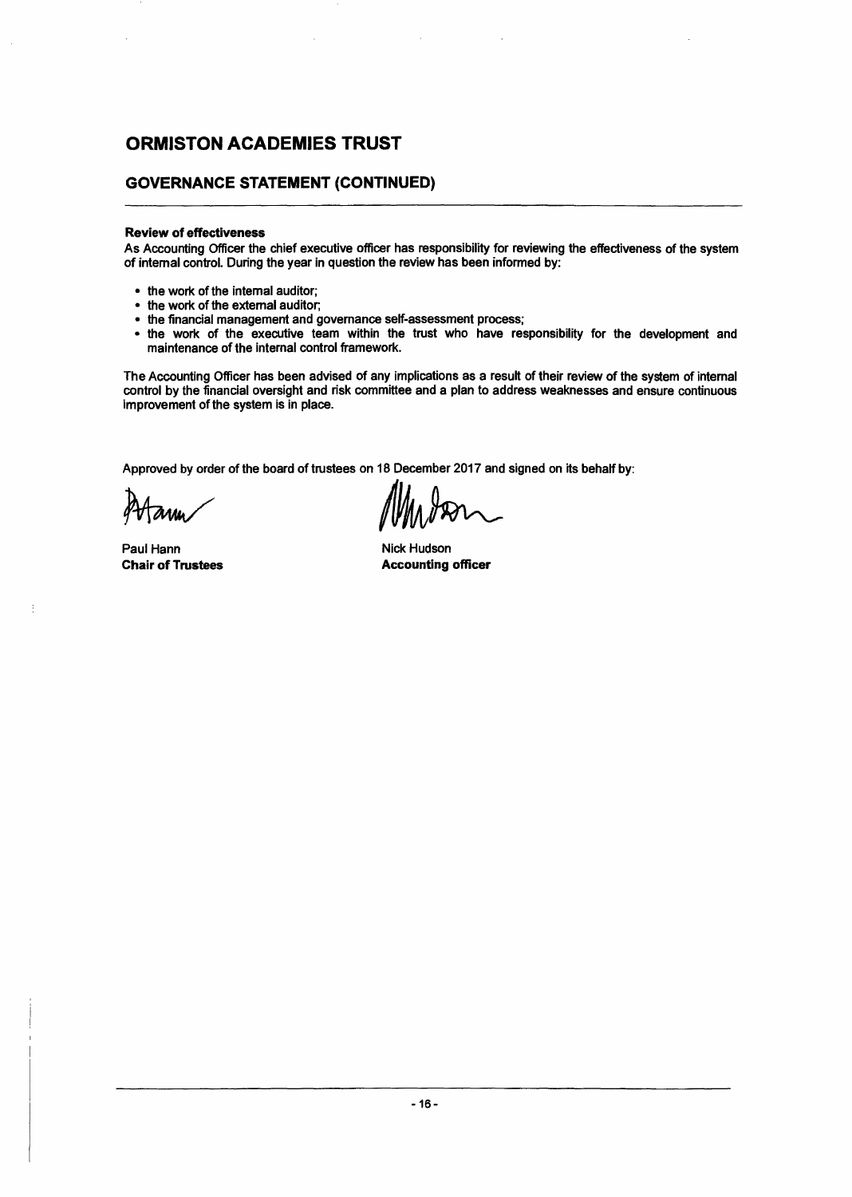# ORMISTON ACADEMIES TRUST

## GOVERNANCE STATEMENT (CONTINUED)

**Review of effectiveness**

As Accounting Officer the chief executive officer has responsibility for reviewing the effectiveness of the system of internal control. During the year in question the review has been informed by:

- the work of the internal auditor;
- the work of the external auditor;
- the financial management and governance self-assessment process;
- the work of the executive team within the trust who have responsibility for the development and maintenance of the internal control framework.

The Accounting Officer has been advised of any implications as a result of their review of the system of internal control by the financial oversight and risk committee and a plan to address weaknesses and ensure continuous improvement of the system is in place.

Approved by order of the board of trustees on 18 December 2017 and signed on its behalf by:

Paul Hann
**Chair of Trustees**

Nick Hudson
**Accounting officer**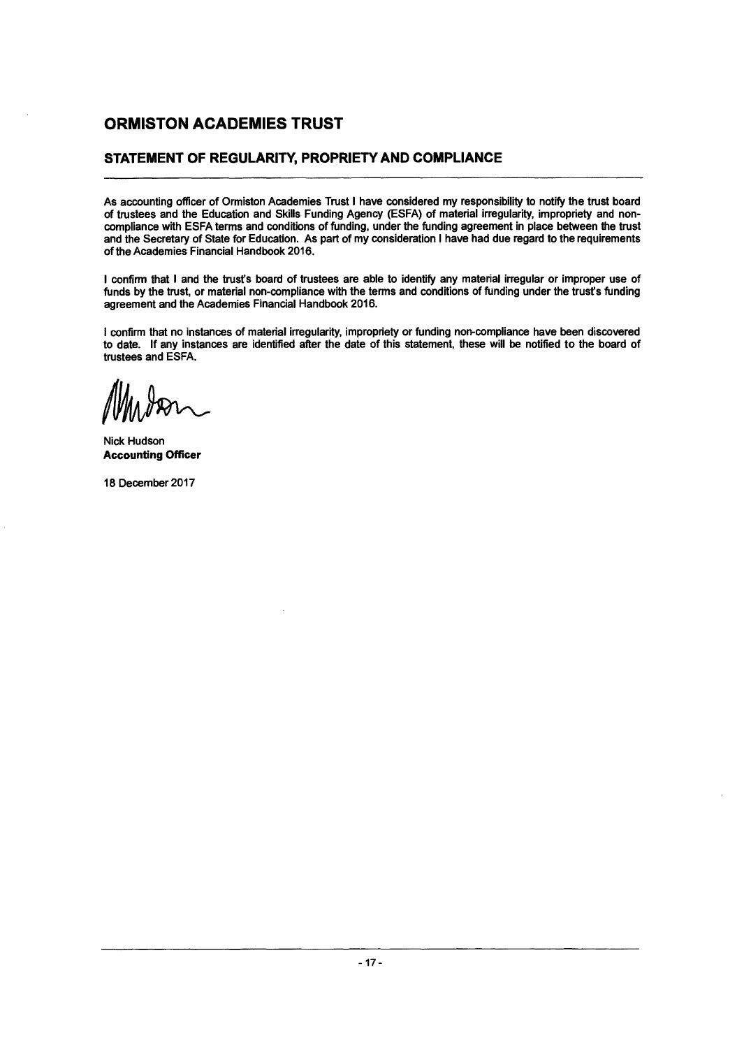# ORMISTON ACADEMIES TRUST

## STATEMENT OF REGULARITY, PROPRIETY AND COMPLIANCE

As accounting officer of Ormiston Academies Trust I have considered my responsibility to notify the trust board of trustees and the Education and Skills Funding Agency (ESFA) of material irregularity, impropriety and non-compliance with ESFA terms and conditions of funding, under the funding agreement in place between the trust and the Secretary of State for Education. As part of my consideration I have had due regard to the requirements of the Academies Financial Handbook 2016.

I confirm that I and the trust's board of trustees are able to identify any material irregular or improper use of funds by the trust, or material non-compliance with the terms and conditions of funding under the trust's funding agreement and the Academies Financial Handbook 2016.

I confirm that no instances of material irregularity, impropriety or funding non-compliance have been discovered to date. If any instances are identified after the date of this statement, these will be notified to the board of trustees and ESFA.

Nick Hudson
**Accounting Officer**

18 December 2017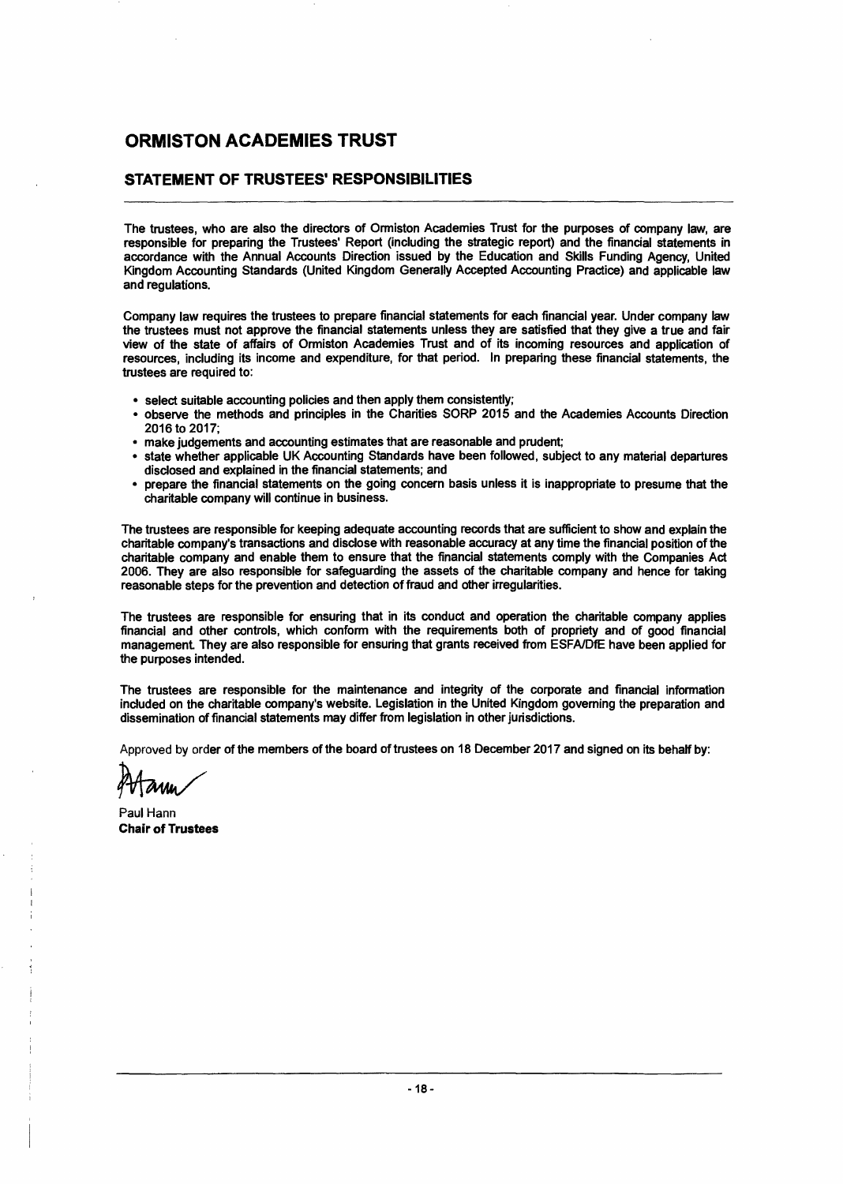# ORMISTON ACADEMIES TRUST

## STATEMENT OF TRUSTEES' RESPONSIBILITIES

The trustees, who are also the directors of Ormiston Academies Trust for the purposes of company law, are responsible for preparing the Trustees' Report (including the strategic report) and the financial statements in accordance with the Annual Accounts Direction issued by the Education and Skills Funding Agency, United Kingdom Accounting Standards (United Kingdom Generally Accepted Accounting Practice) and applicable law and regulations.

Company law requires the trustees to prepare financial statements for each financial year. Under company law the trustees must not approve the financial statements unless they are satisfied that they give a true and fair view of the state of affairs of Ormiston Academies Trust and of its incoming resources and application of resources, including its income and expenditure, for that period. In preparing these financial statements, the trustees are required to:

- select suitable accounting policies and then apply them consistently;
- observe the methods and principles in the Charities SORP 2015 and the Academies Accounts Direction 2016 to 2017;
- make judgements and accounting estimates that are reasonable and prudent;
- state whether applicable UK Accounting Standards have been followed, subject to any material departures disclosed and explained in the financial statements; and
- prepare the financial statements on the going concern basis unless it is inappropriate to presume that the charitable company will continue in business.

The trustees are responsible for keeping adequate accounting records that are sufficient to show and explain the charitable company's transactions and disclose with reasonable accuracy at any time the financial position of the charitable company and enable them to ensure that the financial statements comply with the Companies Act 2006. They are also responsible for safeguarding the assets of the charitable company and hence for taking reasonable steps for the prevention and detection of fraud and other irregularities.

The trustees are responsible for ensuring that in its conduct and operation the charitable company applies financial and other controls, which conform with the requirements both of propriety and of good financial management. They are also responsible for ensuring that grants received from ESFA/DfE have been applied for the purposes intended.

The trustees are responsible for the maintenance and integrity of the corporate and financial information included on the charitable company's website. Legislation in the United Kingdom governing the preparation and dissemination of financial statements may differ from legislation in other jurisdictions.

Approved by order of the members of the board of trustees on 18 December 2017 and signed on its behalf by:

Paul Hann
**Chair of Trustees**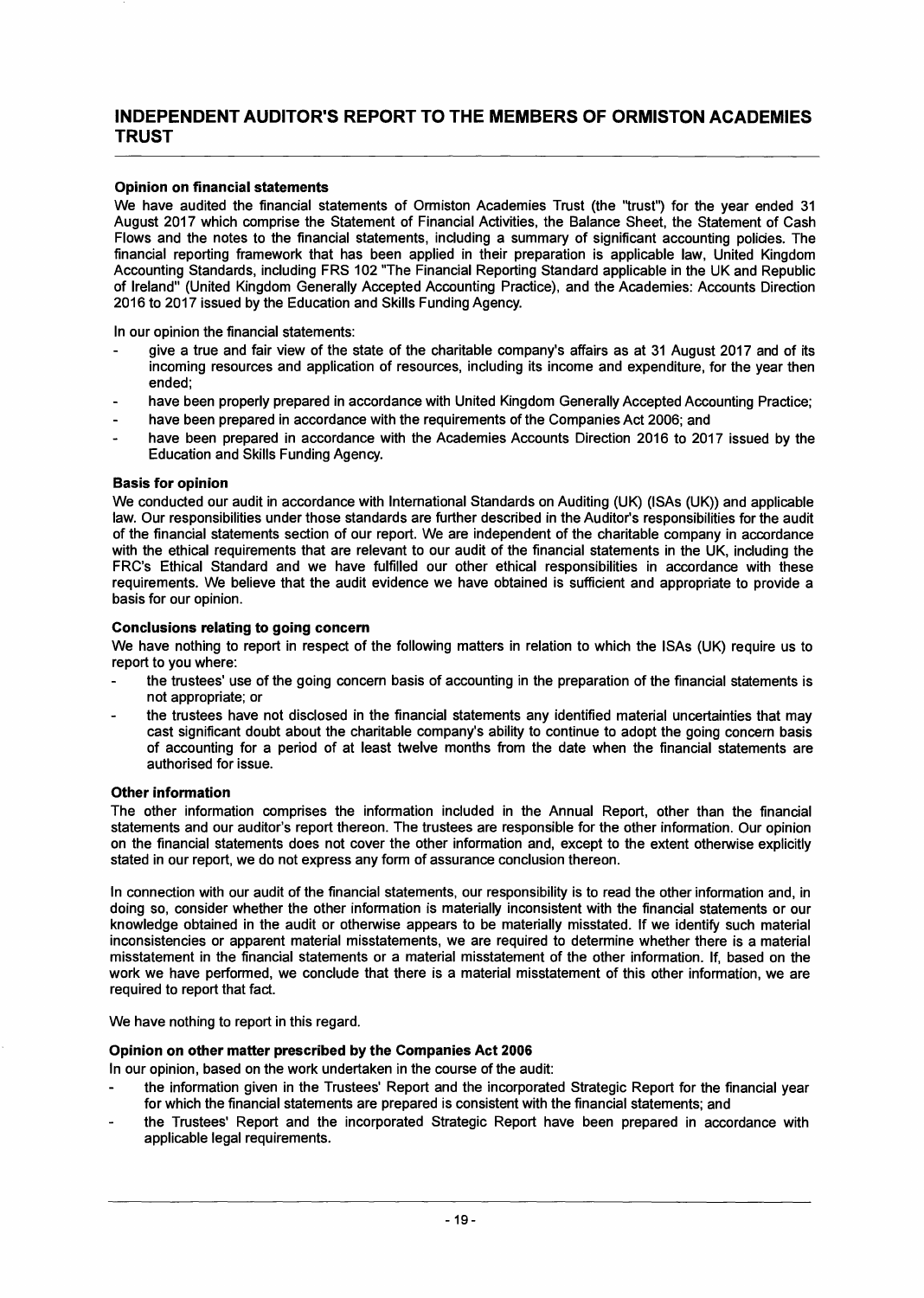# INDEPENDENT AUDITOR'S REPORT TO THE MEMBERS OF ORMISTON ACADEMIES TRUST

**Opinion on financial statements**

We have audited the financial statements of Ormiston Academies Trust (the "trust") for the year ended 31 August 2017 which comprise the Statement of Financial Activities, the Balance Sheet, the Statement of Cash Flows and the notes to the financial statements, including a summary of significant accounting policies. The financial reporting framework that has been applied in their preparation is applicable law, United Kingdom Accounting Standards, including FRS 102 "The Financial Reporting Standard applicable in the UK and Republic of Ireland" (United Kingdom Generally Accepted Accounting Practice), and the Academies: Accounts Direction 2016 to 2017 issued by the Education and Skills Funding Agency.

In our opinion the financial statements:

- give a true and fair view of the state of the charitable company's affairs as at 31 August 2017 and of its incoming resources and application of resources, including its income and expenditure, for the year then ended;
- have been properly prepared in accordance with United Kingdom Generally Accepted Accounting Practice;
- have been prepared in accordance with the requirements of the Companies Act 2006; and
- have been prepared in accordance with the Academies Accounts Direction 2016 to 2017 issued by the Education and Skills Funding Agency.

**Basis for opinion**

We conducted our audit in accordance with International Standards on Auditing (UK) (ISAs (UK)) and applicable law. Our responsibilities under those standards are further described in the Auditor's responsibilities for the audit of the financial statements section of our report. We are independent of the charitable company in accordance with the ethical requirements that are relevant to our audit of the financial statements in the UK, including the FRC's Ethical Standard and we have fulfilled our other ethical responsibilities in accordance with these requirements. We believe that the audit evidence we have obtained is sufficient and appropriate to provide a basis for our opinion.

**Conclusions relating to going concern**

We have nothing to report in respect of the following matters in relation to which the ISAs (UK) require us to report to you where:

- the trustees' use of the going concern basis of accounting in the preparation of the financial statements is not appropriate; or
- the trustees have not disclosed in the financial statements any identified material uncertainties that may cast significant doubt about the charitable company's ability to continue to adopt the going concern basis of accounting for a period of at least twelve months from the date when the financial statements are authorised for issue.

**Other information**

The other information comprises the information included in the Annual Report, other than the financial statements and our auditor's report thereon. The trustees are responsible for the other information. Our opinion on the financial statements does not cover the other information and, except to the extent otherwise explicitly stated in our report, we do not express any form of assurance conclusion thereon.

In connection with our audit of the financial statements, our responsibility is to read the other information and, in doing so, consider whether the other information is materially inconsistent with the financial statements or our knowledge obtained in the audit or otherwise appears to be materially misstated. If we identify such material inconsistencies or apparent material misstatements, we are required to determine whether there is a material misstatement in the financial statements or a material misstatement of the other information. If, based on the work we have performed, we conclude that there is a material misstatement of this other information, we are required to report that fact.

We have nothing to report in this regard.

**Opinion on other matter prescribed by the Companies Act 2006**

In our opinion, based on the work undertaken in the course of the audit:

- the information given in the Trustees' Report and the incorporated Strategic Report for the financial year for which the financial statements are prepared is consistent with the financial statements; and
- the Trustees' Report and the incorporated Strategic Report have been prepared in accordance with applicable legal requirements.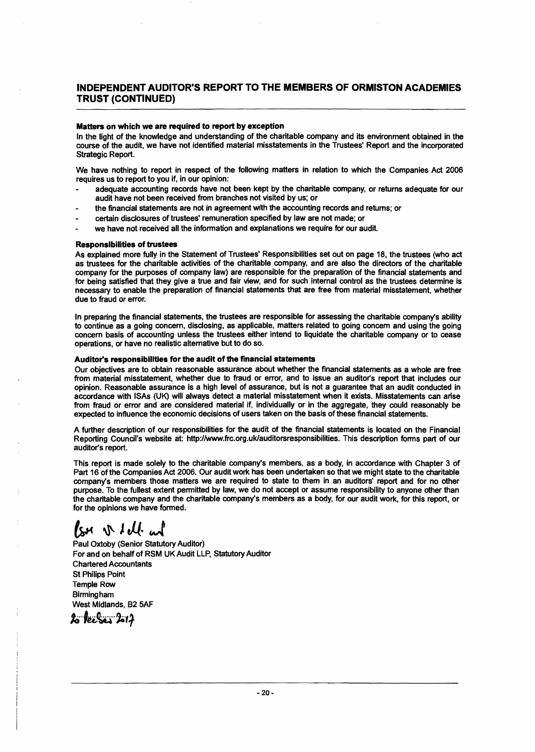## INDEPENDENT AUDITOR'S REPORT TO THE MEMBERS OF ORMISTON ACADEMIES TRUST (CONTINUED)

**Matters on which we are required to report by exception**

In the light of the knowledge and understanding of the charitable company and its environment obtained in the course of the audit, we have not identified material misstatements in the Trustees' Report and the incorporated Strategic Report.

We have nothing to report in respect of the following matters in relation to which the Companies Act 2006 requires us to report to you if, in our opinion:

- adequate accounting records have not been kept by the charitable company, or returns adequate for our audit have not been received from branches not visited by us; or
- the financial statements are not in agreement with the accounting records and returns; or
- certain disclosures of trustees' remuneration specified by law are not made; or
- we have not received all the information and explanations we require for our audit.

**Responsibilities of trustees**

As explained more fully in the Statement of Trustees' Responsibilities set out on page 18, the trustees (who act as trustees for the charitable activities of the charitable company, and are also the directors of the charitable company for the purposes of company law) are responsible for the preparation of the financial statements and for being satisfied that they give a true and fair view, and for such internal control as the trustees determine is necessary to enable the preparation of financial statements that are free from material misstatement, whether due to fraud or error.

In preparing the financial statements, the trustees are responsible for assessing the charitable company's ability to continue as a going concern, disclosing, as applicable, matters related to going concern and using the going concern basis of accounting unless the trustees either intend to liquidate the charitable company or to cease operations, or have no realistic alternative but to do so.

**Auditor's responsibilities for the audit of the financial statements**

Our objectives are to obtain reasonable assurance about whether the financial statements as a whole are free from material misstatement, whether due to fraud or error, and to issue an auditor's report that includes our opinion. Reasonable assurance is a high level of assurance, but is not a guarantee that an audit conducted in accordance with ISAs (UK) will always detect a material misstatement when it exists. Misstatements can arise from fraud or error and are considered material if, individually or in the aggregate, they could reasonably be expected to influence the economic decisions of users taken on the basis of these financial statements.

A further description of our responsibilities for the audit of the financial statements is located on the Financial Reporting Council's website at: http://www.frc.org.uk/auditorsresponsibilities. This description forms part of our auditor's report.

This report is made solely to the charitable company's members, as a body, in accordance with Chapter 3 of Part 16 of the Companies Act 2006. Our audit work has been undertaken so that we might state to the charitable company's members those matters we are required to state to them in an auditors' report and for no other purpose. To the fullest extent permitted by law, we do not accept or assume responsibility to anyone other than the charitable company and the charitable company's members as a body, for our audit work, for this report, or for the opinions we have formed.

RSM UK Audit LLP

Paul Oxtoby (Senior Statutory Auditor)
For and on behalf of RSM UK Audit LLP, Statutory Auditor
Chartered Accountants
St Philips Point
Temple Row
Birmingham
West Midlands, B2 5AF

20 December 2017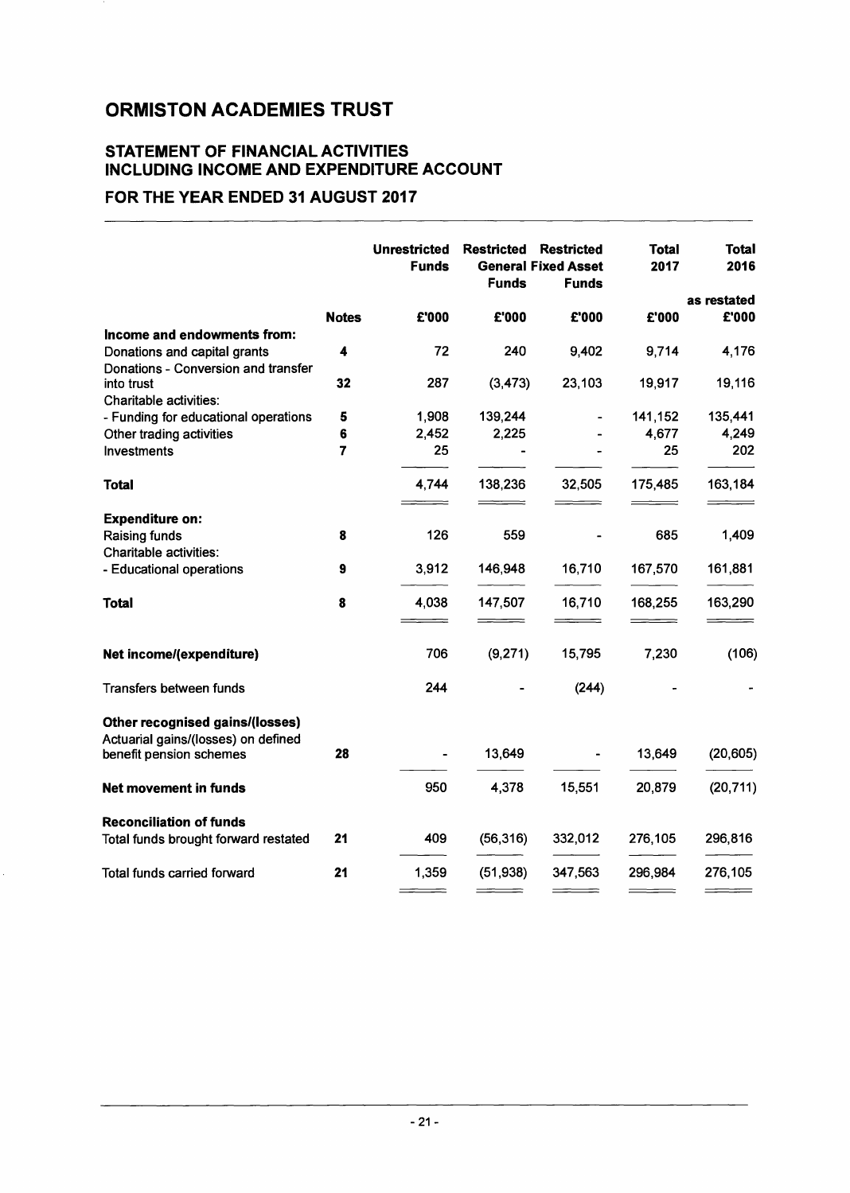# ORMISTON ACADEMIES TRUST

## STATEMENT OF FINANCIAL ACTIVITIES INCLUDING INCOME AND EXPENDITURE ACCOUNT

## FOR THE YEAR ENDED 31 AUGUST 2017

| | Notes | Unrestricted Funds £'000 | Restricted General Funds £'000 | Restricted Fixed Asset Funds £'000 | Total 2017 £'000 | Total 2016 as restated £'000 |
|---|---|---|---|---|---|---|
| **Income and endowments from:** | | | | | | |
| Donations and capital grants | 4 | 72 | 240 | 9,402 | 9,714 | 4,176 |
| Donations - Conversion and transfer into trust | 32 | 287 | (3,473) | 23,103 | 19,917 | 19,116 |
| Charitable activities: | | | | | | |
| - Funding for educational operations | 5 | 1,908 | 139,244 | - | 141,152 | 135,441 |
| Other trading activities | 6 | 2,452 | 2,225 | - | 4,677 | 4,249 |
| Investments | 7 | 25 | - | - | 25 | 202 |
| **Total** | | 4,744 | 138,236 | 32,505 | 175,485 | 163,184 |
| **Expenditure on:** | | | | | | |
| Raising funds | 8 | 126 | 559 | - | 685 | 1,409 |
| Charitable activities: | | | | | | |
| - Educational operations | 9 | 3,912 | 146,948 | 16,710 | 167,570 | 161,881 |
| **Total** | 8 | 4,038 | 147,507 | 16,710 | 168,255 | 163,290 |
| **Net income/(expenditure)** | | 706 | (9,271) | 15,795 | 7,230 | (106) |
| Transfers between funds | | 244 | - | (244) | - | - |
| **Other recognised gains/(losses)** | | | | | | |
| Actuarial gains/(losses) on defined benefit pension schemes | 28 | - | 13,649 | - | 13,649 | (20,605) |
| **Net movement in funds** | | 950 | 4,378 | 15,551 | 20,879 | (20,711) |
| **Reconciliation of funds** | | | | | | |
| Total funds brought forward restated | 21 | 409 | (56,316) | 332,012 | 276,105 | 296,816 |
| Total funds carried forward | 21 | 1,359 | (51,938) | 347,563 | 296,984 | 276,105 |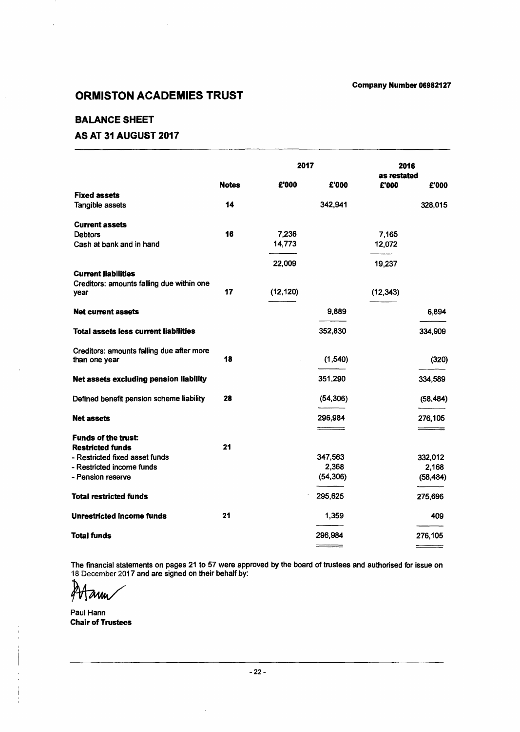Company Number 06982127

# ORMISTON ACADEMIES TRUST

## BALANCE SHEET

## AS AT 31 AUGUST 2017

| | | 2017 | | 2016 as restated | |
|---|---|---|---|---|---|
| | **Notes** | **£'000** | **£'000** | **£'000** | **£'000** |
| **Fixed assets** | | | | | |
| Tangible assets | 14 | | 342,941 | | 328,015 |
| **Current assets** | | | | | |
| Debtors | 16 | 7,236 | | 7,165 | |
| Cash at bank and in hand | | 14,773 | | 12,072 | |
| | | 22,009 | | 19,237 | |
| **Current liabilities** | | | | | |
| Creditors: amounts falling due within one year | 17 | (12,120) | | (12,343) | |
| **Net current assets** | | | 9,889 | | 6,894 |
| **Total assets less current liabilities** | | | 352,830 | | 334,909 |
| Creditors: amounts falling due after more than one year | 18 | | (1,540) | | (320) |
| **Net assets excluding pension liability** | | | 351,290 | | 334,589 |
| Defined benefit pension scheme liability | 28 | | (54,306) | | (58,484) |
| **Net assets** | | | 296,984 | | 276,105 |
| **Funds of the trust:** | | | | | |
| **Restricted funds** | 21 | | | | |
| - Restricted fixed asset funds | | | 347,563 | | 332,012 |
| - Restricted income funds | | | 2,368 | | 2,168 |
| - Pension reserve | | | (54,306) | | (58,484) |
| **Total restricted funds** | | | 295,625 | | 275,696 |
| **Unrestricted income funds** | 21 | | 1,359 | | 409 |
| **Total funds** | | | 296,984 | | 276,105 |

The financial statements on pages 21 to 57 were approved by the board of trustees and authorised for issue on 18 December 2017 and are signed on their behalf by:

Paul Hann
**Chair of Trustees**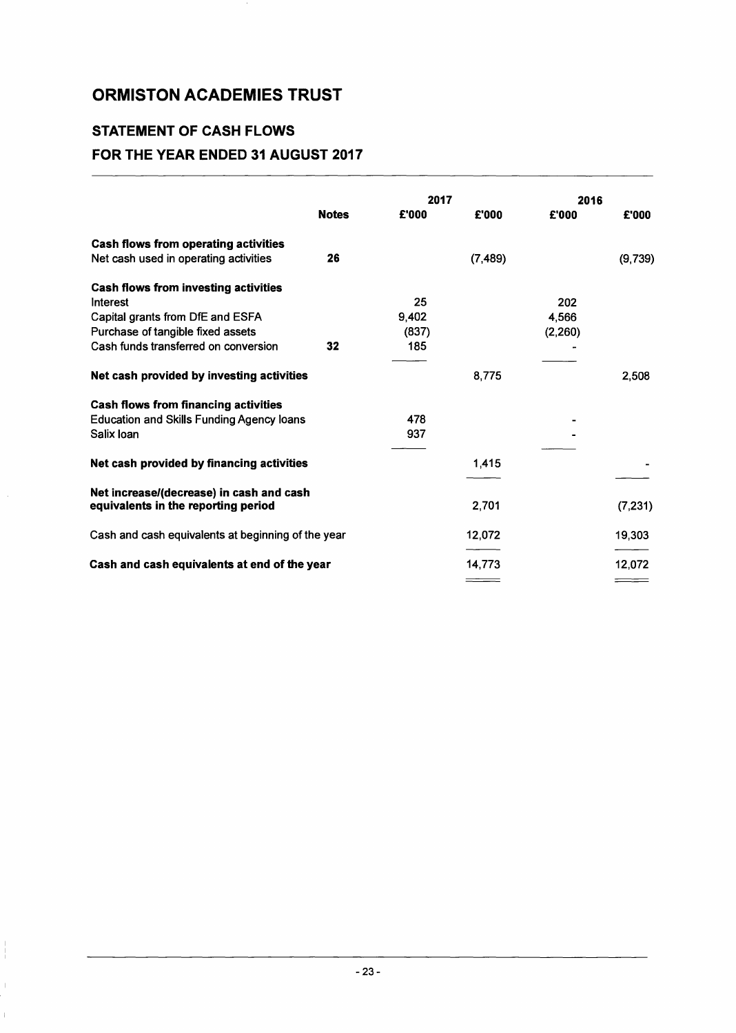# ORMISTON ACADEMIES TRUST

## STATEMENT OF CASH FLOWS

## FOR THE YEAR ENDED 31 AUGUST 2017

| | Notes | 2017 £'000 | 2017 £'000 | 2016 £'000 | 2016 £'000 |
|---|---|---|---|---|---|
| **Cash flows from operating activities** | | | | | |
| Net cash used in operating activities | **26** | | (7,489) | | (9,739) |
| **Cash flows from investing activities** | | | | | |
| Interest | | 25 | | 202 | |
| Capital grants from DfE and ESFA | | 9,402 | | 4,566 | |
| Purchase of tangible fixed assets | | (837) | | (2,260) | |
| Cash funds transferred on conversion | **32** | 185 | | - | |
| **Net cash provided by investing activities** | | | 8,775 | | 2,508 |
| **Cash flows from financing activities** | | | | | |
| Education and Skills Funding Agency loans | | 478 | | - | |
| Salix loan | | 937 | | - | |
| **Net cash provided by financing activities** | | | 1,415 | | - |
| **Net increase/(decrease) in cash and cash equivalents in the reporting period** | | | 2,701 | | (7,231) |
| Cash and cash equivalents at beginning of the year | | | 12,072 | | 19,303 |
| **Cash and cash equivalents at end of the year** | | | 14,773 | | 12,072 |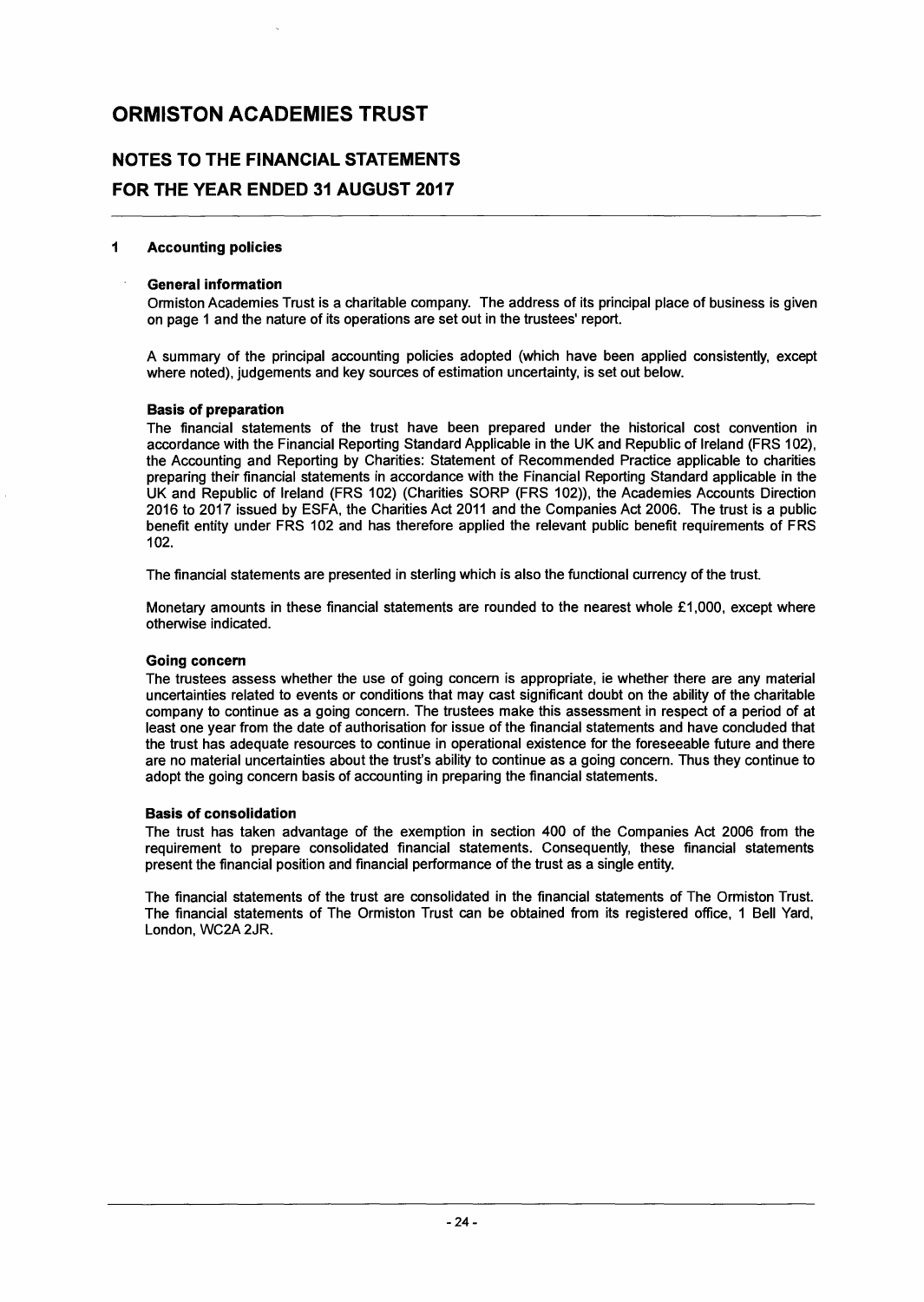# ORMISTON ACADEMIES TRUST

## NOTES TO THE FINANCIAL STATEMENTS

## FOR THE YEAR ENDED 31 AUGUST 2017

### 1 Accounting policies

**General information**

Ormiston Academies Trust is a charitable company. The address of its principal place of business is given on page 1 and the nature of its operations are set out in the trustees' report.

A summary of the principal accounting policies adopted (which have been applied consistently, except where noted), judgements and key sources of estimation uncertainty, is set out below.

**Basis of preparation**

The financial statements of the trust have been prepared under the historical cost convention in accordance with the Financial Reporting Standard Applicable in the UK and Republic of Ireland (FRS 102), the Accounting and Reporting by Charities: Statement of Recommended Practice applicable to charities preparing their financial statements in accordance with the Financial Reporting Standard applicable in the UK and Republic of Ireland (FRS 102) (Charities SORP (FRS 102)), the Academies Accounts Direction 2016 to 2017 issued by ESFA, the Charities Act 2011 and the Companies Act 2006. The trust is a public benefit entity under FRS 102 and has therefore applied the relevant public benefit requirements of FRS 102.

The financial statements are presented in sterling which is also the functional currency of the trust.

Monetary amounts in these financial statements are rounded to the nearest whole £1,000, except where otherwise indicated.

**Going concern**

The trustees assess whether the use of going concern is appropriate, ie whether there are any material uncertainties related to events or conditions that may cast significant doubt on the ability of the charitable company to continue as a going concern. The trustees make this assessment in respect of a period of at least one year from the date of authorisation for issue of the financial statements and have concluded that the trust has adequate resources to continue in operational existence for the foreseeable future and there are no material uncertainties about the trust's ability to continue as a going concern. Thus they continue to adopt the going concern basis of accounting in preparing the financial statements.

**Basis of consolidation**

The trust has taken advantage of the exemption in section 400 of the Companies Act 2006 from the requirement to prepare consolidated financial statements. Consequently, these financial statements present the financial position and financial performance of the trust as a single entity.

The financial statements of the trust are consolidated in the financial statements of The Ormiston Trust. The financial statements of The Ormiston Trust can be obtained from its registered office, 1 Bell Yard, London, WC2A 2JR.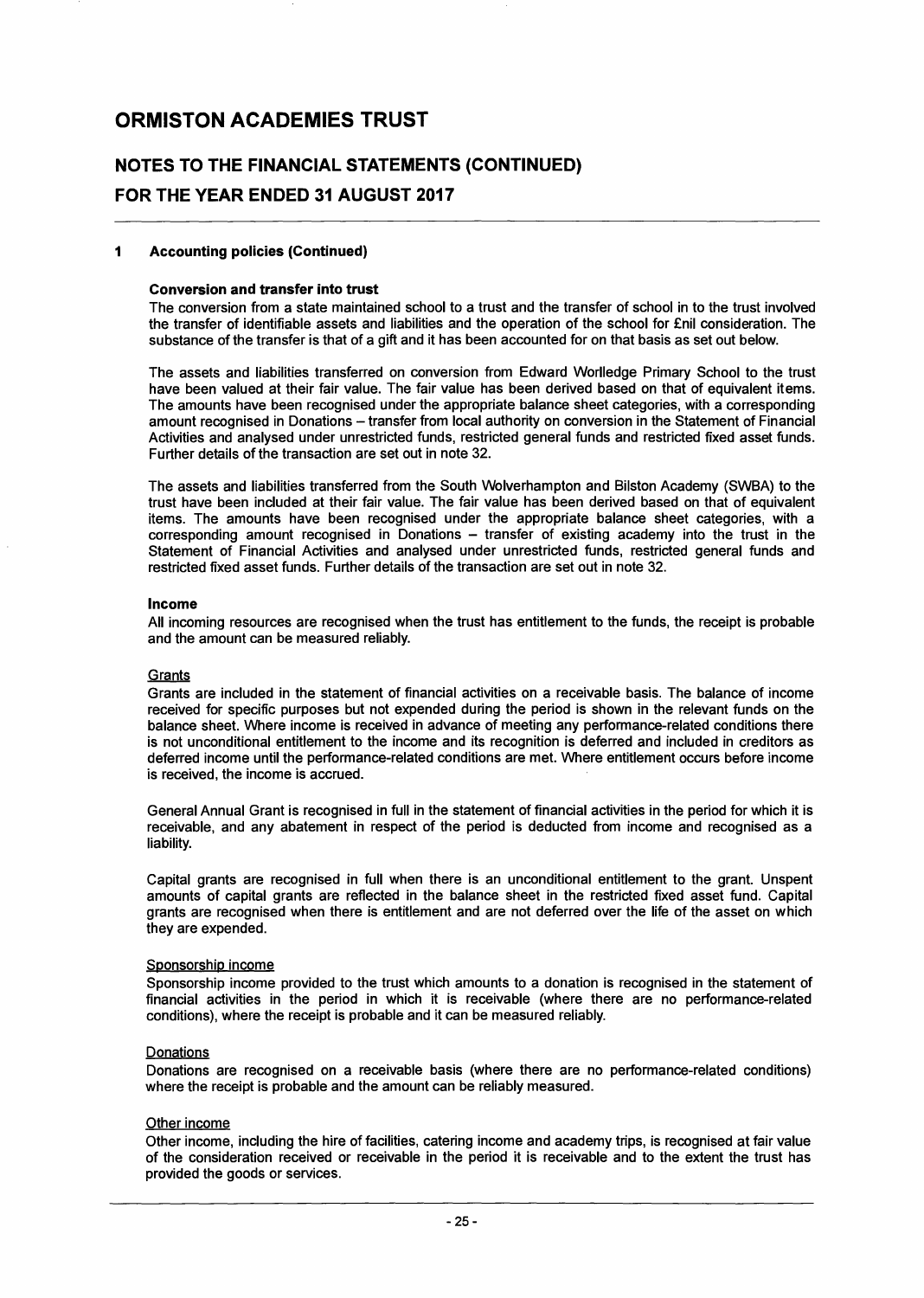## 1 Accounting policies (Continued)

### Conversion and transfer into trust

The conversion from a state maintained school to a trust and the transfer of school in to the trust involved the transfer of identifiable assets and liabilities and the operation of the school for £nil consideration. The substance of the transfer is that of a gift and it has been accounted for on that basis as set out below.

The assets and liabilities transferred on conversion from Edward Worlledge Primary School to the trust have been valued at their fair value. The fair value has been derived based on that of equivalent items. The amounts have been recognised under the appropriate balance sheet categories, with a corresponding amount recognised in Donations – transfer from local authority on conversion in the Statement of Financial Activities and analysed under unrestricted funds, restricted general funds and restricted fixed asset funds. Further details of the transaction are set out in note 32.

The assets and liabilities transferred from the South Wolverhampton and Bilston Academy (SWBA) to the trust have been included at their fair value. The fair value has been derived based on that of equivalent items. The amounts have been recognised under the appropriate balance sheet categories, with a corresponding amount recognised in Donations – transfer of existing academy into the trust in the Statement of Financial Activities and analysed under unrestricted funds, restricted general funds and restricted fixed asset funds. Further details of the transaction are set out in note 32.

### Income

All incoming resources are recognised when the trust has entitlement to the funds, the receipt is probable and the amount can be measured reliably.

#### Grants

Grants are included in the statement of financial activities on a receivable basis. The balance of income received for specific purposes but not expended during the period is shown in the relevant funds on the balance sheet. Where income is received in advance of meeting any performance-related conditions there is not unconditional entitlement to the income and its recognition is deferred and included in creditors as deferred income until the performance-related conditions are met. Where entitlement occurs before income is received, the income is accrued.

General Annual Grant is recognised in full in the statement of financial activities in the period for which it is receivable, and any abatement in respect of the period is deducted from income and recognised as a liability.

Capital grants are recognised in full when there is an unconditional entitlement to the grant. Unspent amounts of capital grants are reflected in the balance sheet in the restricted fixed asset fund. Capital grants are recognised when there is entitlement and are not deferred over the life of the asset on which they are expended.

#### Sponsorship income

Sponsorship income provided to the trust which amounts to a donation is recognised in the statement of financial activities in the period in which it is receivable (where there are no performance-related conditions), where the receipt is probable and it can be measured reliably.

#### Donations

Donations are recognised on a receivable basis (where there are no performance-related conditions) where the receipt is probable and the amount can be reliably measured.

#### Other income

Other income, including the hire of facilities, catering income and academy trips, is recognised at fair value of the consideration received or receivable in the period it is receivable and to the extent the trust has provided the goods or services.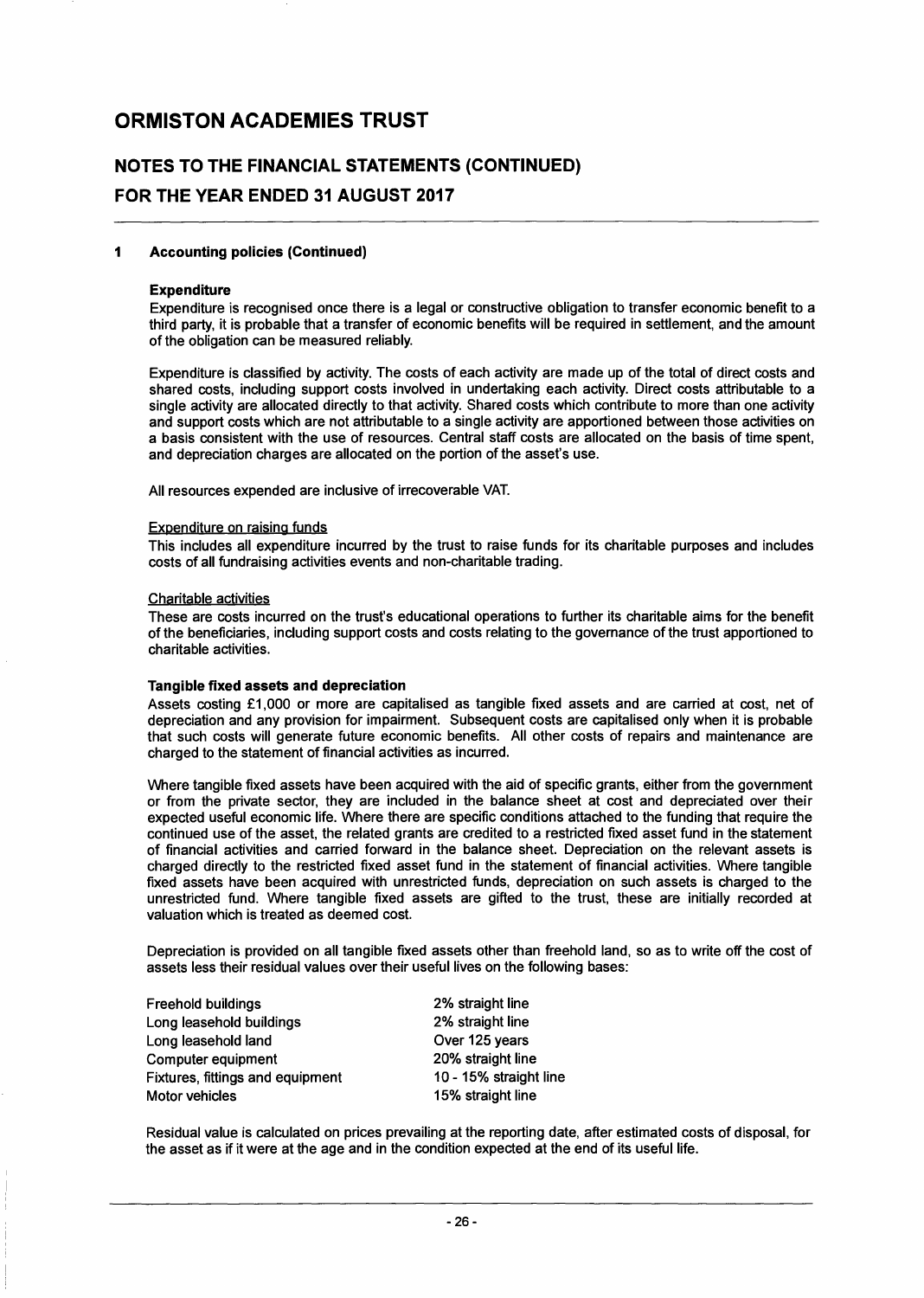# ORMISTON ACADEMIES TRUST

## NOTES TO THE FINANCIAL STATEMENTS (CONTINUED)

## FOR THE YEAR ENDED 31 AUGUST 2017

### 1 Accounting policies (Continued)

**Expenditure**

Expenditure is recognised once there is a legal or constructive obligation to transfer economic benefit to a third party, it is probable that a transfer of economic benefits will be required in settlement, and the amount of the obligation can be measured reliably.

Expenditure is classified by activity. The costs of each activity are made up of the total of direct costs and shared costs, including support costs involved in undertaking each activity. Direct costs attributable to a single activity are allocated directly to that activity. Shared costs which contribute to more than one activity and support costs which are not attributable to a single activity are apportioned between those activities on a basis consistent with the use of resources. Central staff costs are allocated on the basis of time spent, and depreciation charges are allocated on the portion of the asset's use.

All resources expended are inclusive of irrecoverable VAT.

Expenditure on raising funds

This includes all expenditure incurred by the trust to raise funds for its charitable purposes and includes costs of all fundraising activities events and non-charitable trading.

Charitable activities

These are costs incurred on the trust's educational operations to further its charitable aims for the benefit of the beneficiaries, including support costs and costs relating to the governance of the trust apportioned to charitable activities.

**Tangible fixed assets and depreciation**

Assets costing £1,000 or more are capitalised as tangible fixed assets and are carried at cost, net of depreciation and any provision for impairment. Subsequent costs are capitalised only when it is probable that such costs will generate future economic benefits. All other costs of repairs and maintenance are charged to the statement of financial activities as incurred.

Where tangible fixed assets have been acquired with the aid of specific grants, either from the government or from the private sector, they are included in the balance sheet at cost and depreciated over their expected useful economic life. Where there are specific conditions attached to the funding that require the continued use of the asset, the related grants are credited to a restricted fixed asset fund in the statement of financial activities and carried forward in the balance sheet. Depreciation on the relevant assets is charged directly to the restricted fixed asset fund in the statement of financial activities. Where tangible fixed assets have been acquired with unrestricted funds, depreciation on such assets is charged to the unrestricted fund. Where tangible fixed assets are gifted to the trust, these are initially recorded at valuation which is treated as deemed cost.

Depreciation is provided on all tangible fixed assets other than freehold land, so as to write off the cost of assets less their residual values over their useful lives on the following bases:

| | |
|---|---|
| Freehold buildings | 2% straight line |
| Long leasehold buildings | 2% straight line |
| Long leasehold land | Over 125 years |
| Computer equipment | 20% straight line |
| Fixtures, fittings and equipment | 10 - 15% straight line |
| Motor vehicles | 15% straight line |

Residual value is calculated on prices prevailing at the reporting date, after estimated costs of disposal, for the asset as if it were at the age and in the condition expected at the end of its useful life.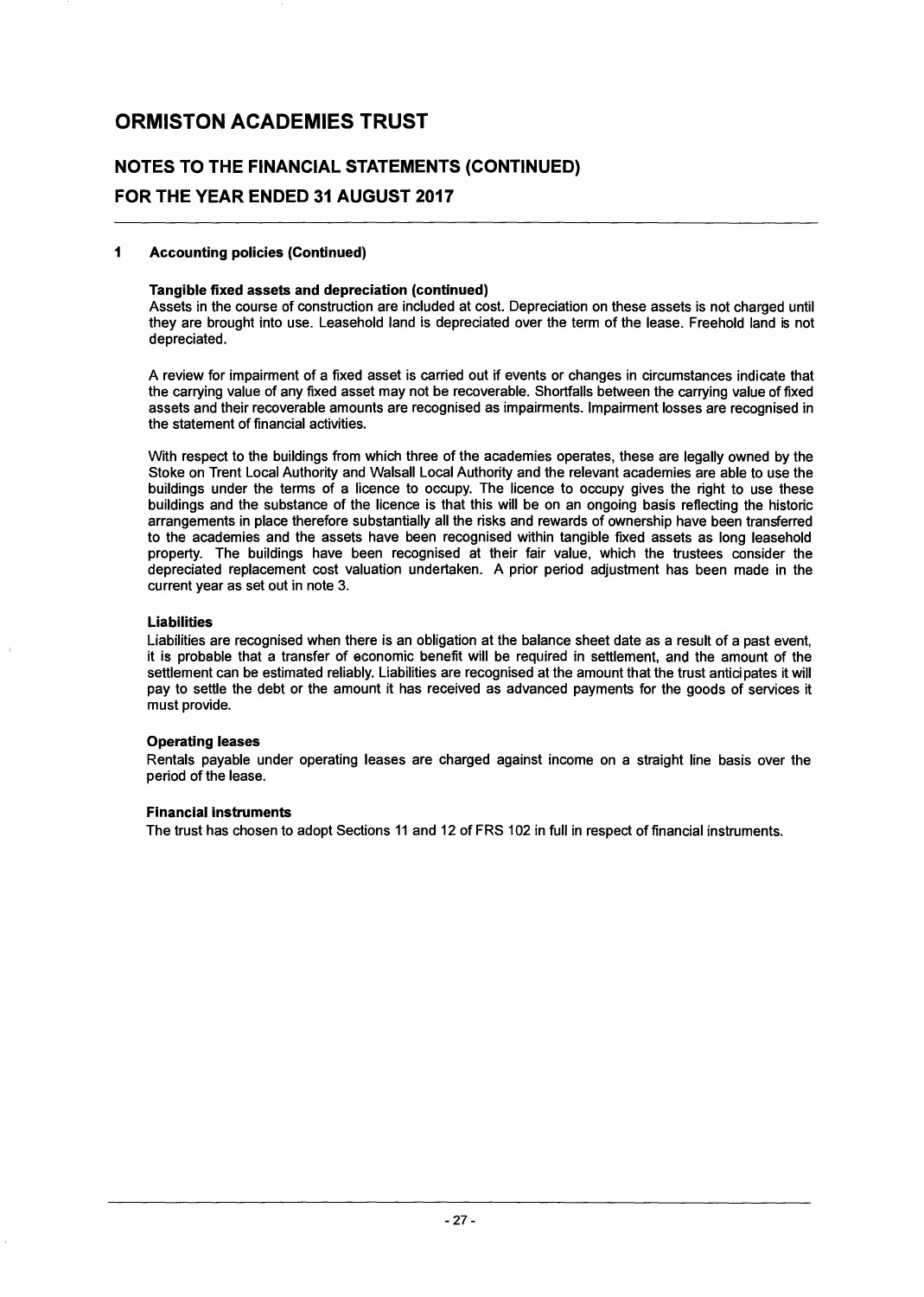# ORMISTON ACADEMIES TRUST

## NOTES TO THE FINANCIAL STATEMENTS (CONTINUED)

## FOR THE YEAR ENDED 31 AUGUST 2017

### 1 Accounting policies (Continued)

**Tangible fixed assets and depreciation (continued)**

Assets in the course of construction are included at cost. Depreciation on these assets is not charged until they are brought into use. Leasehold land is depreciated over the term of the lease. Freehold land is not depreciated.

A review for impairment of a fixed asset is carried out if events or changes in circumstances indicate that the carrying value of any fixed asset may not be recoverable. Shortfalls between the carrying value of fixed assets and their recoverable amounts are recognised as impairments. Impairment losses are recognised in the statement of financial activities.

With respect to the buildings from which three of the academies operates, these are legally owned by the Stoke on Trent Local Authority and Walsall Local Authority and the relevant academies are able to use the buildings under the terms of a licence to occupy. The licence to occupy gives the right to use these buildings and the substance of the licence is that this will be on an ongoing basis reflecting the historic arrangements in place therefore substantially all the risks and rewards of ownership have been transferred to the academies and the assets have been recognised within tangible fixed assets as long leasehold property. The buildings have been recognised at their fair value, which the trustees consider the depreciated replacement cost valuation undertaken. A prior period adjustment has been made in the current year as set out in note 3.

**Liabilities**

Liabilities are recognised when there is an obligation at the balance sheet date as a result of a past event, it is probable that a transfer of economic benefit will be required in settlement, and the amount of the settlement can be estimated reliably. Liabilities are recognised at the amount that the trust anticipates it will pay to settle the debt or the amount it has received as advanced payments for the goods of services it must provide.

**Operating leases**

Rentals payable under operating leases are charged against income on a straight line basis over the period of the lease.

**Financial instruments**

The trust has chosen to adopt Sections 11 and 12 of FRS 102 in full in respect of financial instruments.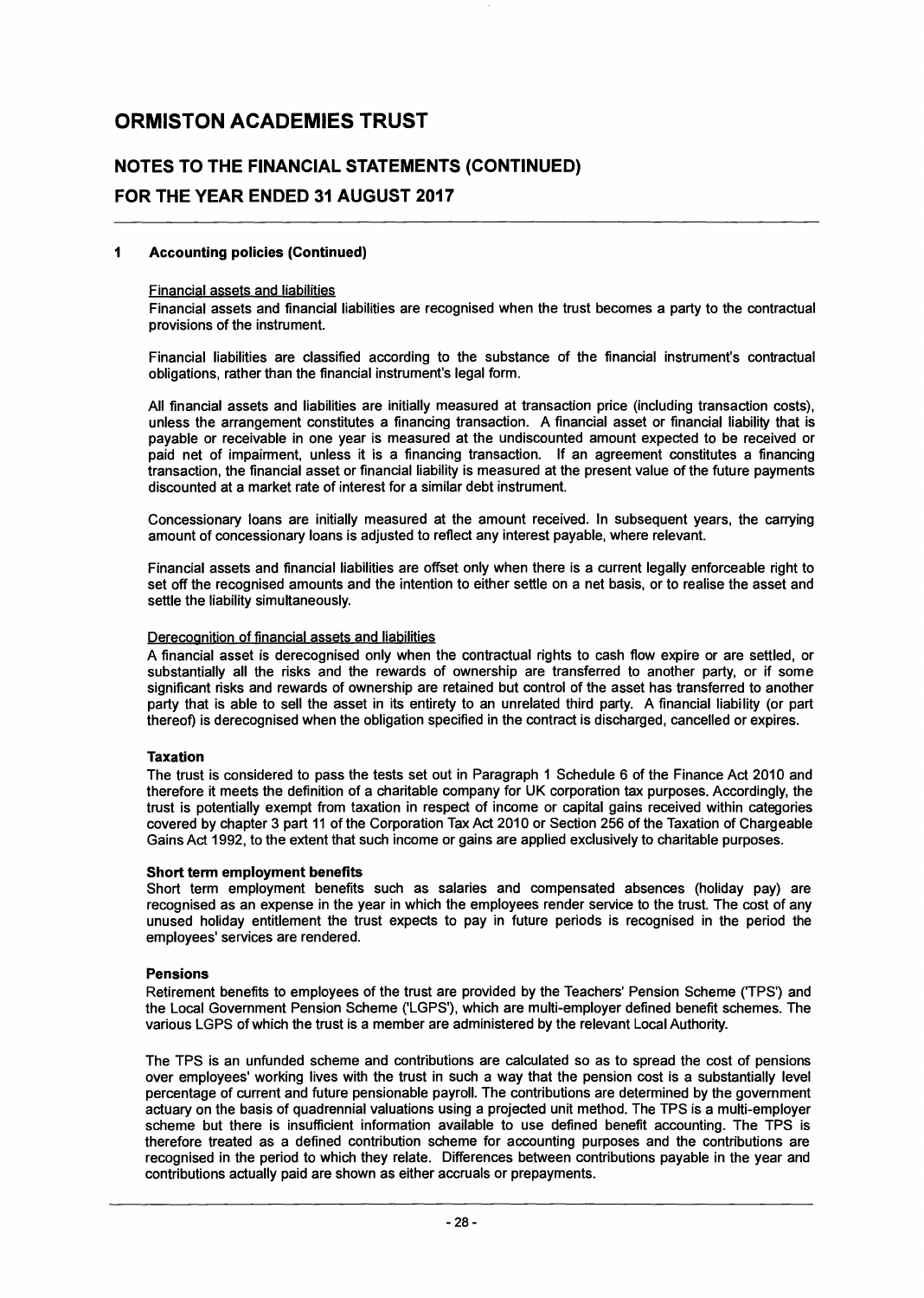# ORMISTON ACADEMIES TRUST

## NOTES TO THE FINANCIAL STATEMENTS (CONTINUED)

## FOR THE YEAR ENDED 31 AUGUST 2017

### 1 Accounting policies (Continued)

Financial assets and liabilities

Financial assets and financial liabilities are recognised when the trust becomes a party to the contractual provisions of the instrument.

Financial liabilities are classified according to the substance of the financial instrument's contractual obligations, rather than the financial instrument's legal form.

All financial assets and liabilities are initially measured at transaction price (including transaction costs), unless the arrangement constitutes a financing transaction. A financial asset or financial liability that is payable or receivable in one year is measured at the undiscounted amount expected to be received or paid net of impairment, unless it is a financing transaction. If an agreement constitutes a financing transaction, the financial asset or financial liability is measured at the present value of the future payments discounted at a market rate of interest for a similar debt instrument.

Concessionary loans are initially measured at the amount received. In subsequent years, the carrying amount of concessionary loans is adjusted to reflect any interest payable, where relevant.

Financial assets and financial liabilities are offset only when there is a current legally enforceable right to set off the recognised amounts and the intention to either settle on a net basis, or to realise the asset and settle the liability simultaneously.

Derecognition of financial assets and liabilities

A financial asset is derecognised only when the contractual rights to cash flow expire or are settled, or substantially all the risks and the rewards of ownership are transferred to another party, or if some significant risks and rewards of ownership are retained but control of the asset has transferred to another party that is able to sell the asset in its entirety to an unrelated third party. A financial liability (or part thereof) is derecognised when the obligation specified in the contract is discharged, cancelled or expires.

**Taxation**

The trust is considered to pass the tests set out in Paragraph 1 Schedule 6 of the Finance Act 2010 and therefore it meets the definition of a charitable company for UK corporation tax purposes. Accordingly, the trust is potentially exempt from taxation in respect of income or capital gains received within categories covered by chapter 3 part 11 of the Corporation Tax Act 2010 or Section 256 of the Taxation of Chargeable Gains Act 1992, to the extent that such income or gains are applied exclusively to charitable purposes.

**Short term employment benefits**

Short term employment benefits such as salaries and compensated absences (holiday pay) are recognised as an expense in the year in which the employees render service to the trust. The cost of any unused holiday entitlement the trust expects to pay in future periods is recognised in the period the employees' services are rendered.

**Pensions**

Retirement benefits to employees of the trust are provided by the Teachers' Pension Scheme ('TPS') and the Local Government Pension Scheme ('LGPS'), which are multi-employer defined benefit schemes. The various LGPS of which the trust is a member are administered by the relevant Local Authority.

The TPS is an unfunded scheme and contributions are calculated so as to spread the cost of pensions over employees' working lives with the trust in such a way that the pension cost is a substantially level percentage of current and future pensionable payroll. The contributions are determined by the government actuary on the basis of quadrennial valuations using a projected unit method. The TPS is a multi-employer scheme but there is insufficient information available to use defined benefit accounting. The TPS is therefore treated as a defined contribution scheme for accounting purposes and the contributions are recognised in the period to which they relate. Differences between contributions payable in the year and contributions actually paid are shown as either accruals or prepayments.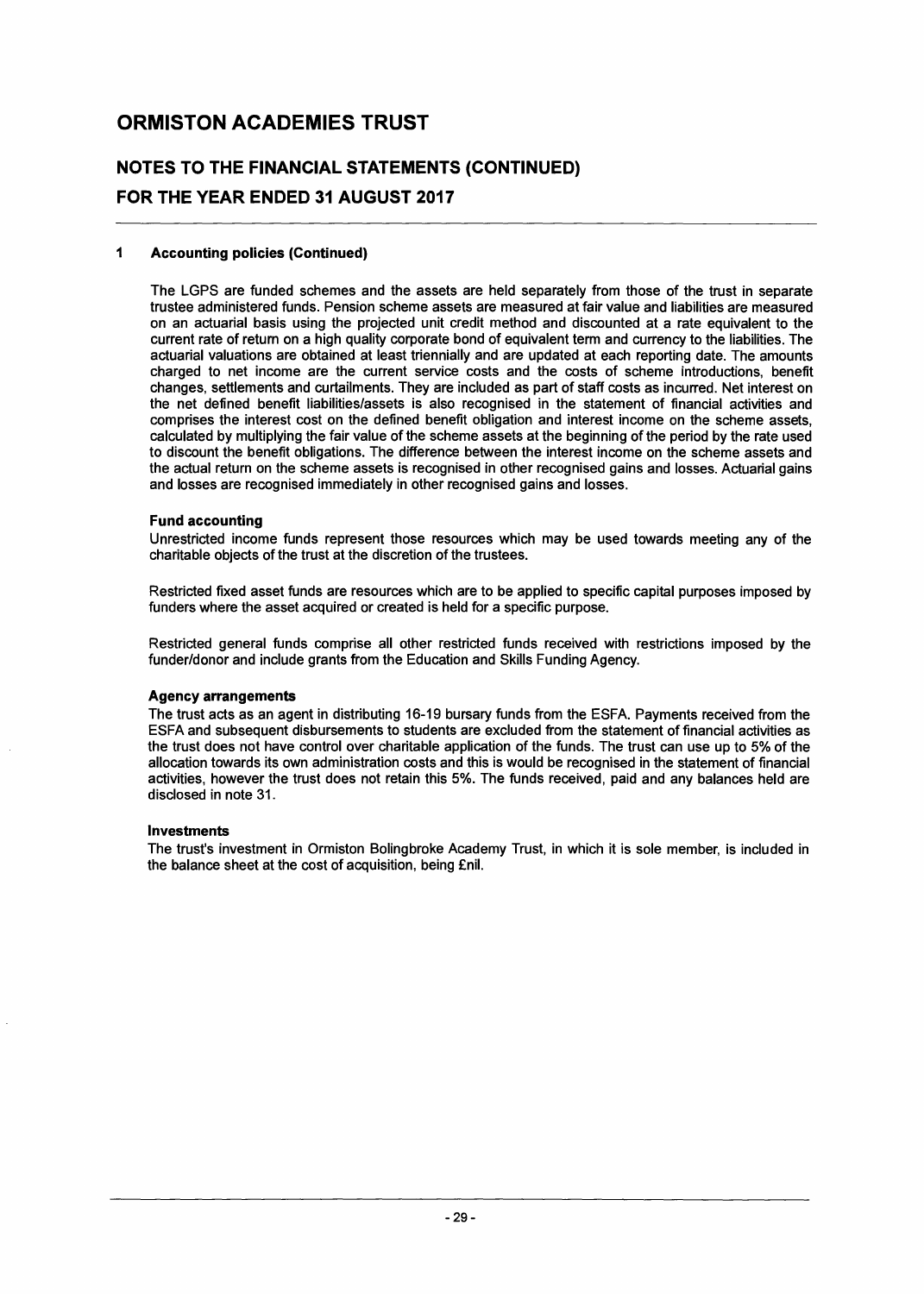# ORMISTON ACADEMIES TRUST

## NOTES TO THE FINANCIAL STATEMENTS (CONTINUED)
## FOR THE YEAR ENDED 31 AUGUST 2017

### 1 Accounting policies (Continued)

The LGPS are funded schemes and the assets are held separately from those of the trust in separate trustee administered funds. Pension scheme assets are measured at fair value and liabilities are measured on an actuarial basis using the projected unit credit method and discounted at a rate equivalent to the current rate of return on a high quality corporate bond of equivalent term and currency to the liabilities. The actuarial valuations are obtained at least triennially and are updated at each reporting date. The amounts charged to net income are the current service costs and the costs of scheme introductions, benefit changes, settlements and curtailments. They are included as part of staff costs as incurred. Net interest on the net defined benefit liabilities/assets is also recognised in the statement of financial activities and comprises the interest cost on the defined benefit obligation and interest income on the scheme assets, calculated by multiplying the fair value of the scheme assets at the beginning of the period by the rate used to discount the benefit obligations. The difference between the interest income on the scheme assets and the actual return on the scheme assets is recognised in other recognised gains and losses. Actuarial gains and losses are recognised immediately in other recognised gains and losses.

**Fund accounting**

Unrestricted income funds represent those resources which may be used towards meeting any of the charitable objects of the trust at the discretion of the trustees.

Restricted fixed asset funds are resources which are to be applied to specific capital purposes imposed by funders where the asset acquired or created is held for a specific purpose.

Restricted general funds comprise all other restricted funds received with restrictions imposed by the funder/donor and include grants from the Education and Skills Funding Agency.

**Agency arrangements**

The trust acts as an agent in distributing 16-19 bursary funds from the ESFA. Payments received from the ESFA and subsequent disbursements to students are excluded from the statement of financial activities as the trust does not have control over charitable application of the funds. The trust can use up to 5% of the allocation towards its own administration costs and this is would be recognised in the statement of financial activities, however the trust does not retain this 5%. The funds received, paid and any balances held are disclosed in note 31.

**Investments**

The trust's investment in Ormiston Bolingbroke Academy Trust, in which it is sole member, is included in the balance sheet at the cost of acquisition, being £nil.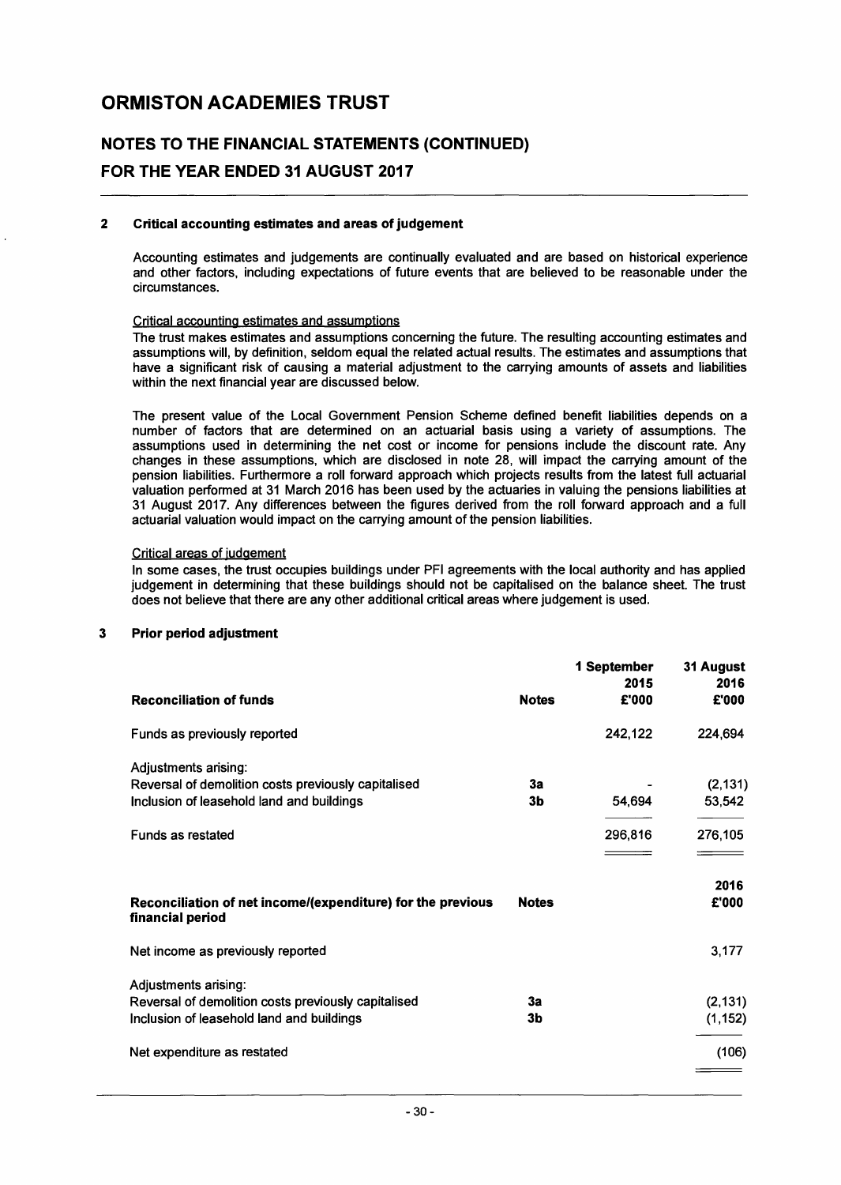# ORMISTON ACADEMIES TRUST

## NOTES TO THE FINANCIAL STATEMENTS (CONTINUED)

## FOR THE YEAR ENDED 31 AUGUST 2017

### 2 Critical accounting estimates and areas of judgement

Accounting estimates and judgements are continually evaluated and are based on historical experience and other factors, including expectations of future events that are believed to be reasonable under the circumstances.

Critical accounting estimates and assumptions

The trust makes estimates and assumptions concerning the future. The resulting accounting estimates and assumptions will, by definition, seldom equal the related actual results. The estimates and assumptions that have a significant risk of causing a material adjustment to the carrying amounts of assets and liabilities within the next financial year are discussed below.

The present value of the Local Government Pension Scheme defined benefit liabilities depends on a number of factors that are determined on an actuarial basis using a variety of assumptions. The assumptions used in determining the net cost or income for pensions include the discount rate. Any changes in these assumptions, which are disclosed in note 28, will impact the carrying amount of the pension liabilities. Furthermore a roll forward approach which projects results from the latest full actuarial valuation performed at 31 March 2016 has been used by the actuaries in valuing the pensions liabilities at 31 August 2017. Any differences between the figures derived from the roll forward approach and a full actuarial valuation would impact on the carrying amount of the pension liabilities.

Critical areas of judgement

In some cases, the trust occupies buildings under PFI agreements with the local authority and has applied judgement in determining that these buildings should not be capitalised on the balance sheet. The trust does not believe that there are any other additional critical areas where judgement is used.

### 3 Prior period adjustment

| **Reconciliation of funds** | **Notes** | **1 September 2015 £'000** | **31 August 2016 £'000** |
|---|---|---|---|
| Funds as previously reported | | 242,122 | 224,694 |
| Adjustments arising: | | | |
| Reversal of demolition costs previously capitalised | 3a | - | (2,131) |
| Inclusion of leasehold land and buildings | 3b | 54,694 | 53,542 |
| Funds as restated | | 296,816 | 276,105 |

| **Reconciliation of net income/(expenditure) for the previous financial period** | **Notes** | **2016 £'000** |
|---|---|---|
| Net income as previously reported | | 3,177 |
| Adjustments arising: | | |
| Reversal of demolition costs previously capitalised | 3a | (2,131) |
| Inclusion of leasehold land and buildings | 3b | (1,152) |
| Net expenditure as restated | | (106) |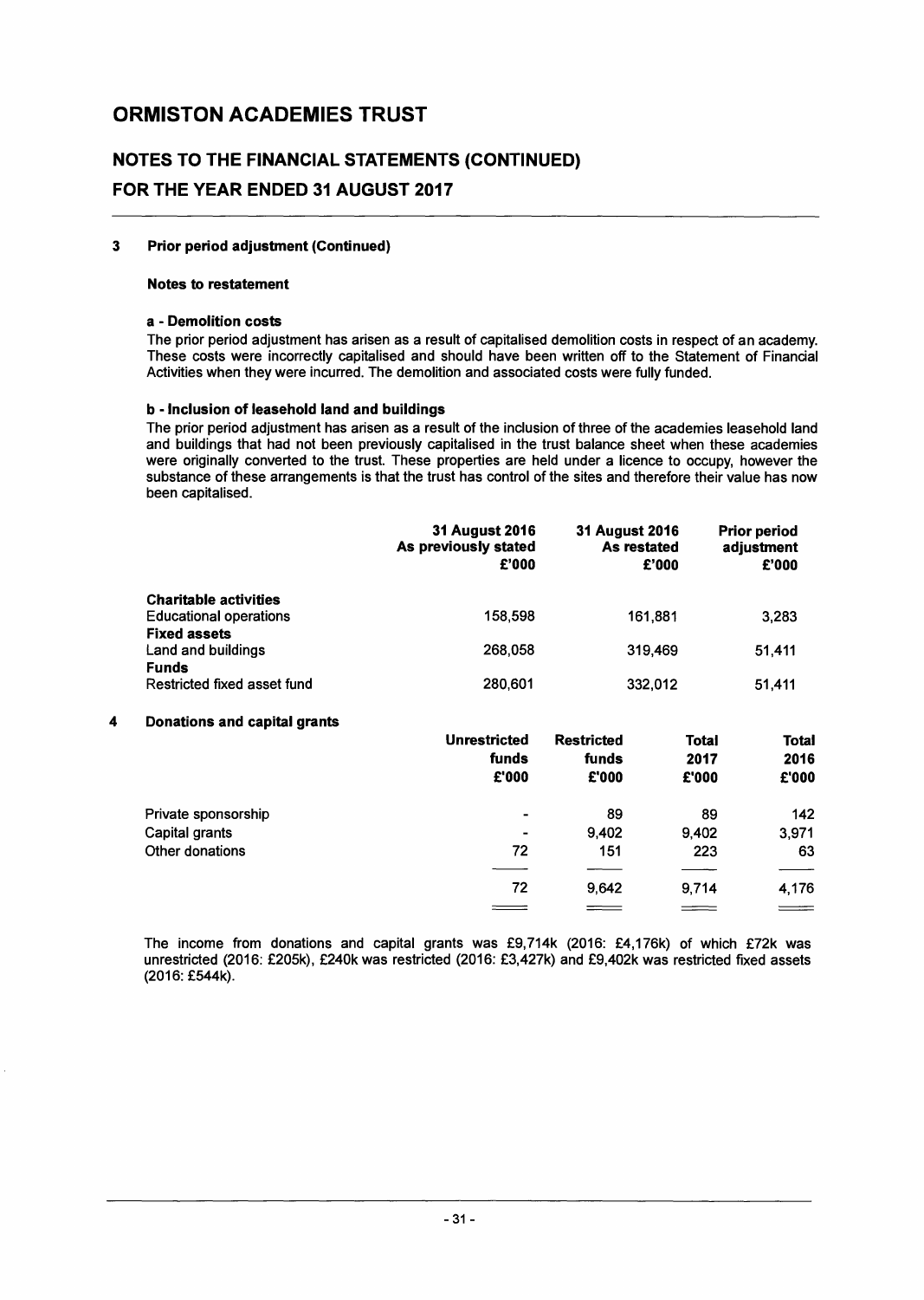# ORMISTON ACADEMIES TRUST

## NOTES TO THE FINANCIAL STATEMENTS (CONTINUED)
## FOR THE YEAR ENDED 31 AUGUST 2017

### 3 Prior period adjustment (Continued)

**Notes to restatement**

**a - Demolition costs**

The prior period adjustment has arisen as a result of capitalised demolition costs in respect of an academy. These costs were incorrectly capitalised and should have been written off to the Statement of Financial Activities when they were incurred. The demolition and associated costs were fully funded.

**b - Inclusion of leasehold land and buildings**

The prior period adjustment has arisen as a result of the inclusion of three of the academies leasehold land and buildings that had not been previously capitalised in the trust balance sheet when these academies were originally converted to the trust. These properties are held under a licence to occupy, however the substance of these arrangements is that the trust has control of the sites and therefore their value has now been capitalised.

| | 31 August 2016 As previously stated £'000 | 31 August 2016 As restated £'000 | Prior period adjustment £'000 |
|---|---|---|---|
| **Charitable activities** | | | |
| Educational operations | 158,598 | 161,881 | 3,283 |
| **Fixed assets** | | | |
| Land and buildings | 268,058 | 319,469 | 51,411 |
| **Funds** | | | |
| Restricted fixed asset fund | 280,601 | 332,012 | 51,411 |

### 4 Donations and capital grants

| | Unrestricted funds £'000 | Restricted funds £'000 | Total 2017 £'000 | Total 2016 £'000 |
|---|---|---|---|---|
| Private sponsorship | - | 89 | 89 | 142 |
| Capital grants | - | 9,402 | 9,402 | 3,971 |
| Other donations | 72 | 151 | 223 | 63 |
| | 72 | 9,642 | 9,714 | 4,176 |

The income from donations and capital grants was £9,714k (2016: £4,176k) of which £72k was unrestricted (2016: £205k), £240k was restricted (2016: £3,427k) and £9,402k was restricted fixed assets (2016: £544k).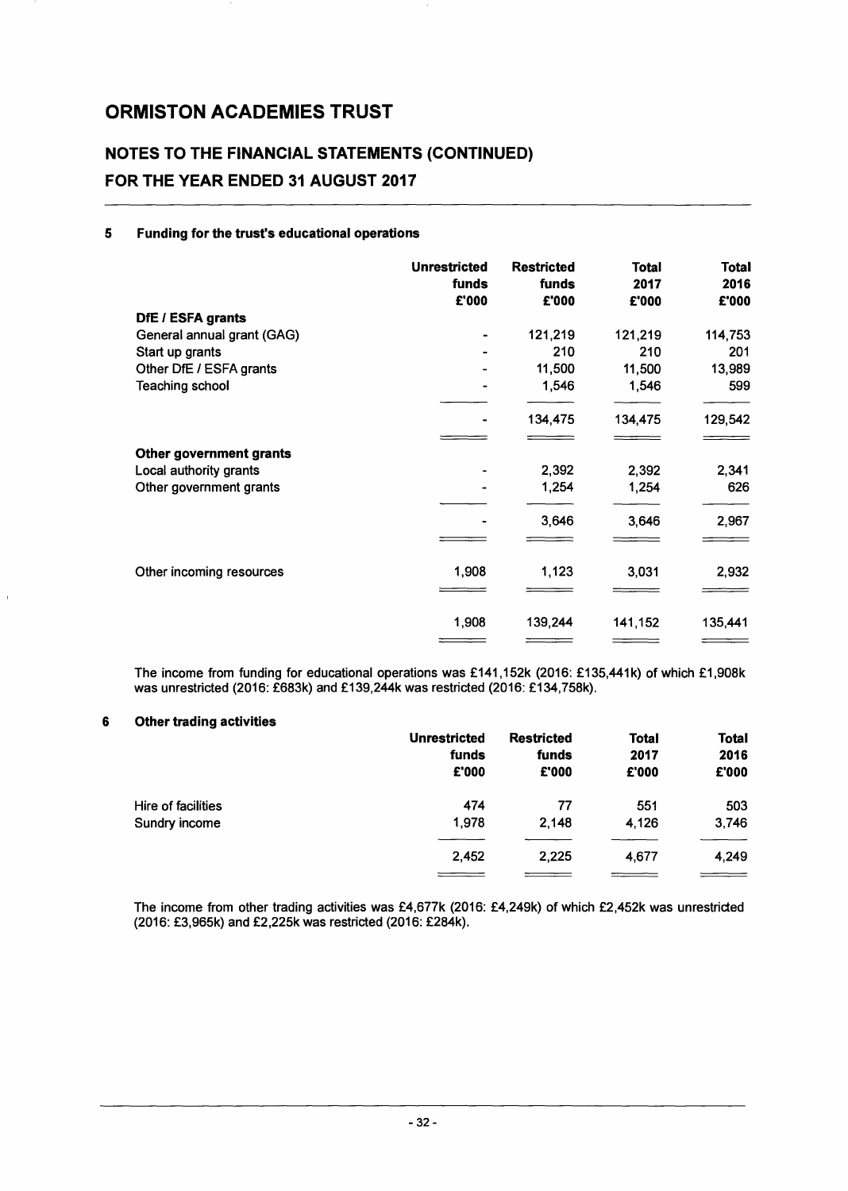# ORMISTON ACADEMIES TRUST

## NOTES TO THE FINANCIAL STATEMENTS (CONTINUED)
## FOR THE YEAR ENDED 31 AUGUST 2017

### 5 Funding for the trust's educational operations

| | Unrestricted funds £'000 | Restricted funds £'000 | Total 2017 £'000 | Total 2016 £'000 |
|---|---|---|---|---|
| **DfE / ESFA grants** | | | | |
| General annual grant (GAG) | - | 121,219 | 121,219 | 114,753 |
| Start up grants | - | 210 | 210 | 201 |
| Other DfE / ESFA grants | - | 11,500 | 11,500 | 13,989 |
| Teaching school | - | 1,546 | 1,546 | 599 |
| | - | 134,475 | 134,475 | 129,542 |
| **Other government grants** | | | | |
| Local authority grants | - | 2,392 | 2,392 | 2,341 |
| Other government grants | - | 1,254 | 1,254 | 626 |
| | - | 3,646 | 3,646 | 2,967 |
| Other incoming resources | 1,908 | 1,123 | 3,031 | 2,932 |
| | 1,908 | 139,244 | 141,152 | 135,441 |

The income from funding for educational operations was £141,152k (2016: £135,441k) of which £1,908k was unrestricted (2016: £683k) and £139,244k was restricted (2016: £134,758k).

### 6 Other trading activities

| | Unrestricted funds £'000 | Restricted funds £'000 | Total 2017 £'000 | Total 2016 £'000 |
|---|---|---|---|---|
| Hire of facilities | 474 | 77 | 551 | 503 |
| Sundry income | 1,978 | 2,148 | 4,126 | 3,746 |
| | 2,452 | 2,225 | 4,677 | 4,249 |

The income from other trading activities was £4,677k (2016: £4,249k) of which £2,452k was unrestricted (2016: £3,965k) and £2,225k was restricted (2016: £284k).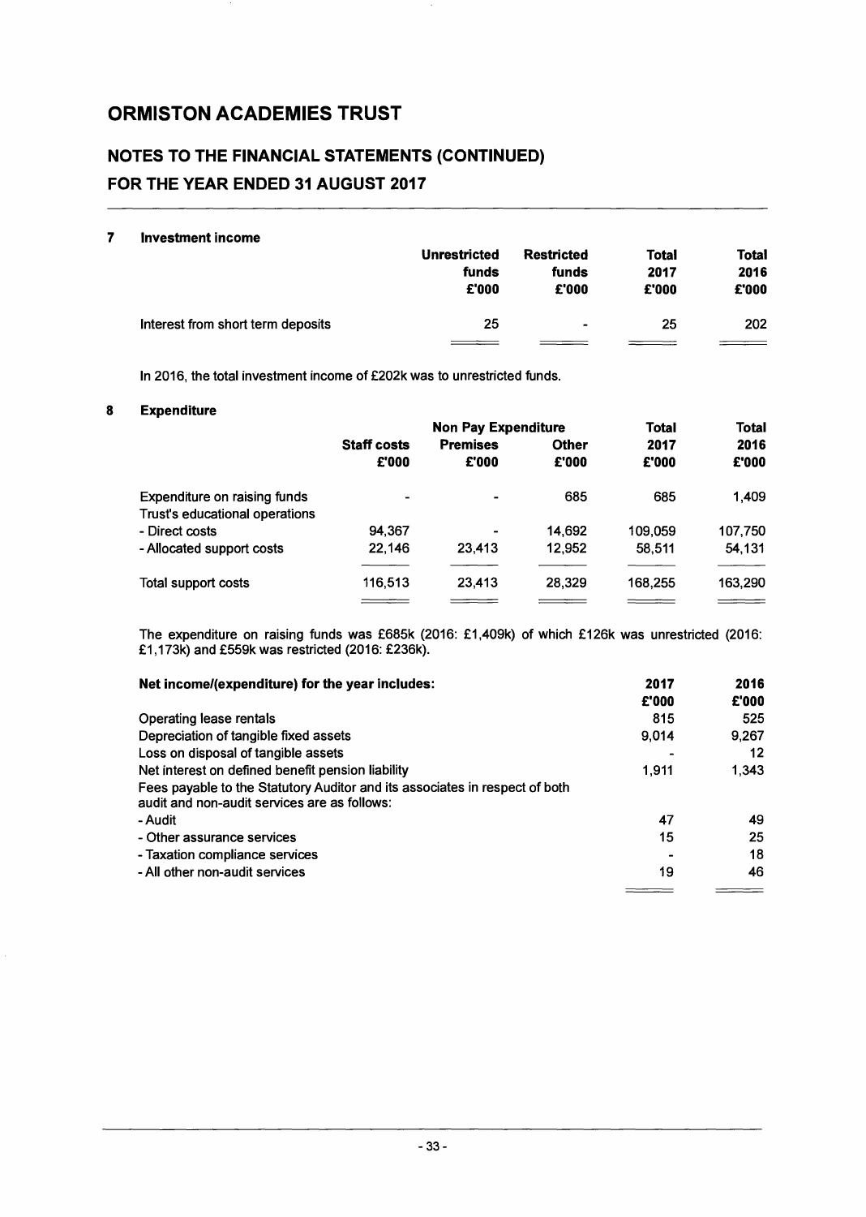# ORMISTON ACADEMIES TRUST

## NOTES TO THE FINANCIAL STATEMENTS (CONTINUED)
## FOR THE YEAR ENDED 31 AUGUST 2017

### 7 Investment income

| | Unrestricted funds £'000 | Restricted funds £'000 | Total 2017 £'000 | Total 2016 £'000 |
|---|---|---|---|---|
| Interest from short term deposits | 25 | - | 25 | 202 |

In 2016, the total investment income of £202k was to unrestricted funds.

### 8 Expenditure

| | | Non Pay Expenditure | | Total | Total |
|---|---|---|---|---|---|
| | Staff costs £'000 | Premises £'000 | Other £'000 | 2017 £'000 | 2016 £'000 |
| Expenditure on raising funds | - | - | 685 | 685 | 1,409 |
| Trust's educational operations | | | | | |
| - Direct costs | 94,367 | - | 14,692 | 109,059 | 107,750 |
| - Allocated support costs | 22,146 | 23,413 | 12,952 | 58,511 | 54,131 |
| Total support costs | 116,513 | 23,413 | 28,329 | 168,255 | 163,290 |

The expenditure on raising funds was £685k (2016: £1,409k) of which £126k was unrestricted (2016: £1,173k) and £559k was restricted (2016: £236k).

| Net income/(expenditure) for the year includes: | 2017 £'000 | 2016 £'000 |
|---|---|---|
| Operating lease rentals | 815 | 525 |
| Depreciation of tangible fixed assets | 9,014 | 9,267 |
| Loss on disposal of tangible assets | - | 12 |
| Net interest on defined benefit pension liability | 1,911 | 1,343 |
| Fees payable to the Statutory Auditor and its associates in respect of both audit and non-audit services are as follows: | | |
| - Audit | 47 | 49 |
| - Other assurance services | 15 | 25 |
| - Taxation compliance services | - | 18 |
| - All other non-audit services | 19 | 46 |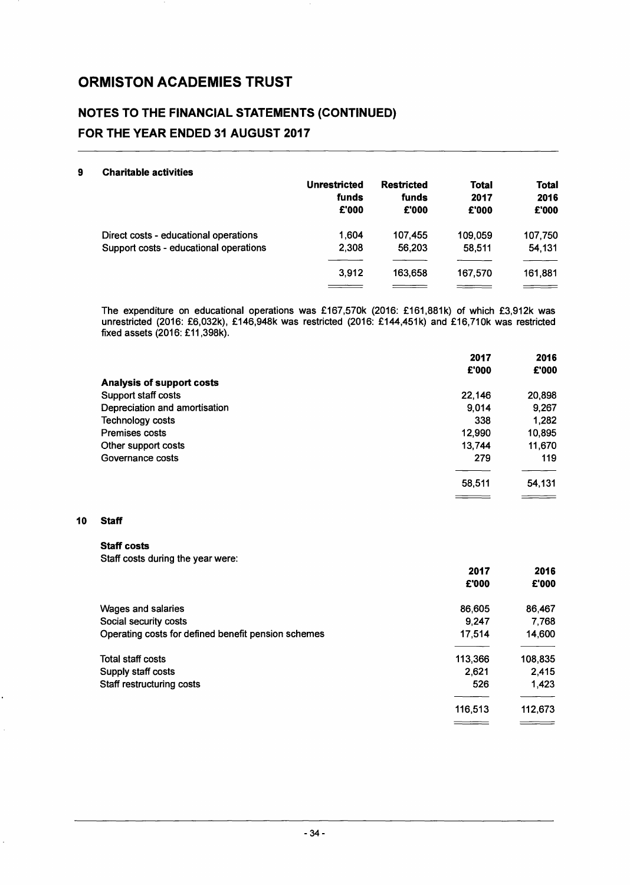# ORMISTON ACADEMIES TRUST

## NOTES TO THE FINANCIAL STATEMENTS (CONTINUED)
## FOR THE YEAR ENDED 31 AUGUST 2017

### 9 Charitable activities

| | Unrestricted funds £'000 | Restricted funds £'000 | Total 2017 £'000 | Total 2016 £'000 |
|---|---|---|---|---|
| Direct costs - educational operations | 1,604 | 107,455 | 109,059 | 107,750 |
| Support costs - educational operations | 2,308 | 56,203 | 58,511 | 54,131 |
| | 3,912 | 163,658 | 167,570 | 161,881 |

The expenditure on educational operations was £167,570k (2016: £161,881k) of which £3,912k was unrestricted (2016: £6,032k), £146,948k was restricted (2016: £144,451k) and £16,710k was restricted fixed assets (2016: £11,398k).

| | 2017 £'000 | 2016 £'000 |
|---|---|---|
| **Analysis of support costs** | | |
| Support staff costs | 22,146 | 20,898 |
| Depreciation and amortisation | 9,014 | 9,267 |
| Technology costs | 338 | 1,282 |
| Premises costs | 12,990 | 10,895 |
| Other support costs | 13,744 | 11,670 |
| Governance costs | 279 | 119 |
| | 58,511 | 54,131 |

### 10 Staff

**Staff costs**

Staff costs during the year were:

| | 2017 £'000 | 2016 £'000 |
|---|---|---|
| Wages and salaries | 86,605 | 86,467 |
| Social security costs | 9,247 | 7,768 |
| Operating costs for defined benefit pension schemes | 17,514 | 14,600 |
| Total staff costs | 113,366 | 108,835 |
| Supply staff costs | 2,621 | 2,415 |
| Staff restructuring costs | 526 | 1,423 |
| | 116,513 | 112,673 |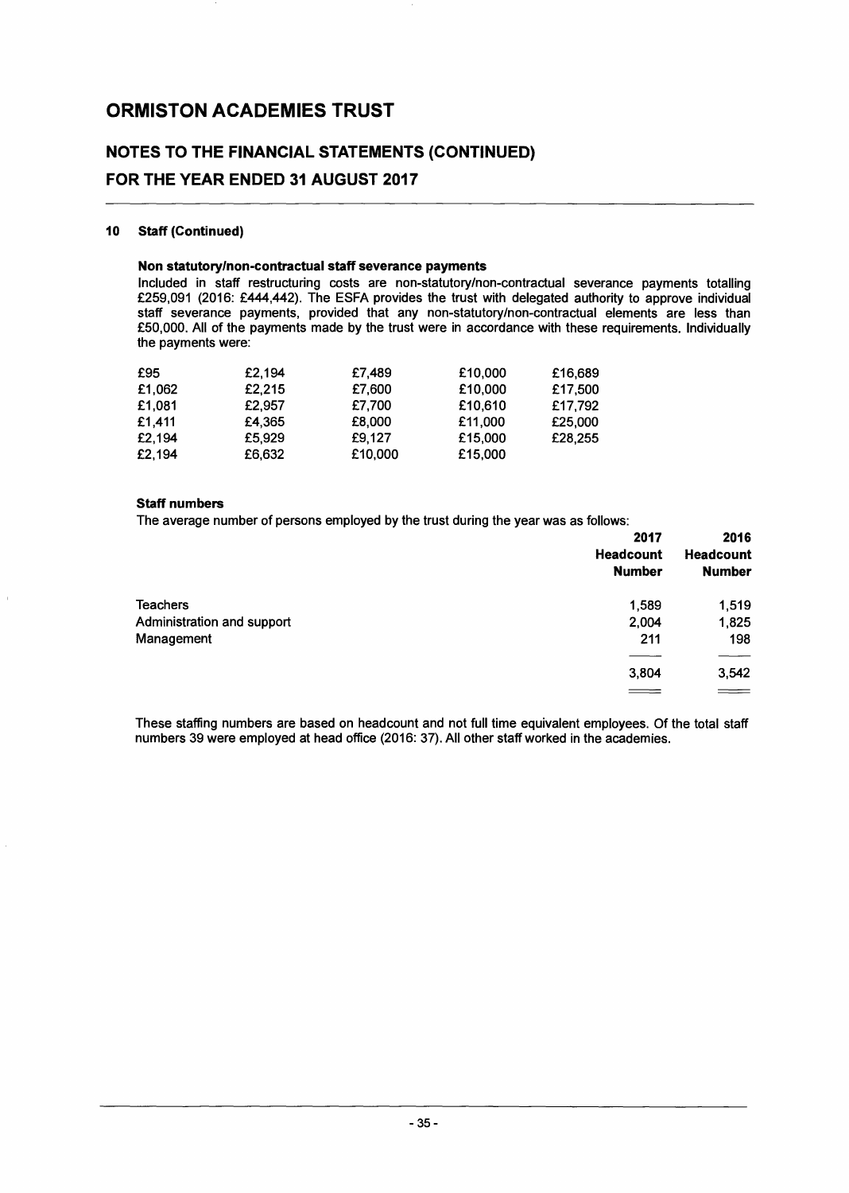# ORMISTON ACADEMIES TRUST

## NOTES TO THE FINANCIAL STATEMENTS (CONTINUED)

## FOR THE YEAR ENDED 31 AUGUST 2017

### 10 Staff (Continued)

**Non statutory/non-contractual staff severance payments**

Included in staff restructuring costs are non-statutory/non-contractual severance payments totalling £259,091 (2016: £444,442). The ESFA provides the trust with delegated authority to approve individual staff severance payments, provided that any non-statutory/non-contractual elements are less than £50,000. All of the payments made by the trust were in accordance with these requirements. Individually the payments were:

| | | | | |
|---|---|---|---|---|
| £95 | £2,194 | £7,489 | £10,000 | £16,689 |
| £1,062 | £2,215 | £7,600 | £10,000 | £17,500 |
| £1,081 | £2,957 | £7,700 | £10,610 | £17,792 |
| £1,411 | £4,365 | £8,000 | £11,000 | £25,000 |
| £2,194 | £5,929 | £9,127 | £15,000 | £28,255 |
| £2,194 | £6,632 | £10,000 | £15,000 | |

**Staff numbers**

The average number of persons employed by the trust during the year was as follows:

| | 2017 Headcount Number | 2016 Headcount Number |
|---|---|---|
| Teachers | 1,589 | 1,519 |
| Administration and support | 2,004 | 1,825 |
| Management | 211 | 198 |
| | 3,804 | 3,542 |

These staffing numbers are based on headcount and not full time equivalent employees. Of the total staff numbers 39 were employed at head office (2016: 37). All other staff worked in the academies.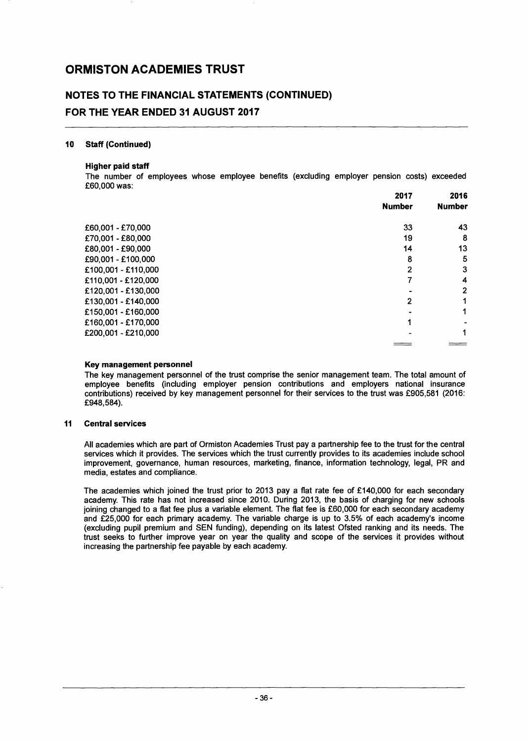# ORMISTON ACADEMIES TRUST

## NOTES TO THE FINANCIAL STATEMENTS (CONTINUED)

## FOR THE YEAR ENDED 31 AUGUST 2017

### 10 Staff (Continued)

**Higher paid staff**

The number of employees whose employee benefits (excluding employer pension costs) exceeded £60,000 was:

| | 2017 Number | 2016 Number |
|---|---|---|
| £60,001 - £70,000 | 33 | 43 |
| £70,001 - £80,000 | 19 | 8 |
| £80,001 - £90,000 | 14 | 13 |
| £90,001 - £100,000 | 8 | 5 |
| £100,001 - £110,000 | 2 | 3 |
| £110,001 - £120,000 | 7 | 4 |
| £120,001 - £130,000 | - | 2 |
| £130,001 - £140,000 | 2 | 1 |
| £150,001 - £160,000 | - | 1 |
| £160,001 - £170,000 | 1 | - |
| £200,001 - £210,000 | - | 1 |

**Key management personnel**

The key management personnel of the trust comprise the senior management team. The total amount of employee benefits (including employer pension contributions and employers national insurance contributions) received by key management personnel for their services to the trust was £905,581 (2016: £948,584).

### 11 Central services

All academies which are part of Ormiston Academies Trust pay a partnership fee to the trust for the central services which it provides. The services which the trust currently provides to its academies include school improvement, governance, human resources, marketing, finance, information technology, legal, PR and media, estates and compliance.

The academies which joined the trust prior to 2013 pay a flat rate fee of £140,000 for each secondary academy. This rate has not increased since 2010. During 2013, the basis of charging for new schools joining changed to a flat fee plus a variable element. The flat fee is £60,000 for each secondary academy and £25,000 for each primary academy. The variable charge is up to 3.5% of each academy's income (excluding pupil premium and SEN funding), depending on its latest Ofsted ranking and its needs. The trust seeks to further improve year on year the quality and scope of the services it provides without increasing the partnership fee payable by each academy.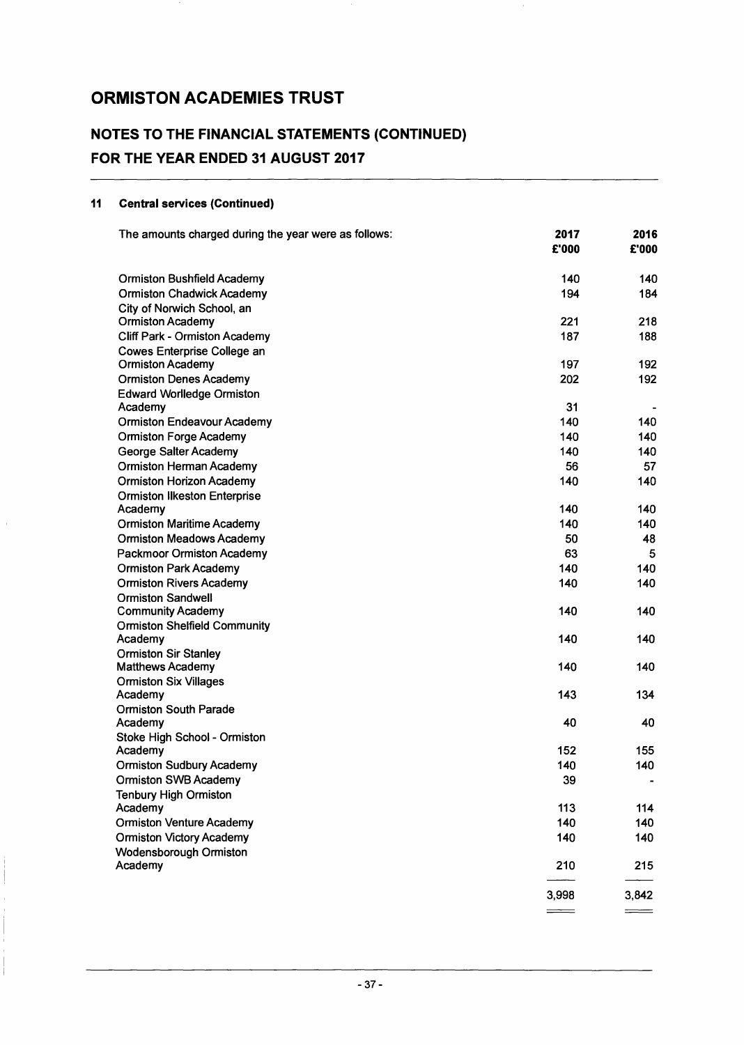# ORMISTON ACADEMIES TRUST

## NOTES TO THE FINANCIAL STATEMENTS (CONTINUED)

## FOR THE YEAR ENDED 31 AUGUST 2017

### 11 Central services (Continued)

| The amounts charged during the year were as follows: | 2017 £'000 | 2016 £'000 |
|---|---|---|
| Ormiston Bushfield Academy | 140 | 140 |
| Ormiston Chadwick Academy | 194 | 184 |
| City of Norwich School, an Ormiston Academy | 221 | 218 |
| Cliff Park - Ormiston Academy | 187 | 188 |
| Cowes Enterprise College an Ormiston Academy | 197 | 192 |
| Ormiston Denes Academy | 202 | 192 |
| Edward Worlledge Ormiston Academy | 31 | - |
| Ormiston Endeavour Academy | 140 | 140 |
| Ormiston Forge Academy | 140 | 140 |
| George Salter Academy | 140 | 140 |
| Ormiston Herman Academy | 56 | 57 |
| Ormiston Horizon Academy | 140 | 140 |
| Ormiston Ilkeston Enterprise Academy | 140 | 140 |
| Ormiston Maritime Academy | 140 | 140 |
| Ormiston Meadows Academy | 50 | 48 |
| Packmoor Ormiston Academy | 63 | 5 |
| Ormiston Park Academy | 140 | 140 |
| Ormiston Rivers Academy | 140 | 140 |
| Ormiston Sandwell Community Academy | 140 | 140 |
| Ormiston Shelfield Community Academy | 140 | 140 |
| Ormiston Sir Stanley Matthews Academy | 140 | 140 |
| Ormiston Six Villages Academy | 143 | 134 |
| Ormiston South Parade Academy | 40 | 40 |
| Stoke High School - Ormiston Academy | 152 | 155 |
| Ormiston Sudbury Academy | 140 | 140 |
| Ormiston SWB Academy | 39 | - |
| Tenbury High Ormiston Academy | 113 | 114 |
| Ormiston Venture Academy | 140 | 140 |
| Ormiston Victory Academy | 140 | 140 |
| Wodensborough Ormiston Academy | 210 | 215 |
| | 3,998 | 3,842 |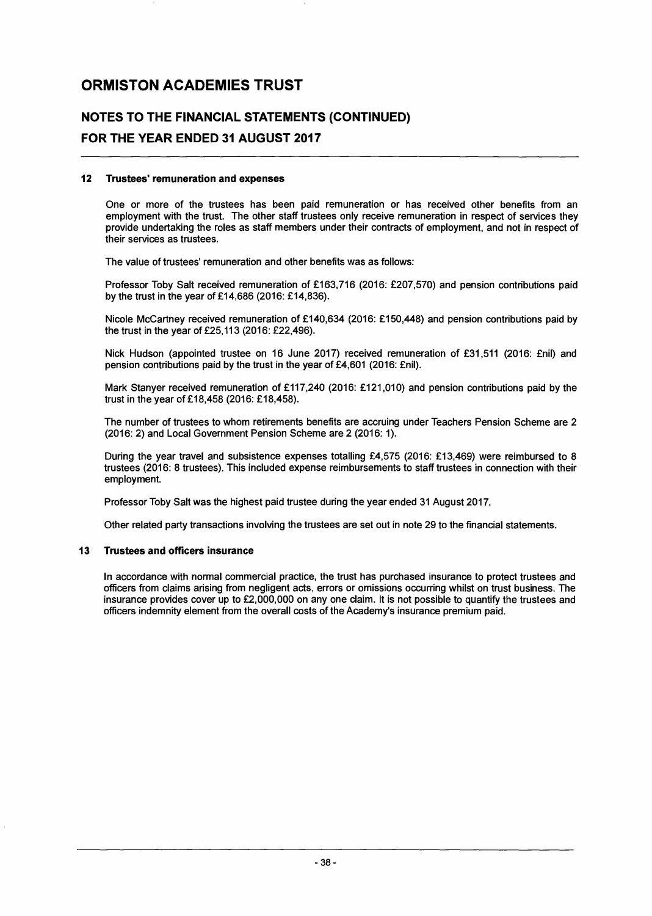# ORMISTON ACADEMIES TRUST

## NOTES TO THE FINANCIAL STATEMENTS (CONTINUED)

## FOR THE YEAR ENDED 31 AUGUST 2017

### 12 Trustees' remuneration and expenses

One or more of the trustees has been paid remuneration or has received other benefits from an employment with the trust. The other staff trustees only receive remuneration in respect of services they provide undertaking the roles as staff members under their contracts of employment, and not in respect of their services as trustees.

The value of trustees' remuneration and other benefits was as follows:

Professor Toby Salt received remuneration of £163,716 (2016: £207,570) and pension contributions paid by the trust in the year of £14,686 (2016: £14,836).

Nicole McCartney received remuneration of £140,634 (2016: £150,448) and pension contributions paid by the trust in the year of £25,113 (2016: £22,496).

Nick Hudson (appointed trustee on 16 June 2017) received remuneration of £31,511 (2016: £nil) and pension contributions paid by the trust in the year of £4,601 (2016: £nil).

Mark Stanyer received remuneration of £117,240 (2016: £121,010) and pension contributions paid by the trust in the year of £18,458 (2016: £18,458).

The number of trustees to whom retirements benefits are accruing under Teachers Pension Scheme are 2 (2016: 2) and Local Government Pension Scheme are 2 (2016: 1).

During the year travel and subsistence expenses totalling £4,575 (2016: £13,469) were reimbursed to 8 trustees (2016: 8 trustees). This included expense reimbursements to staff trustees in connection with their employment.

Professor Toby Salt was the highest paid trustee during the year ended 31 August 2017.

Other related party transactions involving the trustees are set out in note 29 to the financial statements.

### 13 Trustees and officers insurance

In accordance with normal commercial practice, the trust has purchased insurance to protect trustees and officers from claims arising from negligent acts, errors or omissions occurring whilst on trust business. The insurance provides cover up to £2,000,000 on any one claim. It is not possible to quantify the trustees and officers indemnity element from the overall costs of the Academy's insurance premium paid.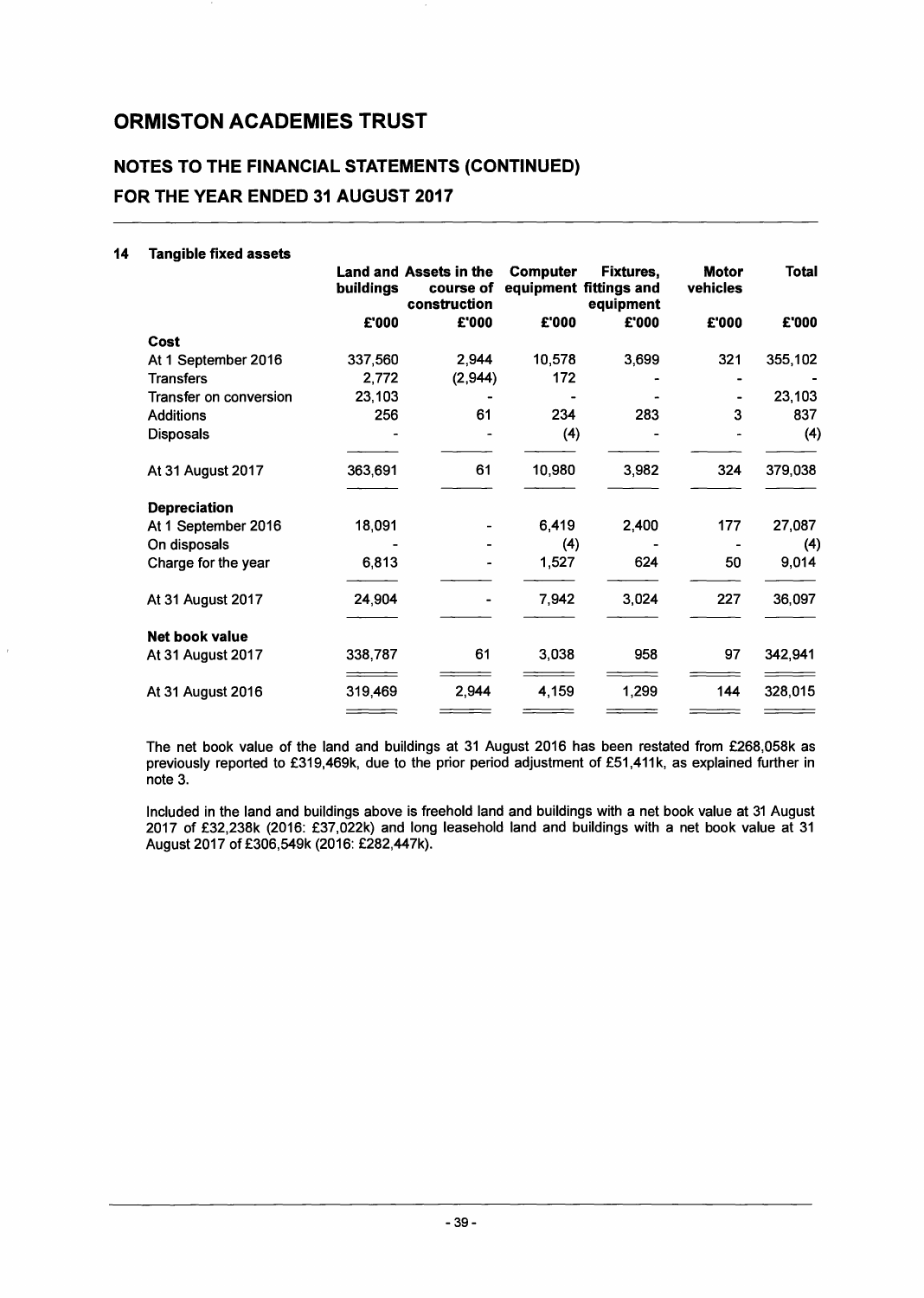## ORMISTON ACADEMIES TRUST

### NOTES TO THE FINANCIAL STATEMENTS (CONTINUED)
### FOR THE YEAR ENDED 31 AUGUST 2017

#### 14 Tangible fixed assets

| | Land and buildings | Assets in the course of construction | Computer equipment | Fixtures, fittings and equipment | Motor vehicles | Total |
|---|---|---|---|---|---|---|
| | £'000 | £'000 | £'000 | £'000 | £'000 | £'000 |
| **Cost** | | | | | | |
| At 1 September 2016 | 337,560 | 2,944 | 10,578 | 3,699 | 321 | 355,102 |
| Transfers | 2,772 | (2,944) | 172 | - | - | - |
| Transfer on conversion | 23,103 | - | - | - | - | 23,103 |
| Additions | 256 | 61 | 234 | 283 | 3 | 837 |
| Disposals | - | - | (4) | - | - | (4) |
| At 31 August 2017 | 363,691 | 61 | 10,980 | 3,982 | 324 | 379,038 |
| **Depreciation** | | | | | | |
| At 1 September 2016 | 18,091 | - | 6,419 | 2,400 | 177 | 27,087 |
| On disposals | - | - | (4) | - | - | (4) |
| Charge for the year | 6,813 | - | 1,527 | 624 | 50 | 9,014 |
| At 31 August 2017 | 24,904 | - | 7,942 | 3,024 | 227 | 36,097 |
| **Net book value** | | | | | | |
| At 31 August 2017 | 338,787 | 61 | 3,038 | 958 | 97 | 342,941 |
| At 31 August 2016 | 319,469 | 2,944 | 4,159 | 1,299 | 144 | 328,015 |

The net book value of the land and buildings at 31 August 2016 has been restated from £268,058k as previously reported to £319,469k, due to the prior period adjustment of £51,411k, as explained further in note 3.

Included in the land and buildings above is freehold land and buildings with a net book value at 31 August 2017 of £32,238k (2016: £37,022k) and long leasehold land and buildings with a net book value at 31 August 2017 of £306,549k (2016: £282,447k).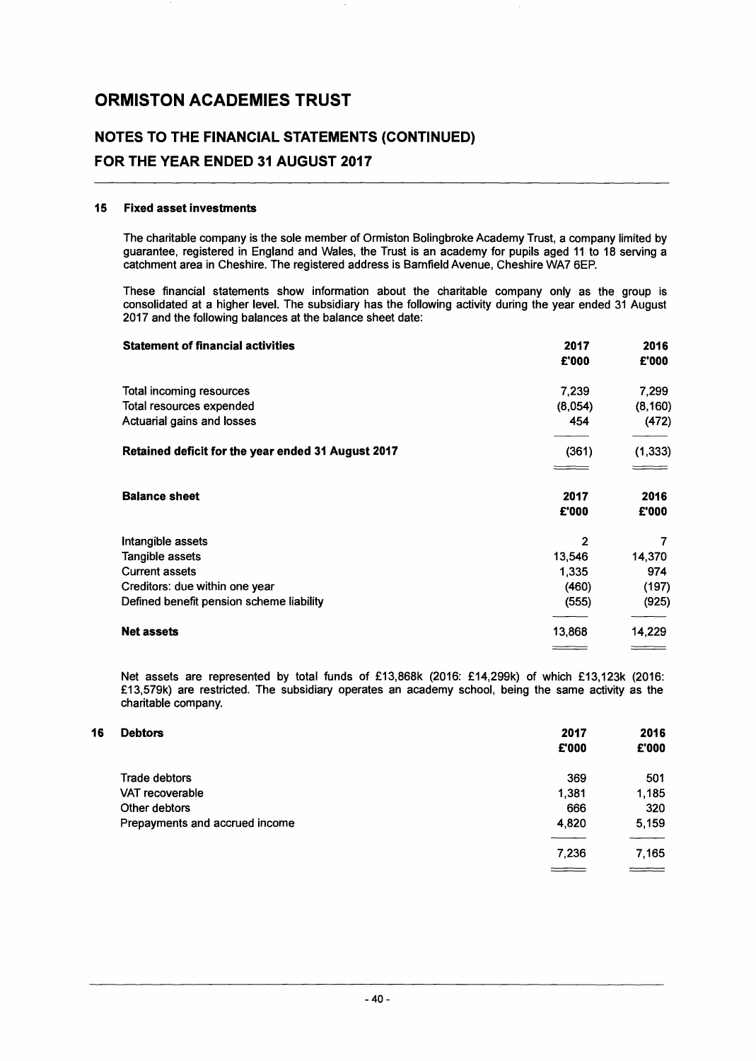# ORMISTON ACADEMIES TRUST

## NOTES TO THE FINANCIAL STATEMENTS (CONTINUED)

## FOR THE YEAR ENDED 31 AUGUST 2017

### 15 Fixed asset investments

The charitable company is the sole member of Ormiston Bolingbroke Academy Trust, a company limited by guarantee, registered in England and Wales, the Trust is an academy for pupils aged 11 to 18 serving a catchment area in Cheshire. The registered address is Barnfield Avenue, Cheshire WA7 6EP.

These financial statements show information about the charitable company only as the group is consolidated at a higher level. The subsidiary has the following activity during the year ended 31 August 2017 and the following balances at the balance sheet date:

| **Statement of financial activities** | **2017 £'000** | **2016 £'000** |
|---|---|---|
| Total incoming resources | 7,239 | 7,299 |
| Total resources expended | (8,054) | (8,160) |
| Actuarial gains and losses | 454 | (472) |
| **Retained deficit for the year ended 31 August 2017** | (361) | (1,333) |

| **Balance sheet** | **2017 £'000** | **2016 £'000** |
|---|---|---|
| Intangible assets | 2 | 7 |
| Tangible assets | 13,546 | 14,370 |
| Current assets | 1,335 | 974 |
| Creditors: due within one year | (460) | (197) |
| Defined benefit pension scheme liability | (555) | (925) |
| **Net assets** | 13,868 | 14,229 |

Net assets are represented by total funds of £13,868k (2016: £14,299k) of which £13,123k (2016: £13,579k) are restricted. The subsidiary operates an academy school, being the same activity as the charitable company.

### 16 Debtors

| | **2017 £'000** | **2016 £'000** |
|---|---|---|
| Trade debtors | 369 | 501 |
| VAT recoverable | 1,381 | 1,185 |
| Other debtors | 666 | 320 |
| Prepayments and accrued income | 4,820 | 5,159 |
| | 7,236 | 7,165 |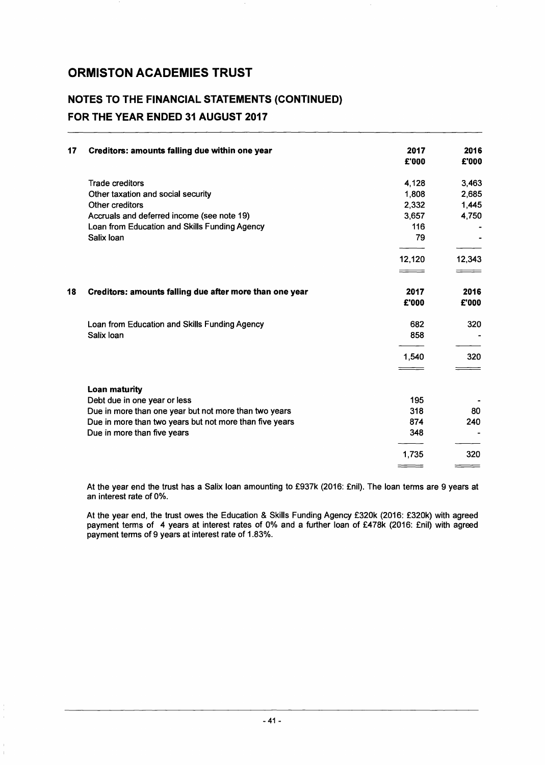# ORMISTON ACADEMIES TRUST

## NOTES TO THE FINANCIAL STATEMENTS (CONTINUED)

## FOR THE YEAR ENDED 31 AUGUST 2017

| 17 | Creditors: amounts falling due within one year | 2017 £'000 | 2016 £'000 |
|---|---|---|---|
| | Trade creditors | 4,128 | 3,463 |
| | Other taxation and social security | 1,808 | 2,685 |
| | Other creditors | 2,332 | 1,445 |
| | Accruals and deferred income (see note 19) | 3,657 | 4,750 |
| | Loan from Education and Skills Funding Agency | 116 | - |
| | Salix loan | 79 | - |
| | | 12,120 | 12,343 |

| 18 | Creditors: amounts falling due after more than one year | 2017 £'000 | 2016 £'000 |
|---|---|---|---|
| | Loan from Education and Skills Funding Agency | 682 | 320 |
| | Salix loan | 858 | - |
| | | 1,540 | 320 |
| | **Loan maturity** | | |
| | Debt due in one year or less | 195 | - |
| | Due in more than one year but not more than two years | 318 | 80 |
| | Due in more than two years but not more than five years | 874 | 240 |
| | Due in more than five years | 348 | - |
| | | 1,735 | 320 |

At the year end the trust has a Salix loan amounting to £937k (2016: £nil). The loan terms are 9 years at an interest rate of 0%.

At the year end, the trust owes the Education & Skills Funding Agency £320k (2016: £320k) with agreed payment terms of 4 years at interest rates of 0% and a further loan of £478k (2016: £nil) with agreed payment terms of 9 years at interest rate of 1.83%.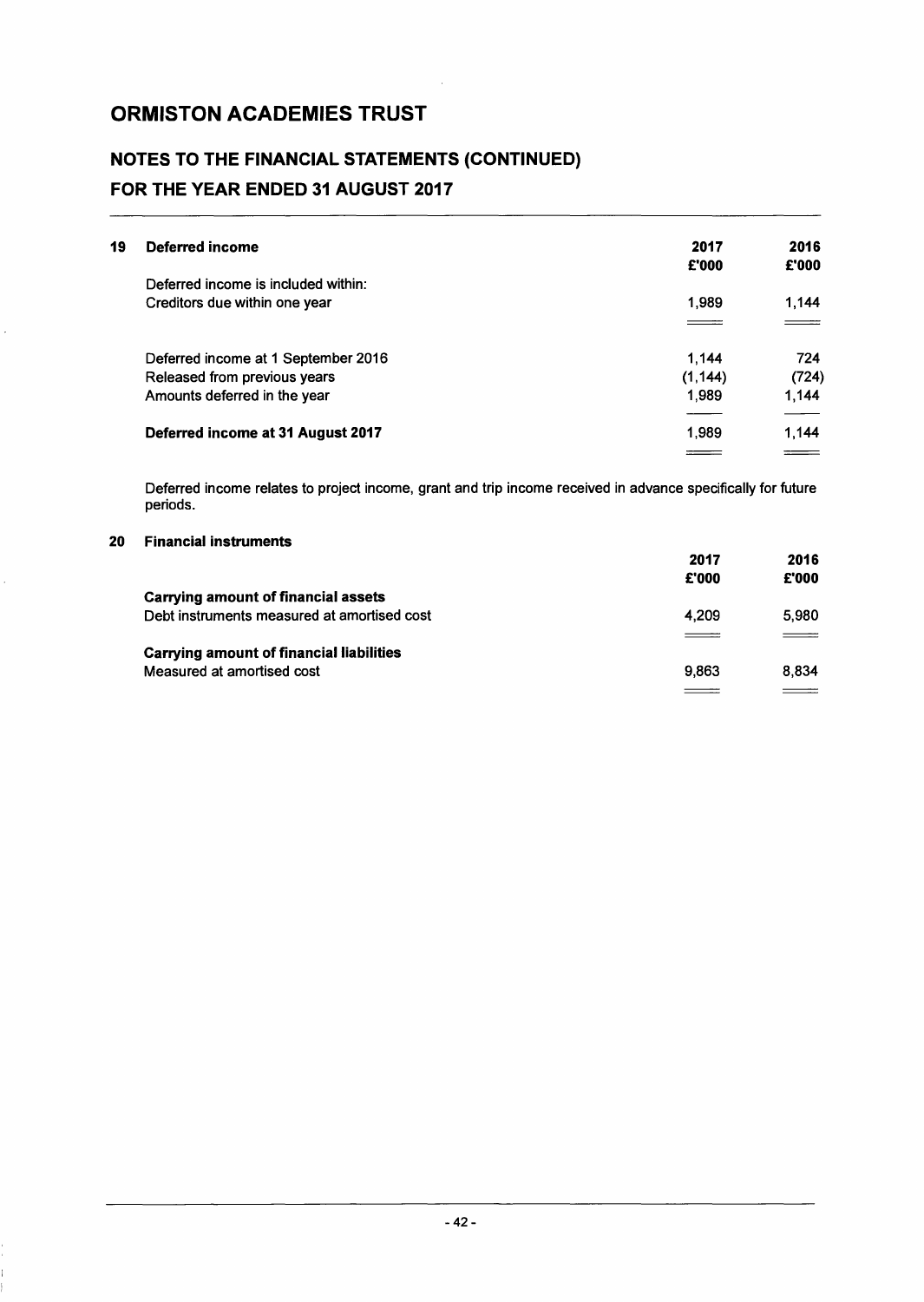# ORMISTON ACADEMIES TRUST

## NOTES TO THE FINANCIAL STATEMENTS (CONTINUED)

## FOR THE YEAR ENDED 31 AUGUST 2017

### 19 Deferred income

| | 2017 £'000 | 2016 £'000 |
|---|---|---|
| Deferred income is included within: | | |
| Creditors due within one year | 1,989 | 1,144 |
| | | |
| Deferred income at 1 September 2016 | 1,144 | 724 |
| Released from previous years | (1,144) | (724) |
| Amounts deferred in the year | 1,989 | 1,144 |
| **Deferred income at 31 August 2017** | 1,989 | 1,144 |

Deferred income relates to project income, grant and trip income received in advance specifically for future periods.

### 20 Financial instruments

| | 2017 £'000 | 2016 £'000 |
|---|---|---|
| **Carrying amount of financial assets** | | |
| Debt instruments measured at amortised cost | 4,209 | 5,980 |
| **Carrying amount of financial liabilities** | | |
| Measured at amortised cost | 9,863 | 8,834 |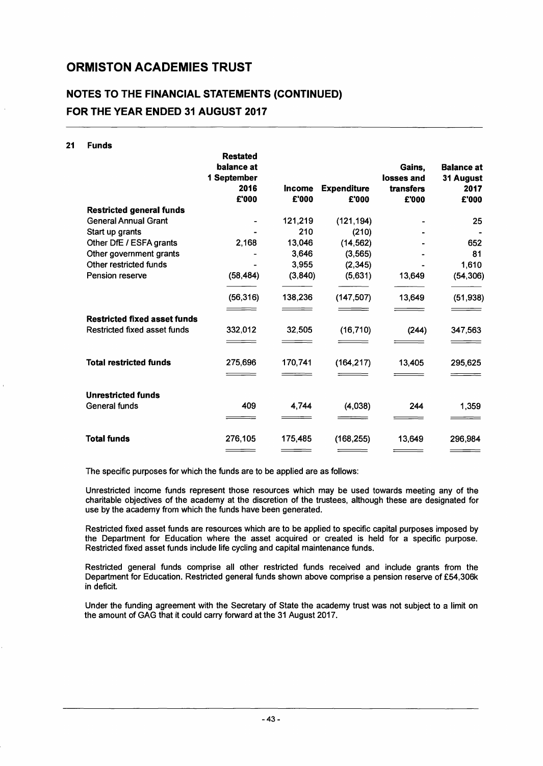# ORMISTON ACADEMIES TRUST

## NOTES TO THE FINANCIAL STATEMENTS (CONTINUED)
## FOR THE YEAR ENDED 31 AUGUST 2017

### 21 Funds

| | Restated balance at 1 September 2016 £'000 | Income £'000 | Expenditure £'000 | Gains, losses and transfers £'000 | Balance at 31 August 2017 £'000 |
|---|---|---|---|---|---|
| **Restricted general funds** | | | | | |
| General Annual Grant | - | 121,219 | (121,194) | - | 25 |
| Start up grants | - | 210 | (210) | - | - |
| Other DfE / ESFA grants | 2,168 | 13,046 | (14,562) | - | 652 |
| Other government grants | - | 3,646 | (3,565) | - | 81 |
| Other restricted funds | - | 3,955 | (2,345) | - | 1,610 |
| Pension reserve | (58,484) | (3,840) | (5,631) | 13,649 | (54,306) |
| | (56,316) | 138,236 | (147,507) | 13,649 | (51,938) |
| **Restricted fixed asset funds** | | | | | |
| Restricted fixed asset funds | 332,012 | 32,505 | (16,710) | (244) | 347,563 |
| **Total restricted funds** | 275,696 | 170,741 | (164,217) | 13,405 | 295,625 |
| **Unrestricted funds** | | | | | |
| General funds | 409 | 4,744 | (4,038) | 244 | 1,359 |
| **Total funds** | 276,105 | 175,485 | (168,255) | 13,649 | 296,984 |

The specific purposes for which the funds are to be applied are as follows:

Unrestricted income funds represent those resources which may be used towards meeting any of the charitable objectives of the academy at the discretion of the trustees, although these are designated for use by the academy from which the funds have been generated.

Restricted fixed asset funds are resources which are to be applied to specific capital purposes imposed by the Department for Education where the asset acquired or created is held for a specific purpose. Restricted fixed asset funds include life cycling and capital maintenance funds.

Restricted general funds comprise all other restricted funds received and include grants from the Department for Education. Restricted general funds shown above comprise a pension reserve of £54,306k in deficit.

Under the funding agreement with the Secretary of State the academy trust was not subject to a limit on the amount of GAG that it could carry forward at the 31 August 2017.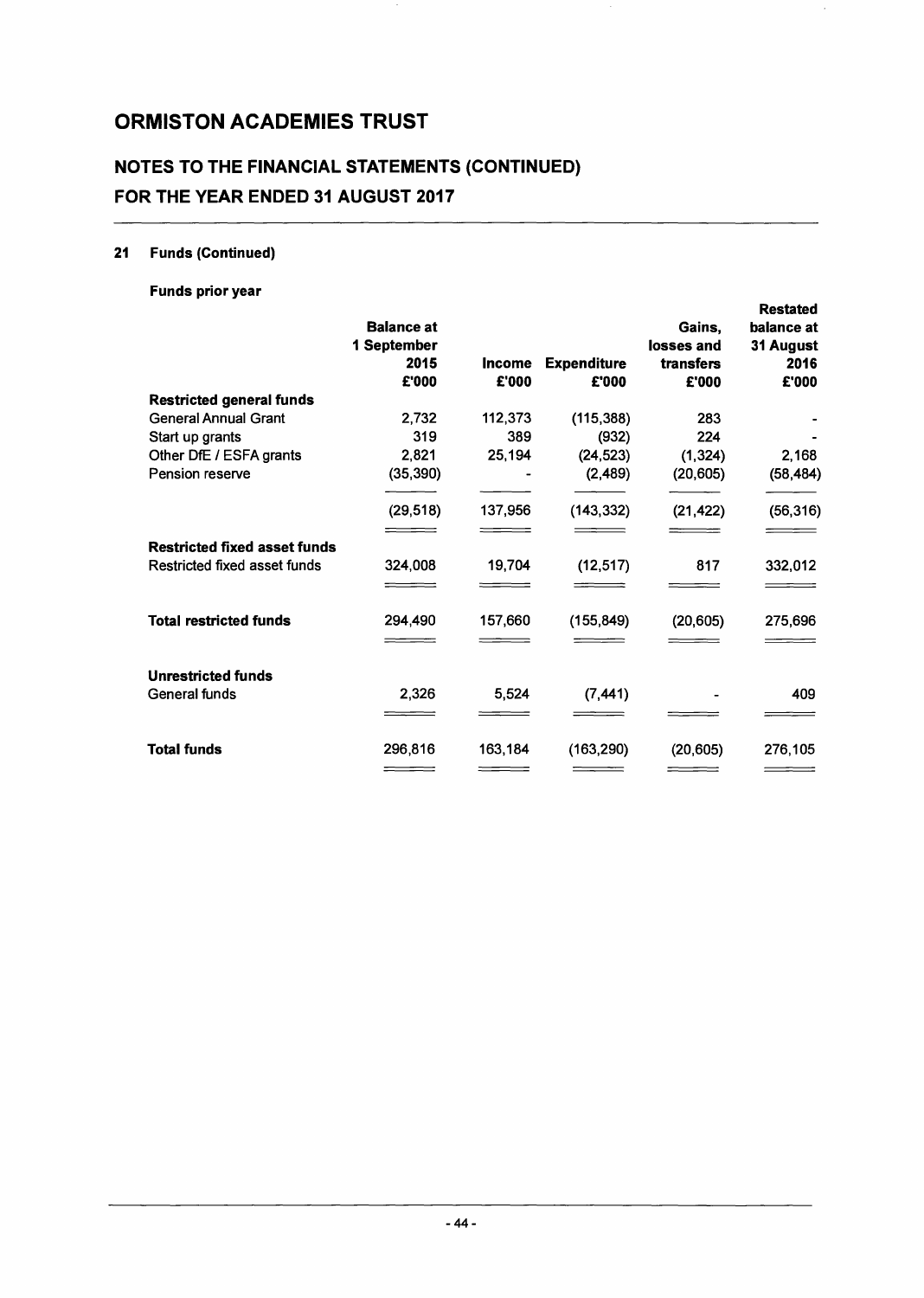## ORMISTON ACADEMIES TRUST

## NOTES TO THE FINANCIAL STATEMENTS (CONTINUED)
## FOR THE YEAR ENDED 31 AUGUST 2017

### 21 Funds (Continued)

**Funds prior year**

| | Balance at 1 September 2015 £'000 | Income £'000 | Expenditure £'000 | Gains, losses and transfers £'000 | Restated balance at 31 August 2016 £'000 |
|---|---|---|---|---|---|
| **Restricted general funds** | | | | | |
| General Annual Grant | 2,732 | 112,373 | (115,388) | 283 | - |
| Start up grants | 319 | 389 | (932) | 224 | - |
| Other DfE / ESFA grants | 2,821 | 25,194 | (24,523) | (1,324) | 2,168 |
| Pension reserve | (35,390) | - | (2,489) | (20,605) | (58,484) |
| | (29,518) | 137,956 | (143,332) | (21,422) | (56,316) |
| **Restricted fixed asset funds** | | | | | |
| Restricted fixed asset funds | 324,008 | 19,704 | (12,517) | 817 | 332,012 |
| **Total restricted funds** | 294,490 | 157,660 | (155,849) | (20,605) | 275,696 |
| **Unrestricted funds** | | | | | |
| General funds | 2,326 | 5,524 | (7,441) | - | 409 |
| **Total funds** | 296,816 | 163,184 | (163,290) | (20,605) | 276,105 |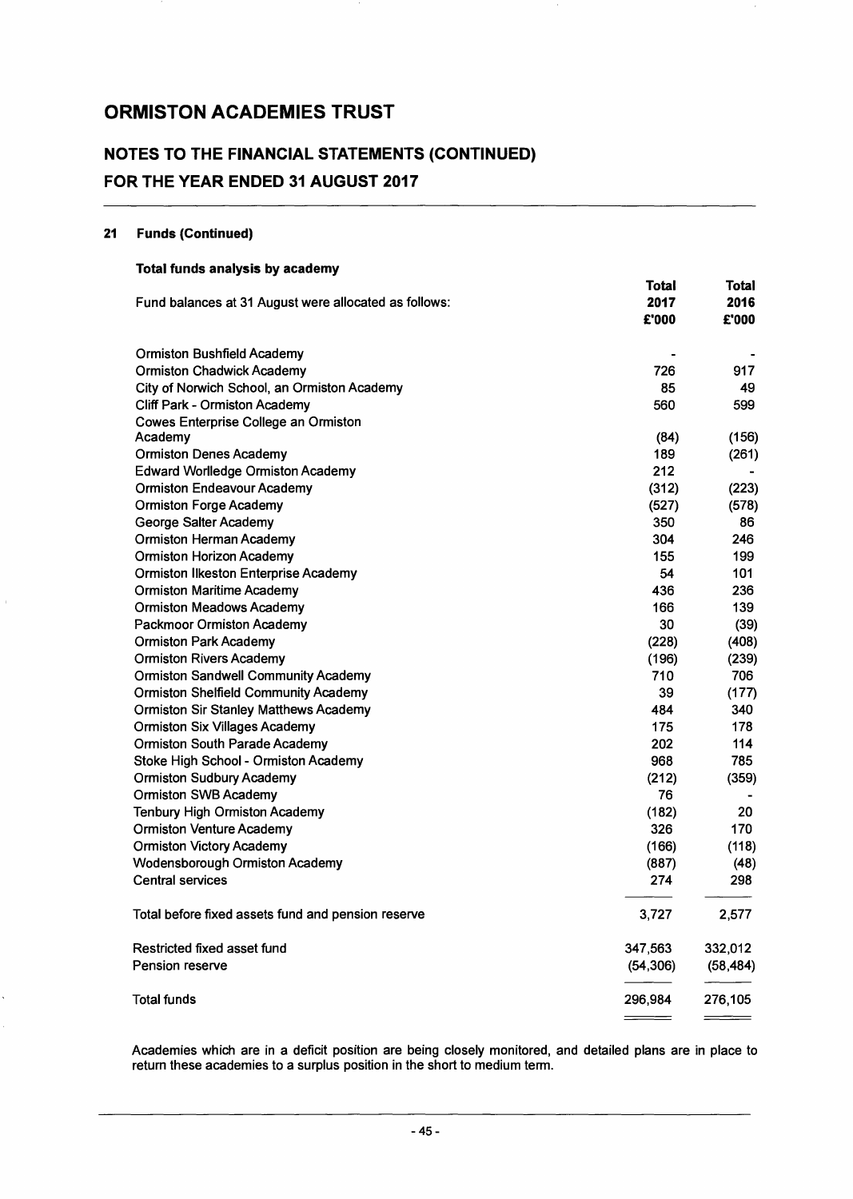# ORMISTON ACADEMIES TRUST

## NOTES TO THE FINANCIAL STATEMENTS (CONTINUED)

## FOR THE YEAR ENDED 31 AUGUST 2017

### 21 Funds (Continued)

**Total funds analysis by academy**

| Fund balances at 31 August were allocated as follows: | Total 2017 £'000 | Total 2016 £'000 |
|---|---|---|
| Ormiston Bushfield Academy | - | - |
| Ormiston Chadwick Academy | 726 | 917 |
| City of Norwich School, an Ormiston Academy | 85 | 49 |
| Cliff Park - Ormiston Academy | 560 | 599 |
| Cowes Enterprise College an Ormiston Academy | (84) | (156) |
| Ormiston Denes Academy | 189 | (261) |
| Edward Worlledge Ormiston Academy | 212 | - |
| Ormiston Endeavour Academy | (312) | (223) |
| Ormiston Forge Academy | (527) | (578) |
| George Salter Academy | 350 | 86 |
| Ormiston Herman Academy | 304 | 246 |
| Ormiston Horizon Academy | 155 | 199 |
| Ormiston Ilkeston Enterprise Academy | 54 | 101 |
| Ormiston Maritime Academy | 436 | 236 |
| Ormiston Meadows Academy | 166 | 139 |
| Packmoor Ormiston Academy | 30 | (39) |
| Ormiston Park Academy | (228) | (408) |
| Ormiston Rivers Academy | (196) | (239) |
| Ormiston Sandwell Community Academy | 710 | 706 |
| Ormiston Shelfield Community Academy | 39 | (177) |
| Ormiston Sir Stanley Matthews Academy | 484 | 340 |
| Ormiston Six Villages Academy | 175 | 178 |
| Ormiston South Parade Academy | 202 | 114 |
| Stoke High School - Ormiston Academy | 968 | 785 |
| Ormiston Sudbury Academy | (212) | (359) |
| Ormiston SWB Academy | 76 | - |
| Tenbury High Ormiston Academy | (182) | 20 |
| Ormiston Venture Academy | 326 | 170 |
| Ormiston Victory Academy | (166) | (118) |
| Wodensborough Ormiston Academy | (887) | (48) |
| Central services | 274 | 298 |
| Total before fixed assets fund and pension reserve | 3,727 | 2,577 |
| Restricted fixed asset fund | 347,563 | 332,012 |
| Pension reserve | (54,306) | (58,484) |
| Total funds | 296,984 | 276,105 |

Academies which are in a deficit position are being closely monitored, and detailed plans are in place to return these academies to a surplus position in the short to medium term.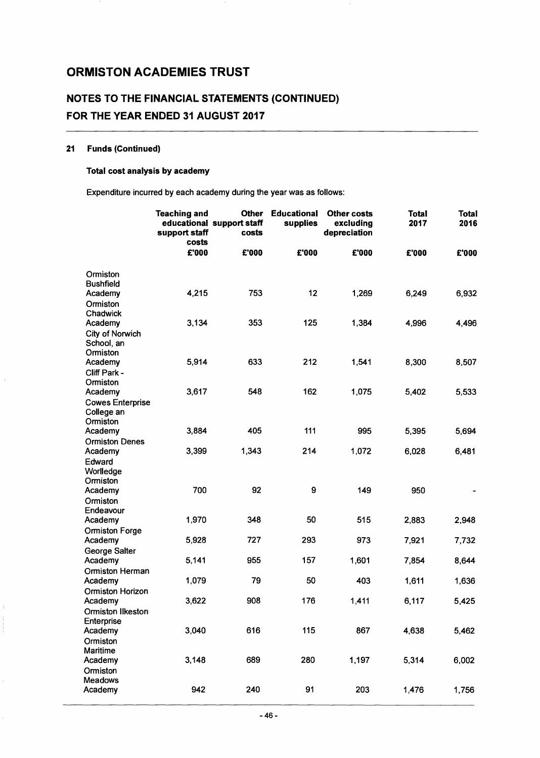# ORMISTON ACADEMIES TRUST

## NOTES TO THE FINANCIAL STATEMENTS (CONTINUED)
## FOR THE YEAR ENDED 31 AUGUST 2017

### 21 Funds (Continued)

**Total cost analysis by academy**

Expenditure incurred by each academy during the year was as follows:

| | Teaching and educational support staff costs | Other support staff costs | Educational supplies | Other costs excluding depreciation | Total 2017 | Total 2016 |
|---|---|---|---|---|---|---|
| | £'000 | £'000 | £'000 | £'000 | £'000 | £'000 |
| Ormiston Bushfield Academy | 4,215 | 753 | 12 | 1,269 | 6,249 | 6,932 |
| Ormiston Chadwick Academy | 3,134 | 353 | 125 | 1,384 | 4,996 | 4,496 |
| City of Norwich School, an Ormiston Academy | 5,914 | 633 | 212 | 1,541 | 8,300 | 8,507 |
| Cliff Park - Ormiston Academy | 3,617 | 548 | 162 | 1,075 | 5,402 | 5,533 |
| Cowes Enterprise College an Ormiston Academy | 3,884 | 405 | 111 | 995 | 5,395 | 5,694 |
| Ormiston Denes Academy | 3,399 | 1,343 | 214 | 1,072 | 6,028 | 6,481 |
| Edward Worlledge Ormiston Academy | 700 | 92 | 9 | 149 | 950 | - |
| Ormiston Endeavour Academy | 1,970 | 348 | 50 | 515 | 2,883 | 2,948 |
| Ormiston Forge Academy | 5,928 | 727 | 293 | 973 | 7,921 | 7,732 |
| George Salter Academy | 5,141 | 955 | 157 | 1,601 | 7,854 | 8,644 |
| Ormiston Herman Academy | 1,079 | 79 | 50 | 403 | 1,611 | 1,636 |
| Ormiston Horizon Academy | 3,622 | 908 | 176 | 1,411 | 6,117 | 5,425 |
| Ormiston Ilkeston Enterprise Academy | 3,040 | 616 | 115 | 867 | 4,638 | 5,462 |
| Ormiston Maritime Academy | 3,148 | 689 | 280 | 1,197 | 5,314 | 6,002 |
| Ormiston Meadows Academy | 942 | 240 | 91 | 203 | 1,476 | 1,756 |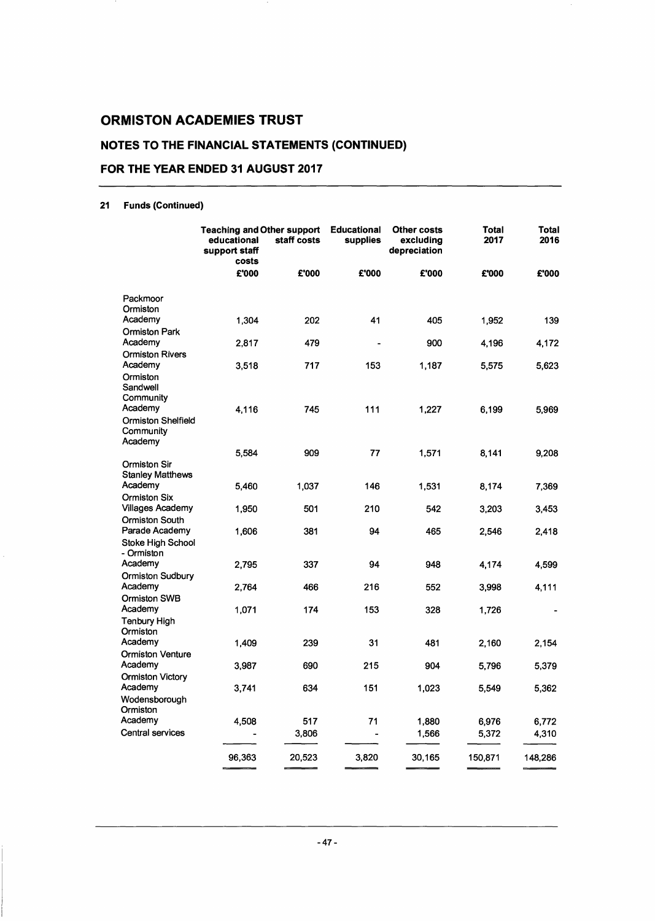# ORMISTON ACADEMIES TRUST

## NOTES TO THE FINANCIAL STATEMENTS (CONTINUED)

## FOR THE YEAR ENDED 31 AUGUST 2017

### 21 Funds (Continued)

| | Teaching and educational support staff costs | Other support staff costs | Educational supplies | Other costs excluding depreciation | Total 2017 | Total 2016 |
|---|---|---|---|---|---|---|
| | £'000 | £'000 | £'000 | £'000 | £'000 | £'000 |
| Packmoor Ormiston Academy | 1,304 | 202 | 41 | 405 | 1,952 | 139 |
| Ormiston Park Academy | 2,817 | 479 | - | 900 | 4,196 | 4,172 |
| Ormiston Rivers Academy | 3,518 | 717 | 153 | 1,187 | 5,575 | 5,623 |
| Ormiston Sandwell Community Academy | 4,116 | 745 | 111 | 1,227 | 6,199 | 5,969 |
| Ormiston Shelfield Community Academy | 5,584 | 909 | 77 | 1,571 | 8,141 | 9,208 |
| Ormiston Sir Stanley Matthews Academy | 5,460 | 1,037 | 146 | 1,531 | 8,174 | 7,369 |
| Ormiston Six Villages Academy | 1,950 | 501 | 210 | 542 | 3,203 | 3,453 |
| Ormiston South Parade Academy | 1,606 | 381 | 94 | 465 | 2,546 | 2,418 |
| Stoke High School - Ormiston Academy | 2,795 | 337 | 94 | 948 | 4,174 | 4,599 |
| Ormiston Sudbury Academy | 2,764 | 466 | 216 | 552 | 3,998 | 4,111 |
| Ormiston SWB Academy | 1,071 | 174 | 153 | 328 | 1,726 | - |
| Tenbury High Ormiston Academy | 1,409 | 239 | 31 | 481 | 2,160 | 2,154 |
| Ormiston Venture Academy | 3,987 | 690 | 215 | 904 | 5,796 | 5,379 |
| Ormiston Victory Academy | 3,741 | 634 | 151 | 1,023 | 5,549 | 5,362 |
| Wodensborough Ormiston Academy | 4,508 | 517 | 71 | 1,880 | 6,976 | 6,772 |
| Central services | - | 3,806 | - | 1,566 | 5,372 | 4,310 |
| | 96,363 | 20,523 | 3,820 | 30,165 | 150,871 | 148,286 |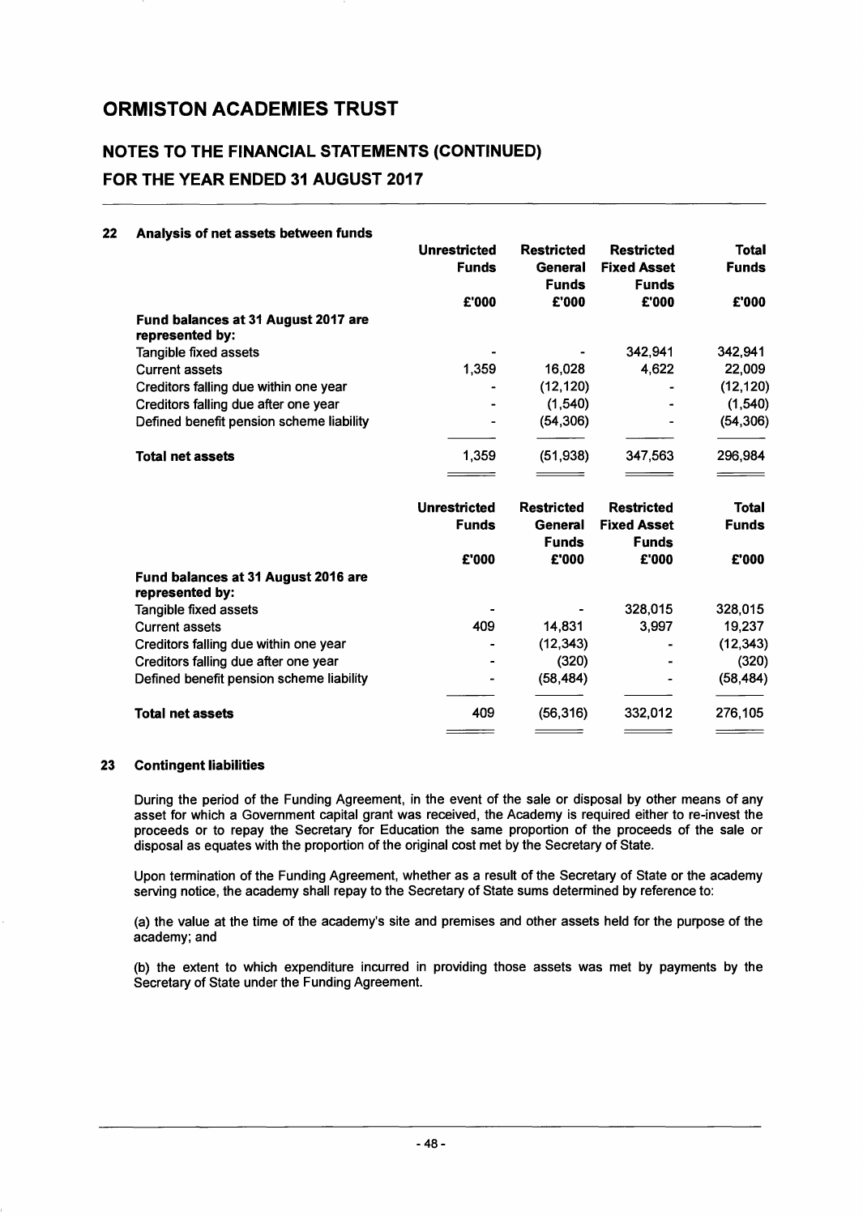# ORMISTON ACADEMIES TRUST

## NOTES TO THE FINANCIAL STATEMENTS (CONTINUED)

## FOR THE YEAR ENDED 31 AUGUST 2017

### 22 Analysis of net assets between funds

| | Unrestricted Funds | Restricted General Funds | Restricted Fixed Asset Funds | Total Funds |
|---|---|---|---|---|
| | £'000 | £'000 | £'000 | £'000 |
| **Fund balances at 31 August 2017 are represented by:** | | | | |
| Tangible fixed assets | - | - | 342,941 | 342,941 |
| Current assets | 1,359 | 16,028 | 4,622 | 22,009 |
| Creditors falling due within one year | - | (12,120) | - | (12,120) |
| Creditors falling due after one year | - | (1,540) | - | (1,540) |
| Defined benefit pension scheme liability | - | (54,306) | - | (54,306) |
| **Total net assets** | 1,359 | (51,938) | 347,563 | 296,984 |

| | Unrestricted Funds | Restricted General Funds | Restricted Fixed Asset Funds | Total Funds |
|---|---|---|---|---|
| | £'000 | £'000 | £'000 | £'000 |
| **Fund balances at 31 August 2016 are represented by:** | | | | |
| Tangible fixed assets | - | - | 328,015 | 328,015 |
| Current assets | 409 | 14,831 | 3,997 | 19,237 |
| Creditors falling due within one year | - | (12,343) | - | (12,343) |
| Creditors falling due after one year | - | (320) | - | (320) |
| Defined benefit pension scheme liability | - | (58,484) | - | (58,484) |
| **Total net assets** | 409 | (56,316) | 332,012 | 276,105 |

### 23 Contingent liabilities

During the period of the Funding Agreement, in the event of the sale or disposal by other means of any asset for which a Government capital grant was received, the Academy is required either to re-invest the proceeds or to repay the Secretary for Education the same proportion of the proceeds of the sale or disposal as equates with the proportion of the original cost met by the Secretary of State.

Upon termination of the Funding Agreement, whether as a result of the Secretary of State or the academy serving notice, the academy shall repay to the Secretary of State sums determined by reference to:

(a) the value at the time of the academy's site and premises and other assets held for the purpose of the academy; and

(b) the extent to which expenditure incurred in providing those assets was met by payments by the Secretary of State under the Funding Agreement.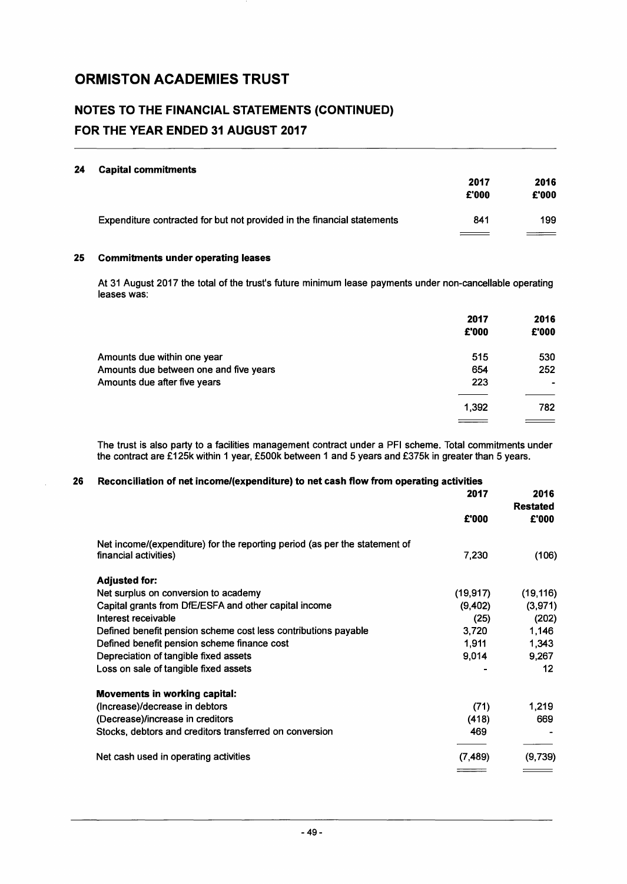# ORMISTON ACADEMIES TRUST

## NOTES TO THE FINANCIAL STATEMENTS (CONTINUED)
## FOR THE YEAR ENDED 31 AUGUST 2017

### 24 Capital commitments

| | 2017 £'000 | 2016 £'000 |
|---|---|---|
| Expenditure contracted for but not provided in the financial statements | 841 | 199 |

### 25 Commitments under operating leases

At 31 August 2017 the total of the trust's future minimum lease payments under non-cancellable operating leases was:

| | 2017 £'000 | 2016 £'000 |
|---|---|---|
| Amounts due within one year | 515 | 530 |
| Amounts due between one and five years | 654 | 252 |
| Amounts due after five years | 223 | - |
| | 1,392 | 782 |

The trust is also party to a facilities management contract under a PFI scheme. Total commitments under the contract are £125k within 1 year, £500k between 1 and 5 years and £375k in greater than 5 years.

### 26 Reconciliation of net income/(expenditure) to net cash flow from operating activities

| | 2017 £'000 | 2016 Restated £'000 |
|---|---|---|
| Net income/(expenditure) for the reporting period (as per the statement of financial activities) | 7,230 | (106) |
| **Adjusted for:** | | |
| Net surplus on conversion to academy | (19,917) | (19,116) |
| Capital grants from DfE/ESFA and other capital income | (9,402) | (3,971) |
| Interest receivable | (25) | (202) |
| Defined benefit pension scheme cost less contributions payable | 3,720 | 1,146 |
| Defined benefit pension scheme finance cost | 1,911 | 1,343 |
| Depreciation of tangible fixed assets | 9,014 | 9,267 |
| Loss on sale of tangible fixed assets | - | 12 |
| **Movements in working capital:** | | |
| (Increase)/decrease in debtors | (71) | 1,219 |
| (Decrease)/increase in creditors | (418) | 669 |
| Stocks, debtors and creditors transferred on conversion | 469 | - |
| Net cash used in operating activities | (7,489) | (9,739) |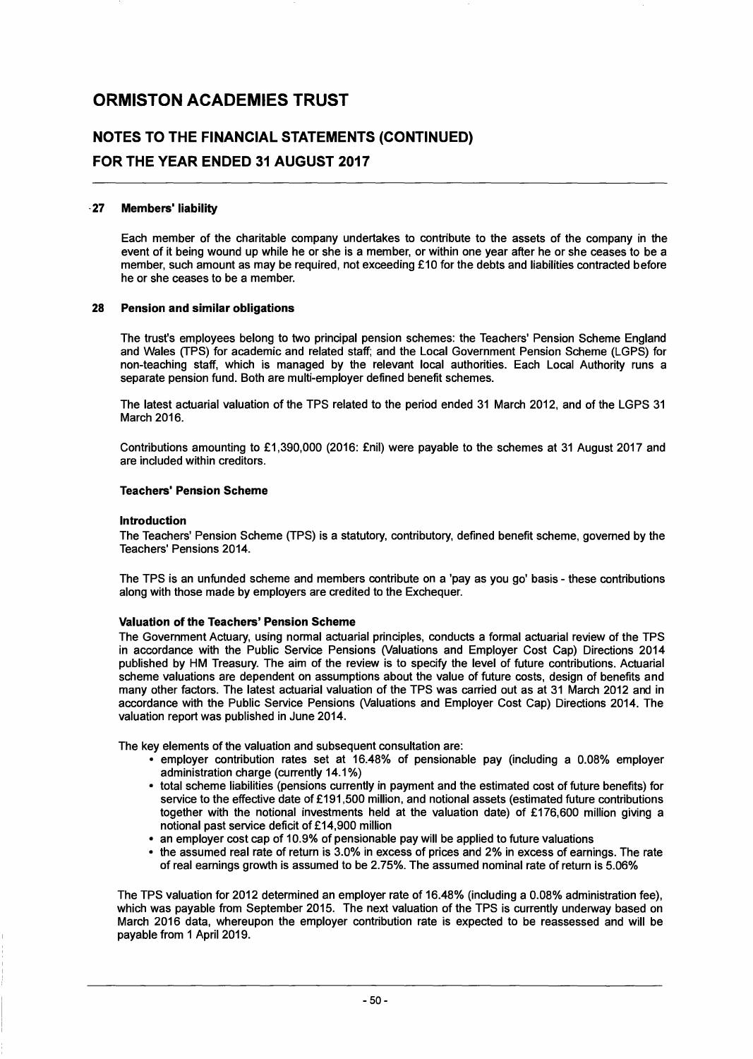# ORMISTON ACADEMIES TRUST

## NOTES TO THE FINANCIAL STATEMENTS (CONTINUED)

## FOR THE YEAR ENDED 31 AUGUST 2017

### 27 Members' liability

Each member of the charitable company undertakes to contribute to the assets of the company in the event of it being wound up while he or she is a member, or within one year after he or she ceases to be a member, such amount as may be required, not exceeding £10 for the debts and liabilities contracted before he or she ceases to be a member.

### 28 Pension and similar obligations

The trust's employees belong to two principal pension schemes: the Teachers' Pension Scheme England and Wales (TPS) for academic and related staff; and the Local Government Pension Scheme (LGPS) for non-teaching staff, which is managed by the relevant local authorities. Each Local Authority runs a separate pension fund. Both are multi-employer defined benefit schemes.

The latest actuarial valuation of the TPS related to the period ended 31 March 2012, and of the LGPS 31 March 2016.

Contributions amounting to £1,390,000 (2016: £nil) were payable to the schemes at 31 August 2017 and are included within creditors.

**Teachers' Pension Scheme**

**Introduction**

The Teachers' Pension Scheme (TPS) is a statutory, contributory, defined benefit scheme, governed by the Teachers' Pensions 2014.

The TPS is an unfunded scheme and members contribute on a 'pay as you go' basis - these contributions along with those made by employers are credited to the Exchequer.

**Valuation of the Teachers' Pension Scheme**

The Government Actuary, using normal actuarial principles, conducts a formal actuarial review of the TPS in accordance with the Public Service Pensions (Valuations and Employer Cost Cap) Directions 2014 published by HM Treasury. The aim of the review is to specify the level of future contributions. Actuarial scheme valuations are dependent on assumptions about the value of future costs, design of benefits and many other factors. The latest actuarial valuation of the TPS was carried out as at 31 March 2012 and in accordance with the Public Service Pensions (Valuations and Employer Cost Cap) Directions 2014. The valuation report was published in June 2014.

The key elements of the valuation and subsequent consultation are:

- employer contribution rates set at 16.48% of pensionable pay (including a 0.08% employer administration charge (currently 14.1%)
- total scheme liabilities (pensions currently in payment and the estimated cost of future benefits) for service to the effective date of £191,500 million, and notional assets (estimated future contributions together with the notional investments held at the valuation date) of £176,600 million giving a notional past service deficit of £14,900 million
- an employer cost cap of 10.9% of pensionable pay will be applied to future valuations
- the assumed real rate of return is 3.0% in excess of prices and 2% in excess of earnings. The rate of real earnings growth is assumed to be 2.75%. The assumed nominal rate of return is 5.06%

The TPS valuation for 2012 determined an employer rate of 16.48% (including a 0.08% administration fee), which was payable from September 2015. The next valuation of the TPS is currently underway based on March 2016 data, whereupon the employer contribution rate is expected to be reassessed and will be payable from 1 April 2019.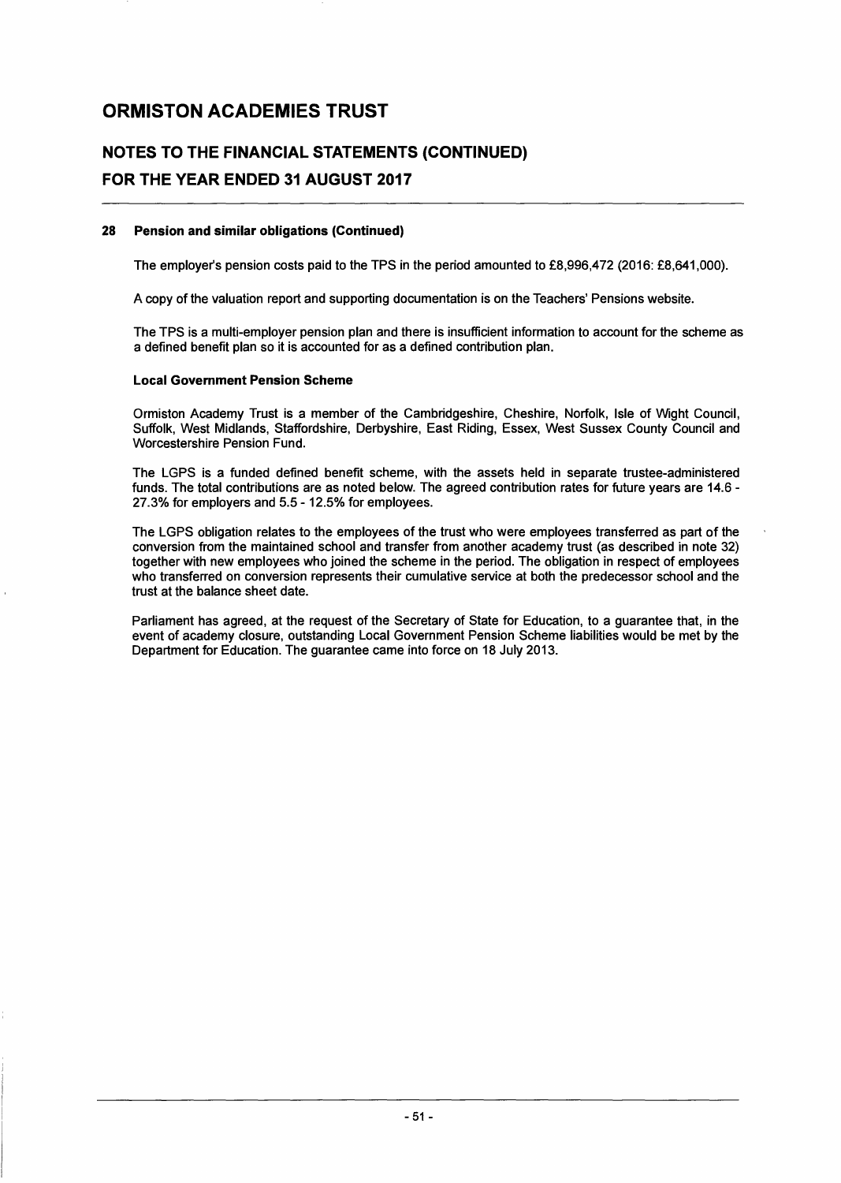# ORMISTON ACADEMIES TRUST

## NOTES TO THE FINANCIAL STATEMENTS (CONTINUED)
## FOR THE YEAR ENDED 31 AUGUST 2017

### 28 Pension and similar obligations (Continued)

The employer's pension costs paid to the TPS in the period amounted to £8,996,472 (2016: £8,641,000).

A copy of the valuation report and supporting documentation is on the Teachers' Pensions website.

The TPS is a multi-employer pension plan and there is insufficient information to account for the scheme as a defined benefit plan so it is accounted for as a defined contribution plan.

**Local Government Pension Scheme**

Ormiston Academy Trust is a member of the Cambridgeshire, Cheshire, Norfolk, Isle of Wight Council, Suffolk, West Midlands, Staffordshire, Derbyshire, East Riding, Essex, West Sussex County Council and Worcestershire Pension Fund.

The LGPS is a funded defined benefit scheme, with the assets held in separate trustee-administered funds. The total contributions are as noted below. The agreed contribution rates for future years are 14.6 - 27.3% for employers and 5.5 - 12.5% for employees.

The LGPS obligation relates to the employees of the trust who were employees transferred as part of the conversion from the maintained school and transfer from another academy trust (as described in note 32) together with new employees who joined the scheme in the period. The obligation in respect of employees who transferred on conversion represents their cumulative service at both the predecessor school and the trust at the balance sheet date.

Parliament has agreed, at the request of the Secretary of State for Education, to a guarantee that, in the event of academy closure, outstanding Local Government Pension Scheme liabilities would be met by the Department for Education. The guarantee came into force on 18 July 2013.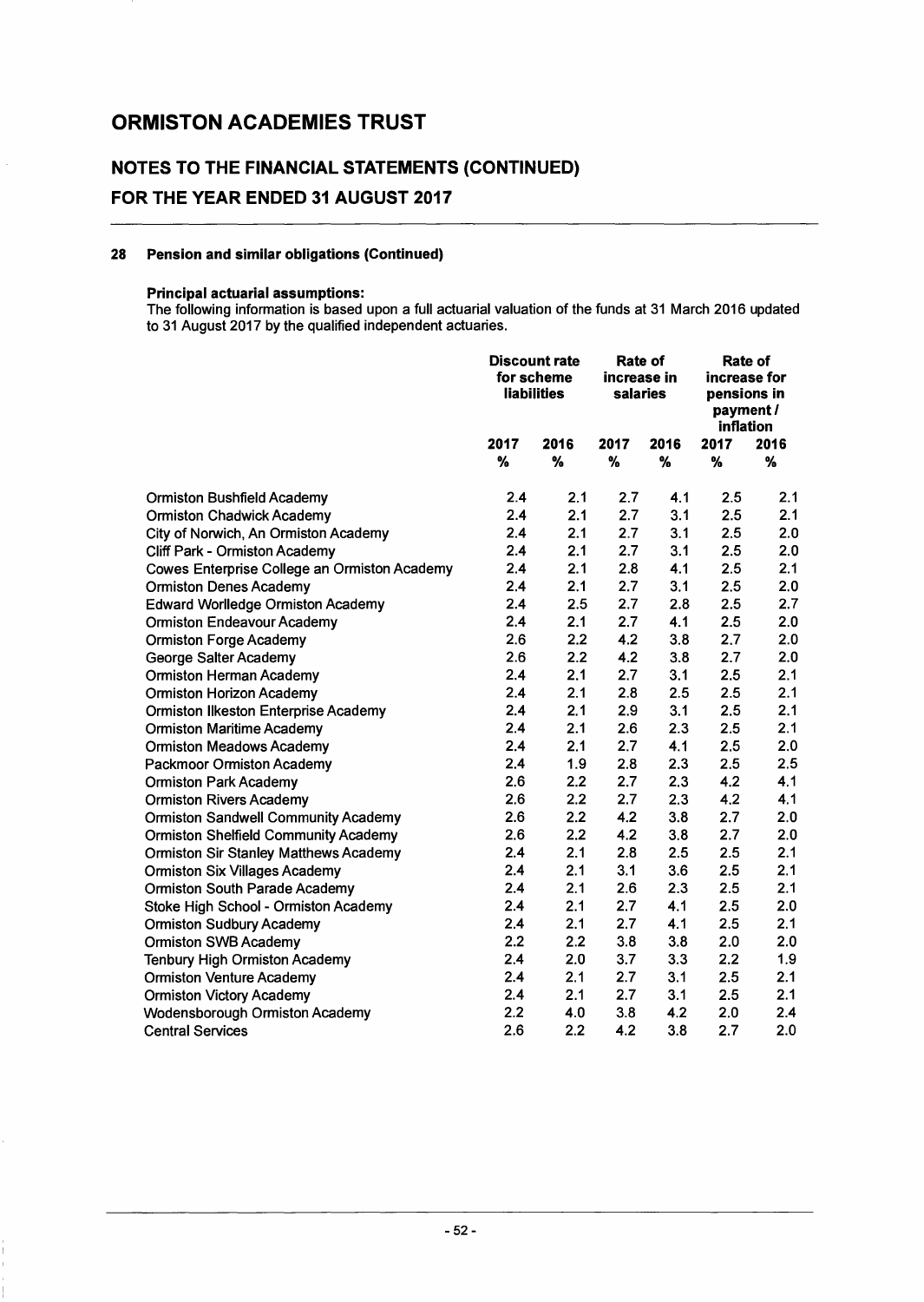# ORMISTON ACADEMIES TRUST

## NOTES TO THE FINANCIAL STATEMENTS (CONTINUED)

## FOR THE YEAR ENDED 31 AUGUST 2017

### 28 Pension and similar obligations (Continued)

**Principal actuarial assumptions:**

The following information is based upon a full actuarial valuation of the funds at 31 March 2016 updated to 31 August 2017 by the qualified independent actuaries.

| | Discount rate for scheme liabilities | | Rate of increase in salaries | | Rate of increase for pensions in payment / inflation | |
|---|---|---|---|---|---|---|
| | 2017 % | 2016 % | 2017 % | 2016 % | 2017 % | 2016 % |
| Ormiston Bushfield Academy | 2.4 | 2.1 | 2.7 | 4.1 | 2.5 | 2.1 |
| Ormiston Chadwick Academy | 2.4 | 2.1 | 2.7 | 3.1 | 2.5 | 2.1 |
| City of Norwich, An Ormiston Academy | 2.4 | 2.1 | 2.7 | 3.1 | 2.5 | 2.0 |
| Cliff Park - Ormiston Academy | 2.4 | 2.1 | 2.7 | 3.1 | 2.5 | 2.0 |
| Cowes Enterprise College an Ormiston Academy | 2.4 | 2.1 | 2.8 | 4.1 | 2.5 | 2.1 |
| Ormiston Denes Academy | 2.4 | 2.1 | 2.7 | 3.1 | 2.5 | 2.0 |
| Edward Worlledge Ormiston Academy | 2.4 | 2.5 | 2.7 | 2.8 | 2.5 | 2.7 |
| Ormiston Endeavour Academy | 2.4 | 2.1 | 2.7 | 4.1 | 2.5 | 2.0 |
| Ormiston Forge Academy | 2.6 | 2.2 | 4.2 | 3.8 | 2.7 | 2.0 |
| George Salter Academy | 2.6 | 2.2 | 4.2 | 3.8 | 2.7 | 2.0 |
| Ormiston Herman Academy | 2.4 | 2.1 | 2.7 | 3.1 | 2.5 | 2.1 |
| Ormiston Horizon Academy | 2.4 | 2.1 | 2.8 | 2.5 | 2.5 | 2.1 |
| Ormiston Ilkeston Enterprise Academy | 2.4 | 2.1 | 2.9 | 3.1 | 2.5 | 2.1 |
| Ormiston Maritime Academy | 2.4 | 2.1 | 2.6 | 2.3 | 2.5 | 2.1 |
| Ormiston Meadows Academy | 2.4 | 2.1 | 2.7 | 4.1 | 2.5 | 2.0 |
| Packmoor Ormiston Academy | 2.4 | 1.9 | 2.8 | 2.3 | 2.5 | 2.5 |
| Ormiston Park Academy | 2.6 | 2.2 | 2.7 | 2.3 | 4.2 | 4.1 |
| Ormiston Rivers Academy | 2.6 | 2.2 | 2.7 | 2.3 | 4.2 | 4.1 |
| Ormiston Sandwell Community Academy | 2.6 | 2.2 | 4.2 | 3.8 | 2.7 | 2.0 |
| Ormiston Shelfield Community Academy | 2.6 | 2.2 | 4.2 | 3.8 | 2.7 | 2.0 |
| Ormiston Sir Stanley Matthews Academy | 2.4 | 2.1 | 2.8 | 2.5 | 2.5 | 2.1 |
| Ormiston Six Villages Academy | 2.4 | 2.1 | 3.1 | 3.6 | 2.5 | 2.1 |
| Ormiston South Parade Academy | 2.4 | 2.1 | 2.6 | 2.3 | 2.5 | 2.1 |
| Stoke High School - Ormiston Academy | 2.4 | 2.1 | 2.7 | 4.1 | 2.5 | 2.0 |
| Ormiston Sudbury Academy | 2.4 | 2.1 | 2.7 | 4.1 | 2.5 | 2.1 |
| Ormiston SWB Academy | 2.2 | 2.2 | 3.8 | 3.8 | 2.0 | 2.0 |
| Tenbury High Ormiston Academy | 2.4 | 2.0 | 3.7 | 3.3 | 2.2 | 1.9 |
| Ormiston Venture Academy | 2.4 | 2.1 | 2.7 | 3.1 | 2.5 | 2.1 |
| Ormiston Victory Academy | 2.4 | 2.1 | 2.7 | 3.1 | 2.5 | 2.1 |
| Wodensborough Ormiston Academy | 2.2 | 4.0 | 3.8 | 4.2 | 2.0 | 2.4 |
| Central Services | 2.6 | 2.2 | 4.2 | 3.8 | 2.7 | 2.0 |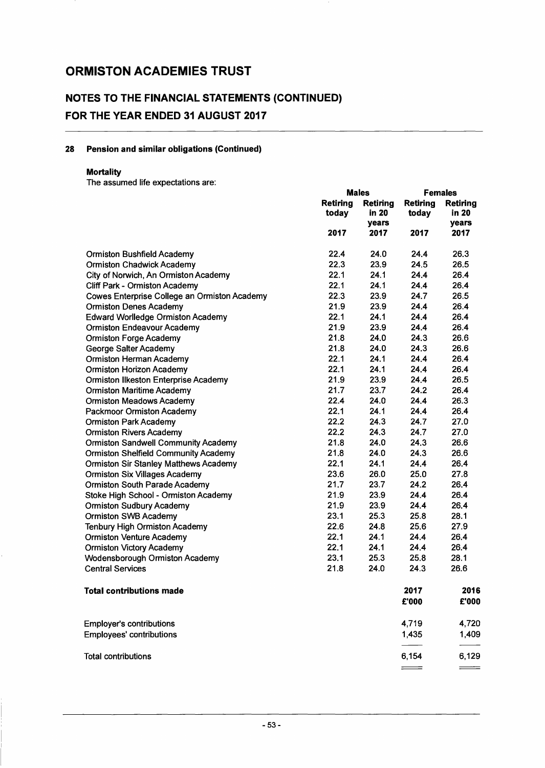# ORMISTON ACADEMIES TRUST

## NOTES TO THE FINANCIAL STATEMENTS (CONTINUED)
## FOR THE YEAR ENDED 31 AUGUST 2017

### 28 Pension and similar obligations (Continued)

**Mortality**

The assumed life expectations are:

| | Males | | Females | |
|---|---|---|---|---|
| | Retiring today | Retiring in 20 years | Retiring today | Retiring in 20 years |
| | 2017 | 2017 | 2017 | 2017 |
| Ormiston Bushfield Academy | 22.4 | 24.0 | 24.4 | 26.3 |
| Ormiston Chadwick Academy | 22.3 | 23.9 | 24.5 | 26.5 |
| City of Norwich, An Ormiston Academy | 22.1 | 24.1 | 24.4 | 26.4 |
| Cliff Park - Ormiston Academy | 22.1 | 24.1 | 24.4 | 26.4 |
| Cowes Enterprise College an Ormiston Academy | 22.3 | 23.9 | 24.7 | 26.5 |
| Ormiston Denes Academy | 21.9 | 23.9 | 24.4 | 26.4 |
| Edward Worlledge Ormiston Academy | 22.1 | 24.1 | 24.4 | 26.4 |
| Ormiston Endeavour Academy | 21.9 | 23.9 | 24.4 | 26.4 |
| Ormiston Forge Academy | 21.8 | 24.0 | 24.3 | 26.6 |
| George Salter Academy | 21.8 | 24.0 | 24.3 | 26.6 |
| Ormiston Herman Academy | 22.1 | 24.1 | 24.4 | 26.4 |
| Ormiston Horizon Academy | 22.1 | 24.1 | 24.4 | 26.4 |
| Ormiston Ilkeston Enterprise Academy | 21.9 | 23.9 | 24.4 | 26.5 |
| Ormiston Maritime Academy | 21.7 | 23.7 | 24.2 | 26.4 |
| Ormiston Meadows Academy | 22.4 | 24.0 | 24.4 | 26.3 |
| Packmoor Ormiston Academy | 22.1 | 24.1 | 24.4 | 26.4 |
| Ormiston Park Academy | 22.2 | 24.3 | 24.7 | 27.0 |
| Ormiston Rivers Academy | 22.2 | 24.3 | 24.7 | 27.0 |
| Ormiston Sandwell Community Academy | 21.8 | 24.0 | 24.3 | 26.6 |
| Ormiston Shelfield Community Academy | 21.8 | 24.0 | 24.3 | 26.6 |
| Ormiston Sir Stanley Matthews Academy | 22.1 | 24.1 | 24.4 | 26.4 |
| Ormiston Six Villages Academy | 23.6 | 26.0 | 25.0 | 27.8 |
| Ormiston South Parade Academy | 21.7 | 23.7 | 24.2 | 26.4 |
| Stoke High School - Ormiston Academy | 21.9 | 23.9 | 24.4 | 26.4 |
| Ormiston Sudbury Academy | 21.9 | 23.9 | 24.4 | 26.4 |
| Ormiston SWB Academy | 23.1 | 25.3 | 25.8 | 28.1 |
| Tenbury High Ormiston Academy | 22.6 | 24.8 | 25.6 | 27.9 |
| Ormiston Venture Academy | 22.1 | 24.1 | 24.4 | 26.4 |
| Ormiston Victory Academy | 22.1 | 24.1 | 24.4 | 26.4 |
| Wodensborough Ormiston Academy | 23.1 | 25.3 | 25.8 | 28.1 |
| Central Services | 21.8 | 24.0 | 24.3 | 26.6 |

| **Total contributions made** | 2017 | 2016 |
|---|---|---|
| | £'000 | £'000 |
| Employer's contributions | 4,719 | 4,720 |
| Employees' contributions | 1,435 | 1,409 |
| Total contributions | 6,154 | 6,129 |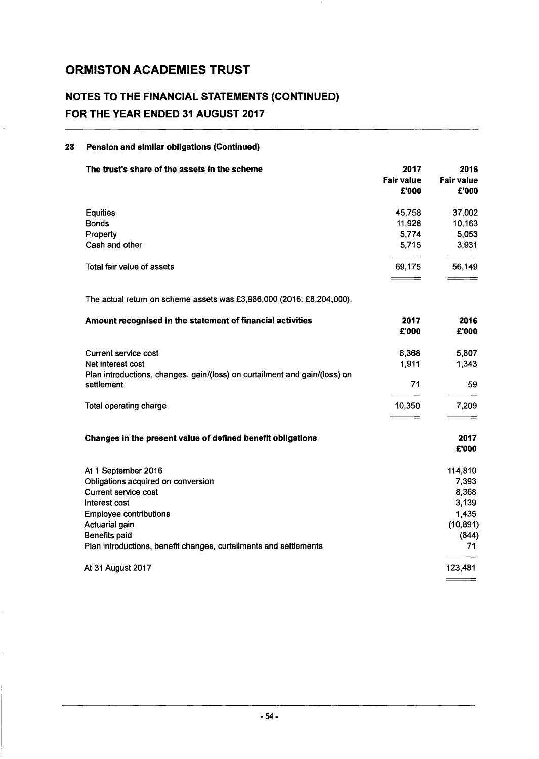# ORMISTON ACADEMIES TRUST

## NOTES TO THE FINANCIAL STATEMENTS (CONTINUED)
## FOR THE YEAR ENDED 31 AUGUST 2017

### 28 Pension and similar obligations (Continued)

| The trust's share of the assets in the scheme | 2017 Fair value £'000 | 2016 Fair value £'000 |
|---|---|---|
| Equities | 45,758 | 37,002 |
| Bonds | 11,928 | 10,163 |
| Property | 5,774 | 5,053 |
| Cash and other | 5,715 | 3,931 |
| Total fair value of assets | 69,175 | 56,149 |

The actual return on scheme assets was £3,986,000 (2016: £8,204,000).

| Amount recognised in the statement of financial activities | 2017 £'000 | 2016 £'000 |
|---|---|---|
| Current service cost | 8,368 | 5,807 |
| Net interest cost | 1,911 | 1,343 |
| Plan introductions, changes, gain/(loss) on curtailment and gain/(loss) on settlement | 71 | 59 |
| Total operating charge | 10,350 | 7,209 |

| Changes in the present value of defined benefit obligations | 2017 £'000 |
|---|---|
| At 1 September 2016 | 114,810 |
| Obligations acquired on conversion | 7,393 |
| Current service cost | 8,368 |
| Interest cost | 3,139 |
| Employee contributions | 1,435 |
| Actuarial gain | (10,891) |
| Benefits paid | (844) |
| Plan introductions, benefit changes, curtailments and settlements | 71 |
| At 31 August 2017 | 123,481 |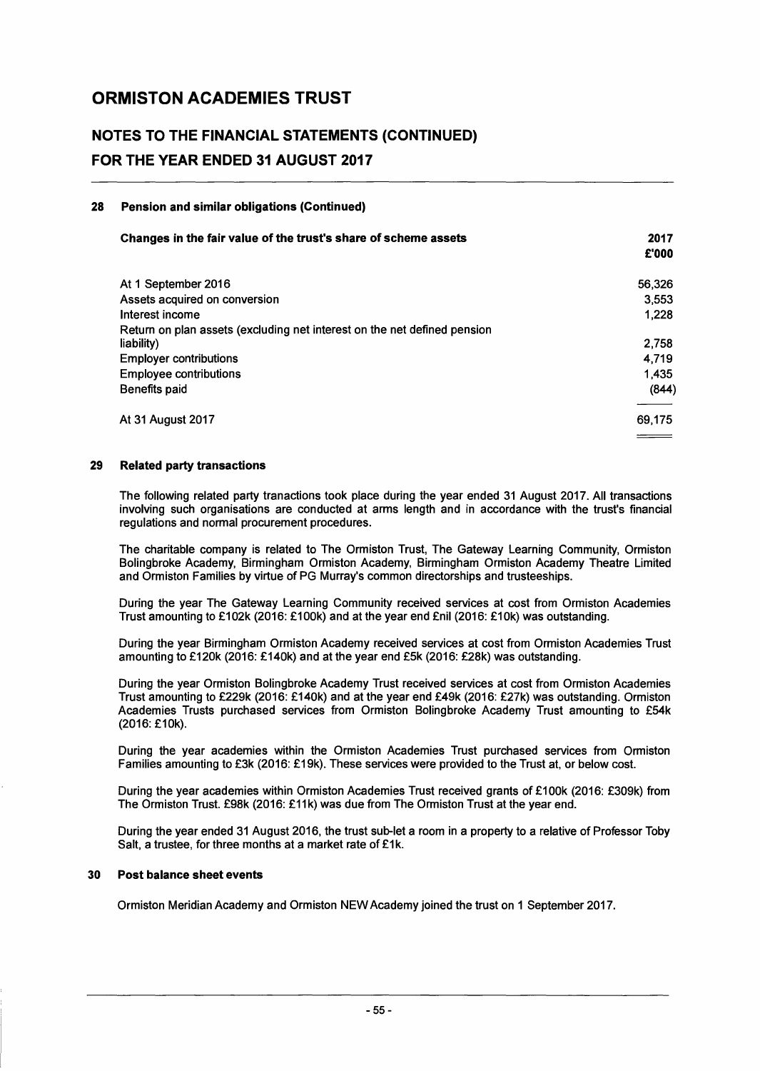# ORMISTON ACADEMIES TRUST

## NOTES TO THE FINANCIAL STATEMENTS (CONTINUED)

## FOR THE YEAR ENDED 31 AUGUST 2017

### 28 Pension and similar obligations (Continued)

| Changes in the fair value of the trust's share of scheme assets | 2017 £'000 |
|---|---|
| At 1 September 2016 | 56,326 |
| Assets acquired on conversion | 3,553 |
| Interest income | 1,228 |
| Return on plan assets (excluding net interest on the net defined pension liability) | 2,758 |
| Employer contributions | 4,719 |
| Employee contributions | 1,435 |
| Benefits paid | (844) |
| At 31 August 2017 | 69,175 |

### 29 Related party transactions

The following related party tranactions took place during the year ended 31 August 2017. All transactions involving such organisations are conducted at arms length and in accordance with the trust's financial regulations and normal procurement procedures.

The charitable company is related to The Ormiston Trust, The Gateway Learning Community, Ormiston Bolingbroke Academy, Birmingham Ormiston Academy, Birmingham Ormiston Academy Theatre Limited and Ormiston Families by virtue of PG Murray's common directorships and trusteeships.

During the year The Gateway Learning Community received services at cost from Ormiston Academies Trust amounting to £102k (2016: £100k) and at the year end £nil (2016: £10k) was outstanding.

During the year Birmingham Ormiston Academy received services at cost from Ormiston Academies Trust amounting to £120k (2016: £140k) and at the year end £5k (2016: £28k) was outstanding.

During the year Ormiston Bolingbroke Academy Trust received services at cost from Ormiston Academies Trust amounting to £229k (2016: £140k) and at the year end £49k (2016: £27k) was outstanding. Ormiston Academies Trusts purchased services from Ormiston Bolingbroke Academy Trust amounting to £54k (2016: £10k).

During the year academies within the Ormiston Academies Trust purchased services from Ormiston Families amounting to £3k (2016: £19k). These services were provided to the Trust at, or below cost.

During the year academies within Ormiston Academies Trust received grants of £100k (2016: £309k) from The Ormiston Trust. £98k (2016: £11k) was due from The Ormiston Trust at the year end.

During the year ended 31 August 2016, the trust sub-let a room in a property to a relative of Professor Toby Salt, a trustee, for three months at a market rate of £1k.

### 30 Post balance sheet events

Ormiston Meridian Academy and Ormiston NEW Academy joined the trust on 1 September 2017.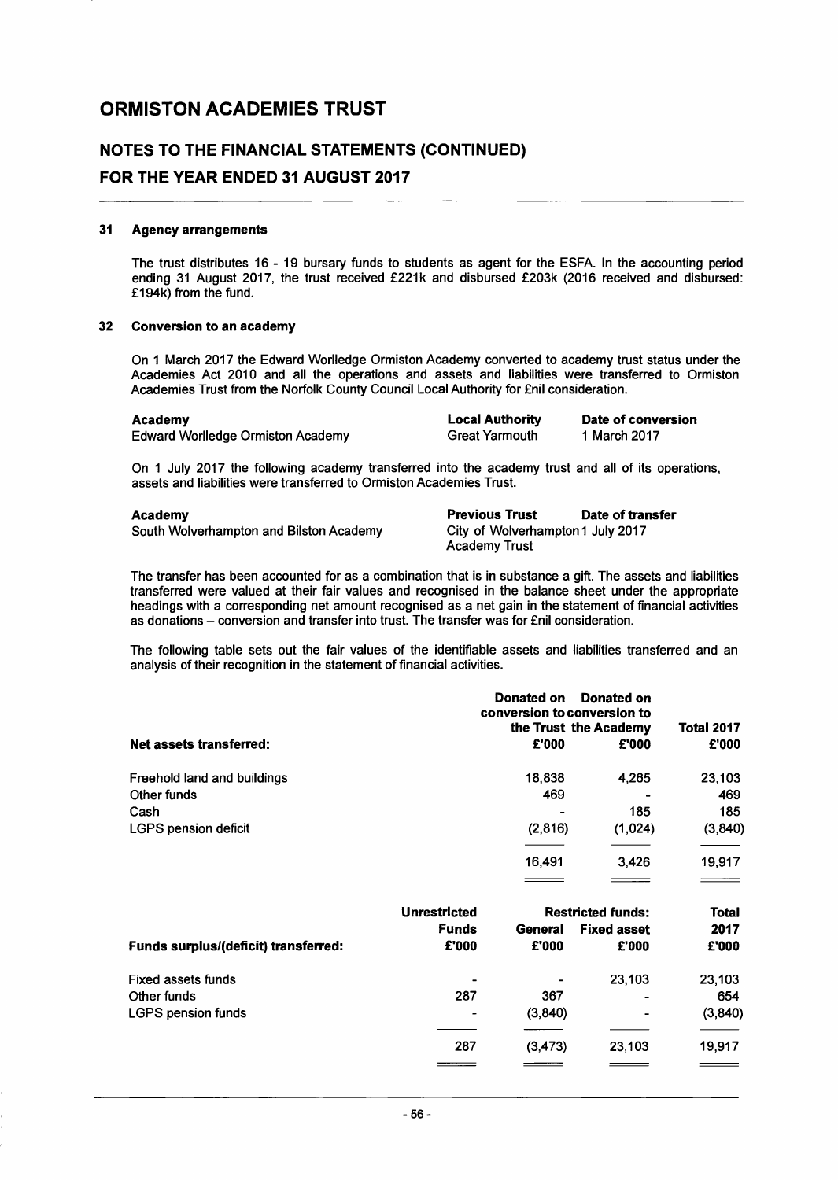# ORMISTON ACADEMIES TRUST

## NOTES TO THE FINANCIAL STATEMENTS (CONTINUED)

## FOR THE YEAR ENDED 31 AUGUST 2017

### 31 Agency arrangements

The trust distributes 16 - 19 bursary funds to students as agent for the ESFA. In the accounting period ending 31 August 2017, the trust received £221k and disbursed £203k (2016 received and disbursed: £194k) from the fund.

### 32 Conversion to an academy

On 1 March 2017 the Edward Worlledge Ormiston Academy converted to academy trust status under the Academies Act 2010 and all the operations and assets and liabilities were transferred to Ormiston Academies Trust from the Norfolk County Council Local Authority for £nil consideration.

| Academy | Local Authority | Date of conversion |
|---|---|---|
| Edward Worlledge Ormiston Academy | Great Yarmouth | 1 March 2017 |

On 1 July 2017 the following academy transferred into the academy trust and all of its operations, assets and liabilities were transferred to Ormiston Academies Trust.

| Academy | Previous Trust | Date of transfer |
|---|---|---|
| South Wolverhampton and Bilston Academy | City of Wolverhampton Academy Trust | 1 July 2017 |

The transfer has been accounted for as a combination that is in substance a gift. The assets and liabilities transferred were valued at their fair values and recognised in the balance sheet under the appropriate headings with a corresponding net amount recognised as a net gain in the statement of financial activities as donations – conversion and transfer into trust. The transfer was for £nil consideration.

The following table sets out the fair values of the identifiable assets and liabilities transferred and an analysis of their recognition in the statement of financial activities.

| Net assets transferred: | Donated on conversion to the Trust £'000 | Donated on conversion to the Academy £'000 | Total 2017 £'000 |
|---|---|---|---|
| Freehold land and buildings | 18,838 | 4,265 | 23,103 |
| Other funds | 469 | - | 469 |
| Cash | - | 185 | 185 |
| LGPS pension deficit | (2,816) | (1,024) | (3,840) |
| | 16,491 | 3,426 | 19,917 |

| Funds surplus/(deficit) transferred: | Unrestricted Funds £'000 | Restricted funds: General £'000 | Restricted funds: Fixed asset £'000 | Total 2017 £'000 |
|---|---|---|---|---|
| Fixed assets funds | - | - | 23,103 | 23,103 |
| Other funds | 287 | 367 | - | 654 |
| LGPS pension funds | - | (3,840) | - | (3,840) |
| | 287 | (3,473) | 23,103 | 19,917 |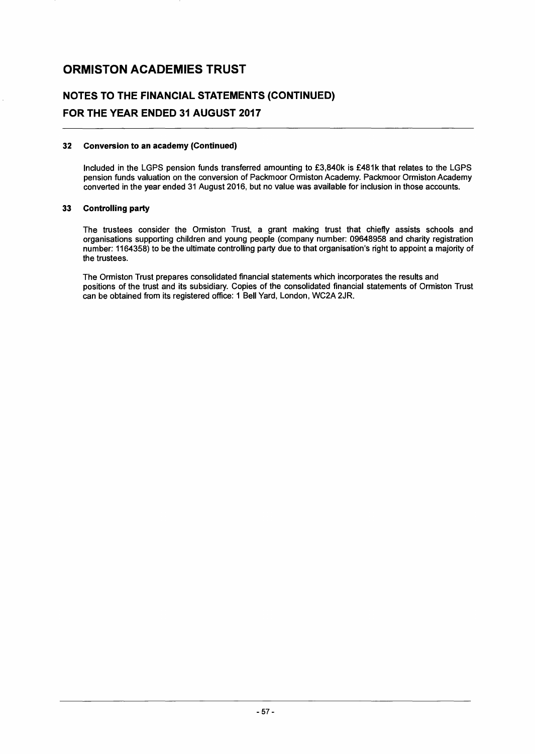# ORMISTON ACADEMIES TRUST

## NOTES TO THE FINANCIAL STATEMENTS (CONTINUED)
## FOR THE YEAR ENDED 31 AUGUST 2017

### 32 Conversion to an academy (Continued)

Included in the LGPS pension funds transferred amounting to £3,840k is £481k that relates to the LGPS pension funds valuation on the conversion of Packmoor Ormiston Academy. Packmoor Ormiston Academy converted in the year ended 31 August 2016, but no value was available for inclusion in those accounts.

### 33 Controlling party

The trustees consider the Ormiston Trust, a grant making trust that chiefly assists schools and organisations supporting children and young people (company number: 09648958 and charity registration number: 1164358) to be the ultimate controlling party due to that organisation's right to appoint a majority of the trustees.

The Ormiston Trust prepares consolidated financial statements which incorporates the results and positions of the trust and its subsidiary. Copies of the consolidated financial statements of Ormiston Trust can be obtained from its registered office: 1 Bell Yard, London, WC2A 2JR.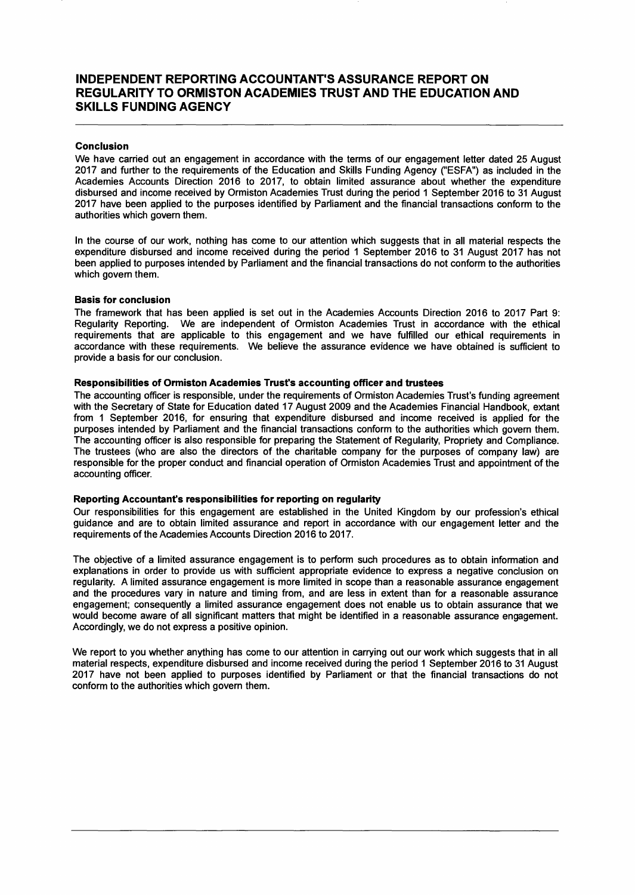# INDEPENDENT REPORTING ACCOUNTANT'S ASSURANCE REPORT ON REGULARITY TO ORMISTON ACADEMIES TRUST AND THE EDUCATION AND SKILLS FUNDING AGENCY

### Conclusion

We have carried out an engagement in accordance with the terms of our engagement letter dated 25 August 2017 and further to the requirements of the Education and Skills Funding Agency ("ESFA") as included in the Academies Accounts Direction 2016 to 2017, to obtain limited assurance about whether the expenditure disbursed and income received by Ormiston Academies Trust during the period 1 September 2016 to 31 August 2017 have been applied to the purposes identified by Parliament and the financial transactions conform to the authorities which govern them.

In the course of our work, nothing has come to our attention which suggests that in all material respects the expenditure disbursed and income received during the period 1 September 2016 to 31 August 2017 has not been applied to purposes intended by Parliament and the financial transactions do not conform to the authorities which govern them.

### Basis for conclusion

The framework that has been applied is set out in the Academies Accounts Direction 2016 to 2017 Part 9: Regularity Reporting. We are independent of Ormiston Academies Trust in accordance with the ethical requirements that are applicable to this engagement and we have fulfilled our ethical requirements in accordance with these requirements. We believe the assurance evidence we have obtained is sufficient to provide a basis for our conclusion.

### Responsibilities of Ormiston Academies Trust's accounting officer and trustees

The accounting officer is responsible, under the requirements of Ormiston Academies Trust's funding agreement with the Secretary of State for Education dated 17 August 2009 and the Academies Financial Handbook, extant from 1 September 2016, for ensuring that expenditure disbursed and income received is applied for the purposes intended by Parliament and the financial transactions conform to the authorities which govern them. The accounting officer is also responsible for preparing the Statement of Regularity, Propriety and Compliance. The trustees (who are also the directors of the charitable company for the purposes of company law) are responsible for the proper conduct and financial operation of Ormiston Academies Trust and appointment of the accounting officer.

### Reporting Accountant's responsibilities for reporting on regularity

Our responsibilities for this engagement are established in the United Kingdom by our profession's ethical guidance and are to obtain limited assurance and report in accordance with our engagement letter and the requirements of the Academies Accounts Direction 2016 to 2017.

The objective of a limited assurance engagement is to perform such procedures as to obtain information and explanations in order to provide us with sufficient appropriate evidence to express a negative conclusion on regularity. A limited assurance engagement is more limited in scope than a reasonable assurance engagement and the procedures vary in nature and timing from, and are less in extent than for a reasonable assurance engagement; consequently a limited assurance engagement does not enable us to obtain assurance that we would become aware of all significant matters that might be identified in a reasonable assurance engagement. Accordingly, we do not express a positive opinion.

We report to you whether anything has come to our attention in carrying out our work which suggests that in all material respects, expenditure disbursed and income received during the period 1 September 2016 to 31 August 2017 have not been applied to purposes identified by Parliament or that the financial transactions do not conform to the authorities which govern them.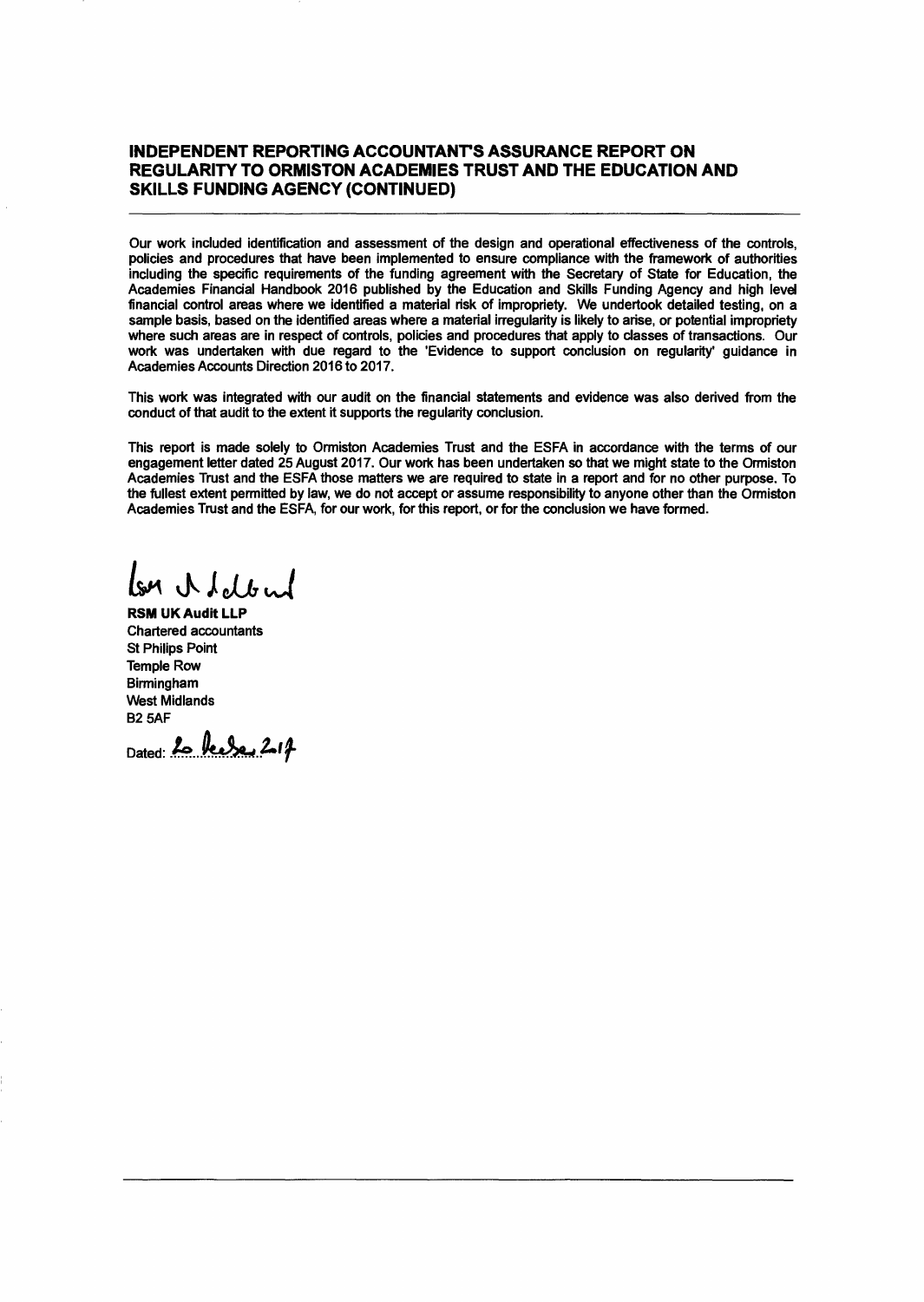## INDEPENDENT REPORTING ACCOUNTANT'S ASSURANCE REPORT ON REGULARITY TO ORMISTON ACADEMIES TRUST AND THE EDUCATION AND SKILLS FUNDING AGENCY (CONTINUED)

Our work included identification and assessment of the design and operational effectiveness of the controls, policies and procedures that have been implemented to ensure compliance with the framework of authorities including the specific requirements of the funding agreement with the Secretary of State for Education, the Academies Financial Handbook 2016 published by the Education and Skills Funding Agency and high level financial control areas where we identified a material risk of impropriety. We undertook detailed testing, on a sample basis, based on the identified areas where a material irregularity is likely to arise, or potential impropriety where such areas are in respect of controls, policies and procedures that apply to classes of transactions. Our work was undertaken with due regard to the 'Evidence to support conclusion on regularity' guidance in Academies Accounts Direction 2016 to 2017.

This work was integrated with our audit on the financial statements and evidence was also derived from the conduct of that audit to the extent it supports the regularity conclusion.

This report is made solely to Ormiston Academies Trust and the ESFA in accordance with the terms of our engagement letter dated 25 August 2017. Our work has been undertaken so that we might state to the Ormiston Academies Trust and the ESFA those matters we are required to state in a report and for no other purpose. To the fullest extent permitted by law, we do not accept or assume responsibility to anyone other than the Ormiston Academies Trust and the ESFA, for our work, for this report, or for the conclusion we have formed.

**RSM UK Audit LLP**
Chartered accountants
St Philips Point
Temple Row
Birmingham
West Midlands
B2 5AF

Dated: 20 December 2017